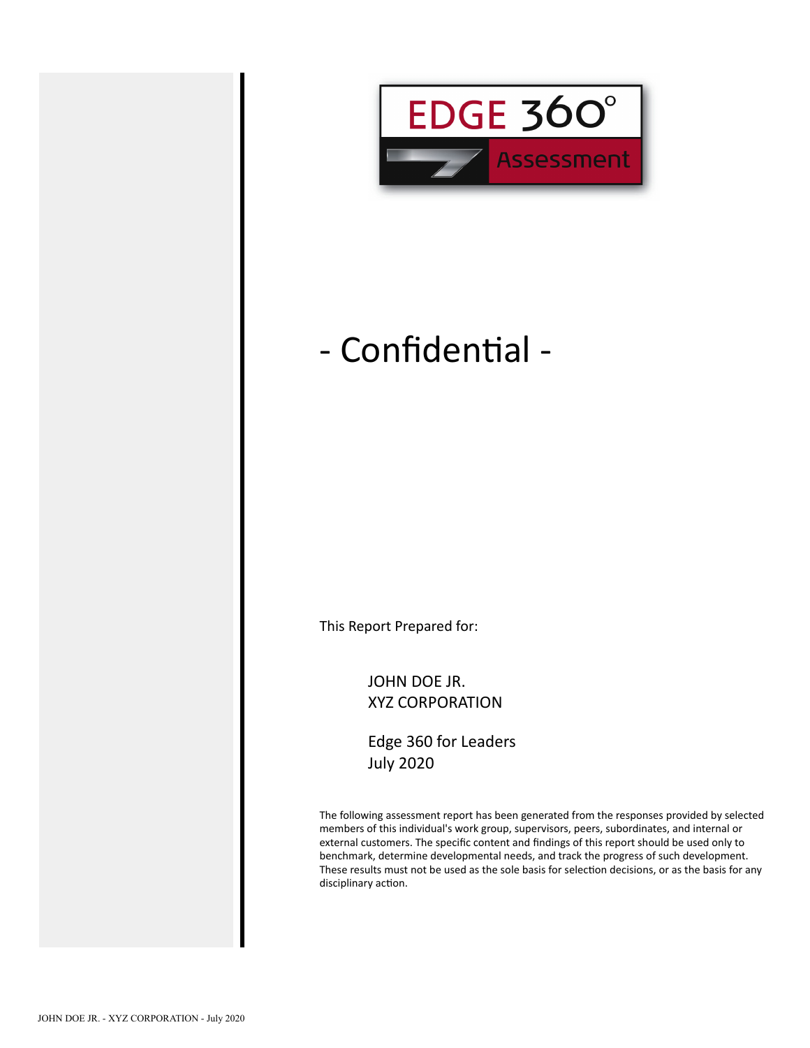EDGE 360°

Assessment

# - Confidential -

This Report Prepared for:

JOHN DOE JR.
XYZ CORPORATION

Edge 360 for Leaders
July 2020

The following assessment report has been generated from the responses provided by selected members of this individual's work group, supervisors, peers, subordinates, and internal or external customers. The specific content and findings of this report should be used only to benchmark, determine developmental needs, and track the progress of such development. These results must not be used as the sole basis for selection decisions, or as the basis for any disciplinary action.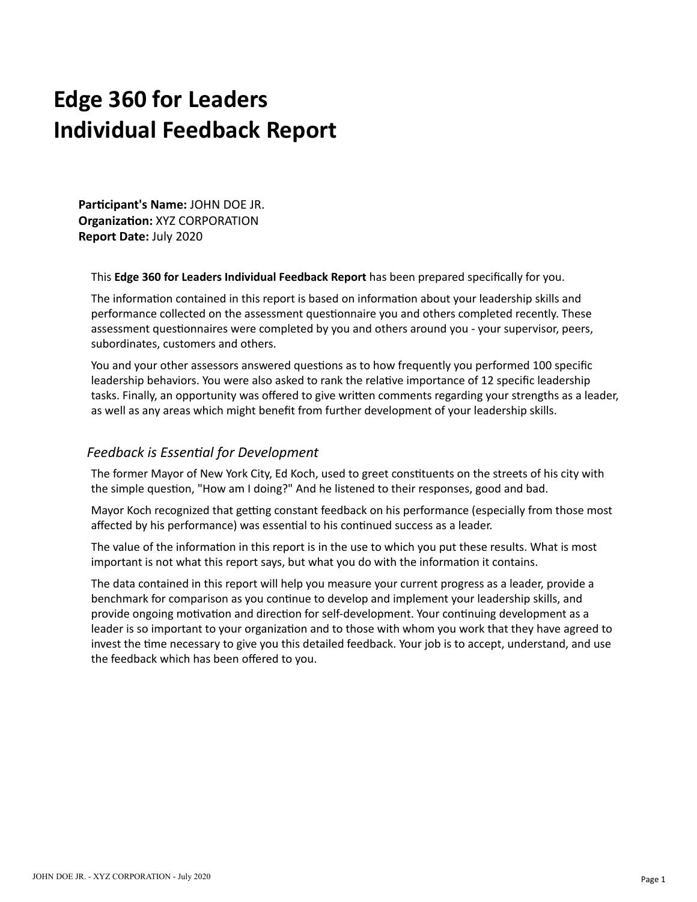# Edge 360 for Leaders
# Individual Feedback Report

**Participant's Name:** JOHN DOE JR.
**Organization:** XYZ CORPORATION
**Report Date:** July 2020

This **Edge 360 for Leaders Individual Feedback Report** has been prepared specifically for you.

The information contained in this report is based on information about your leadership skills and performance collected on the assessment questionnaire you and others completed recently. These assessment questionnaires were completed by you and others around you - your supervisor, peers, subordinates, customers and others.

You and your other assessors answered questions as to how frequently you performed 100 specific leadership behaviors. You were also asked to rank the relative importance of 12 specific leadership tasks. Finally, an opportunity was offered to give written comments regarding your strengths as a leader, as well as any areas which might benefit from further development of your leadership skills.

## *Feedback is Essential for Development*

The former Mayor of New York City, Ed Koch, used to greet constituents on the streets of his city with the simple question, "How am I doing?" And he listened to their responses, good and bad.

Mayor Koch recognized that getting constant feedback on his performance (especially from those most affected by his performance) was essential to his continued success as a leader.

The value of the information in this report is in the use to which you put these results. What is most important is not what this report says, but what you do with the information it contains.

The data contained in this report will help you measure your current progress as a leader, provide a benchmark for comparison as you continue to develop and implement your leadership skills, and provide ongoing motivation and direction for self-development. Your continuing development as a leader is so important to your organization and to those with whom you work that they have agreed to invest the time necessary to give you this detailed feedback. Your job is to accept, understand, and use the feedback which has been offered to you.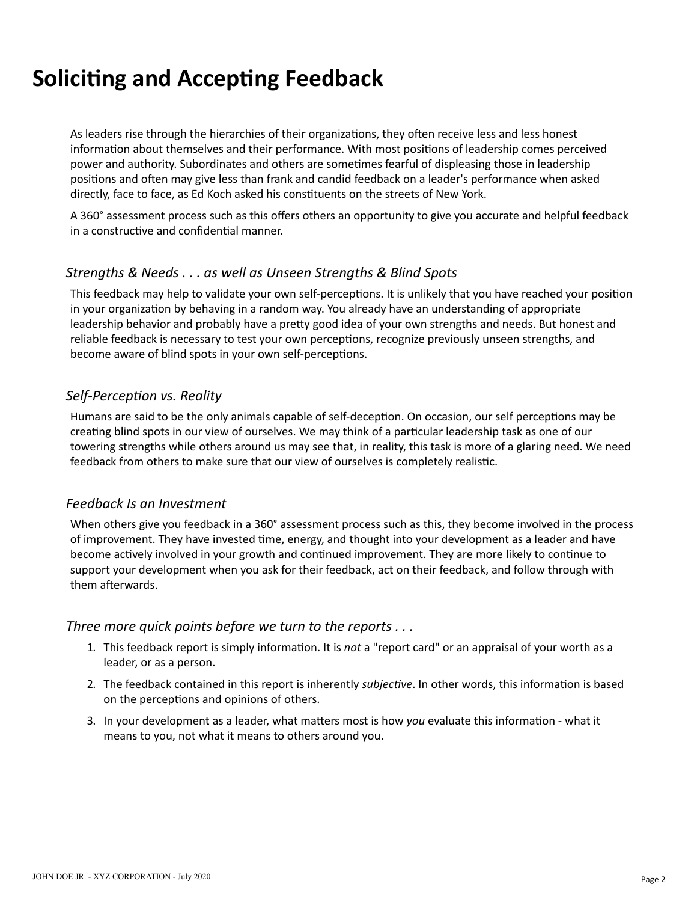# Soliciting and Accepting Feedback

As leaders rise through the hierarchies of their organizations, they often receive less and less honest information about themselves and their performance. With most positions of leadership comes perceived power and authority. Subordinates and others are sometimes fearful of displeasing those in leadership positions and often may give less than frank and candid feedback on a leader's performance when asked directly, face to face, as Ed Koch asked his constituents on the streets of New York.

A 360° assessment process such as this offers others an opportunity to give you accurate and helpful feedback in a constructive and confidential manner.

### *Strengths & Needs . . . as well as Unseen Strengths & Blind Spots*

This feedback may help to validate your own self-perceptions. It is unlikely that you have reached your position in your organization by behaving in a random way. You already have an understanding of appropriate leadership behavior and probably have a pretty good idea of your own strengths and needs. But honest and reliable feedback is necessary to test your own perceptions, recognize previously unseen strengths, and become aware of blind spots in your own self-perceptions.

### *Self-Perception vs. Reality*

Humans are said to be the only animals capable of self-deception. On occasion, our self perceptions may be creating blind spots in our view of ourselves. We may think of a particular leadership task as one of our towering strengths while others around us may see that, in reality, this task is more of a glaring need. We need feedback from others to make sure that our view of ourselves is completely realistic.

### *Feedback Is an Investment*

When others give you feedback in a 360° assessment process such as this, they become involved in the process of improvement. They have invested time, energy, and thought into your development as a leader and have become actively involved in your growth and continued improvement. They are more likely to continue to support your development when you ask for their feedback, act on their feedback, and follow through with them afterwards.

### *Three more quick points before we turn to the reports . . .*

1. This feedback report is simply information. It is *not* a "report card" or an appraisal of your worth as a leader, or as a person.
2. The feedback contained in this report is inherently *subjective*. In other words, this information is based on the perceptions and opinions of others.
3. In your development as a leader, what matters most is how *you* evaluate this information - what it means to you, not what it means to others around you.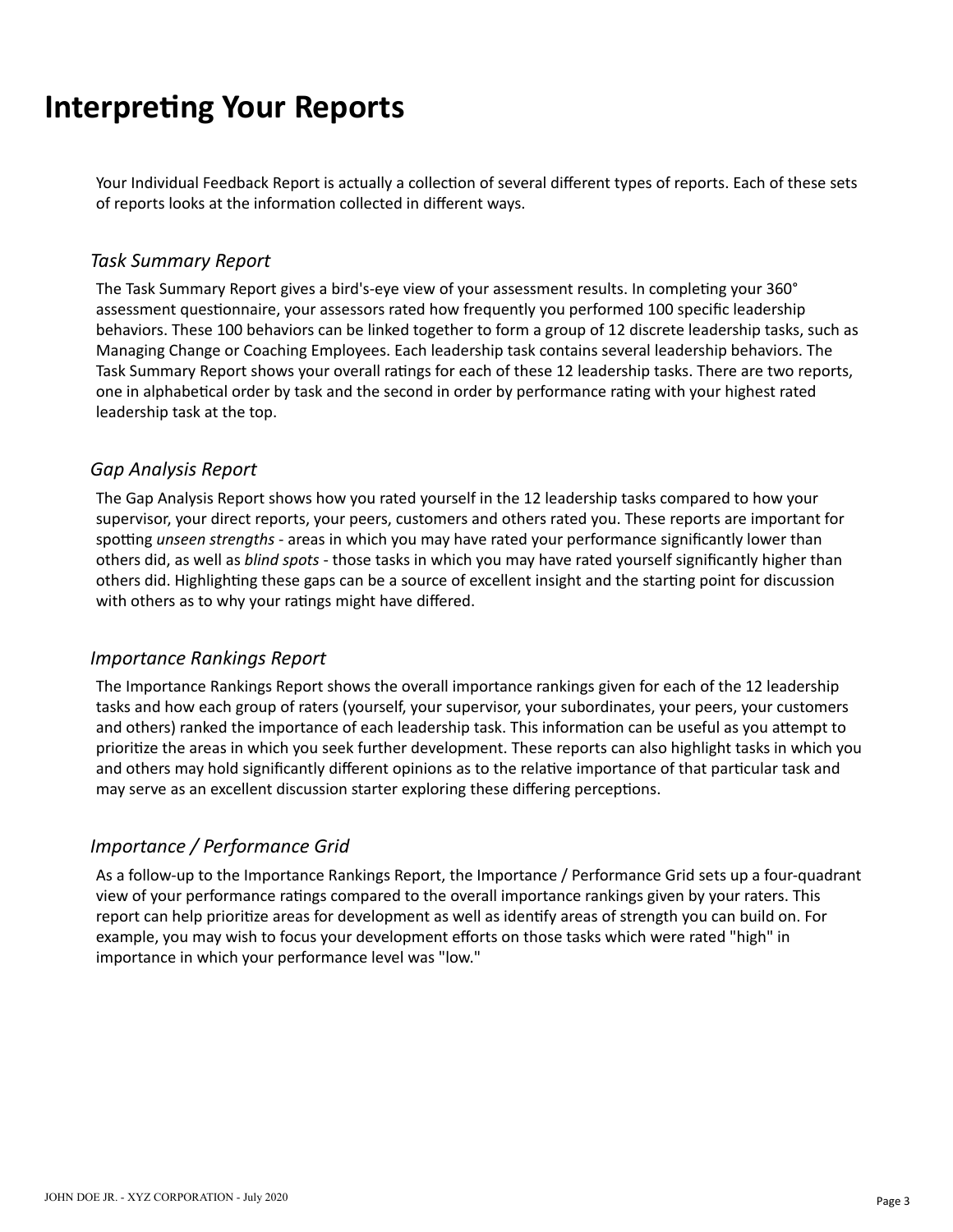# Interpreting Your Reports

Your Individual Feedback Report is actually a collection of several different types of reports. Each of these sets of reports looks at the information collected in different ways.

### *Task Summary Report*

The Task Summary Report gives a bird's-eye view of your assessment results. In completing your 360° assessment questionnaire, your assessors rated how frequently you performed 100 specific leadership behaviors. These 100 behaviors can be linked together to form a group of 12 discrete leadership tasks, such as Managing Change or Coaching Employees. Each leadership task contains several leadership behaviors. The Task Summary Report shows your overall ratings for each of these 12 leadership tasks. There are two reports, one in alphabetical order by task and the second in order by performance rating with your highest rated leadership task at the top.

### *Gap Analysis Report*

The Gap Analysis Report shows how you rated yourself in the 12 leadership tasks compared to how your supervisor, your direct reports, your peers, customers and others rated you. These reports are important for spotting *unseen strengths* - areas in which you may have rated your performance significantly lower than others did, as well as *blind spots* - those tasks in which you may have rated yourself significantly higher than others did. Highlighting these gaps can be a source of excellent insight and the starting point for discussion with others as to why your ratings might have differed.

### *Importance Rankings Report*

The Importance Rankings Report shows the overall importance rankings given for each of the 12 leadership tasks and how each group of raters (yourself, your supervisor, your subordinates, your peers, your customers and others) ranked the importance of each leadership task. This information can be useful as you attempt to prioritize the areas in which you seek further development. These reports can also highlight tasks in which you and others may hold significantly different opinions as to the relative importance of that particular task and may serve as an excellent discussion starter exploring these differing perceptions.

### *Importance / Performance Grid*

As a follow-up to the Importance Rankings Report, the Importance / Performance Grid sets up a four-quadrant view of your performance ratings compared to the overall importance rankings given by your raters. This report can help prioritize areas for development as well as identify areas of strength you can build on. For example, you may wish to focus your development efforts on those tasks which were rated "high" in importance in which your performance level was "low."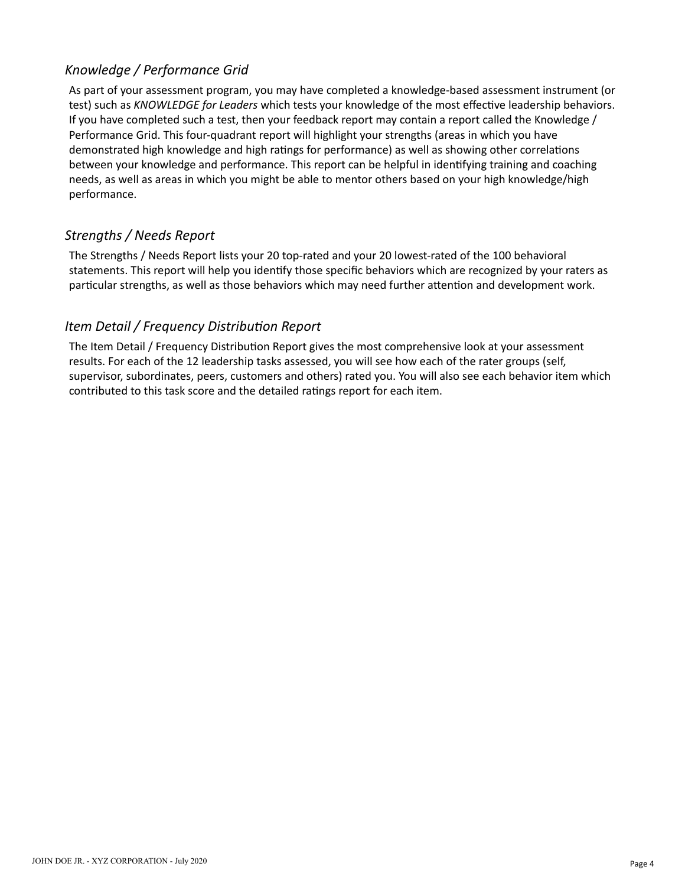## *Knowledge / Performance Grid*

As part of your assessment program, you may have completed a knowledge-based assessment instrument (or test) such as *KNOWLEDGE for Leaders* which tests your knowledge of the most effective leadership behaviors. If you have completed such a test, then your feedback report may contain a report called the Knowledge / Performance Grid. This four-quadrant report will highlight your strengths (areas in which you have demonstrated high knowledge and high ratings for performance) as well as showing other correlations between your knowledge and performance. This report can be helpful in identifying training and coaching needs, as well as areas in which you might be able to mentor others based on your high knowledge/high performance.

## *Strengths / Needs Report*

The Strengths / Needs Report lists your 20 top-rated and your 20 lowest-rated of the 100 behavioral statements. This report will help you identify those specific behaviors which are recognized by your raters as particular strengths, as well as those behaviors which may need further attention and development work.

## *Item Detail / Frequency Distribution Report*

The Item Detail / Frequency Distribution Report gives the most comprehensive look at your assessment results. For each of the 12 leadership tasks assessed, you will see how each of the rater groups (self, supervisor, subordinates, peers, customers and others) rated you. You will also see each behavior item which contributed to this task score and the detailed ratings report for each item.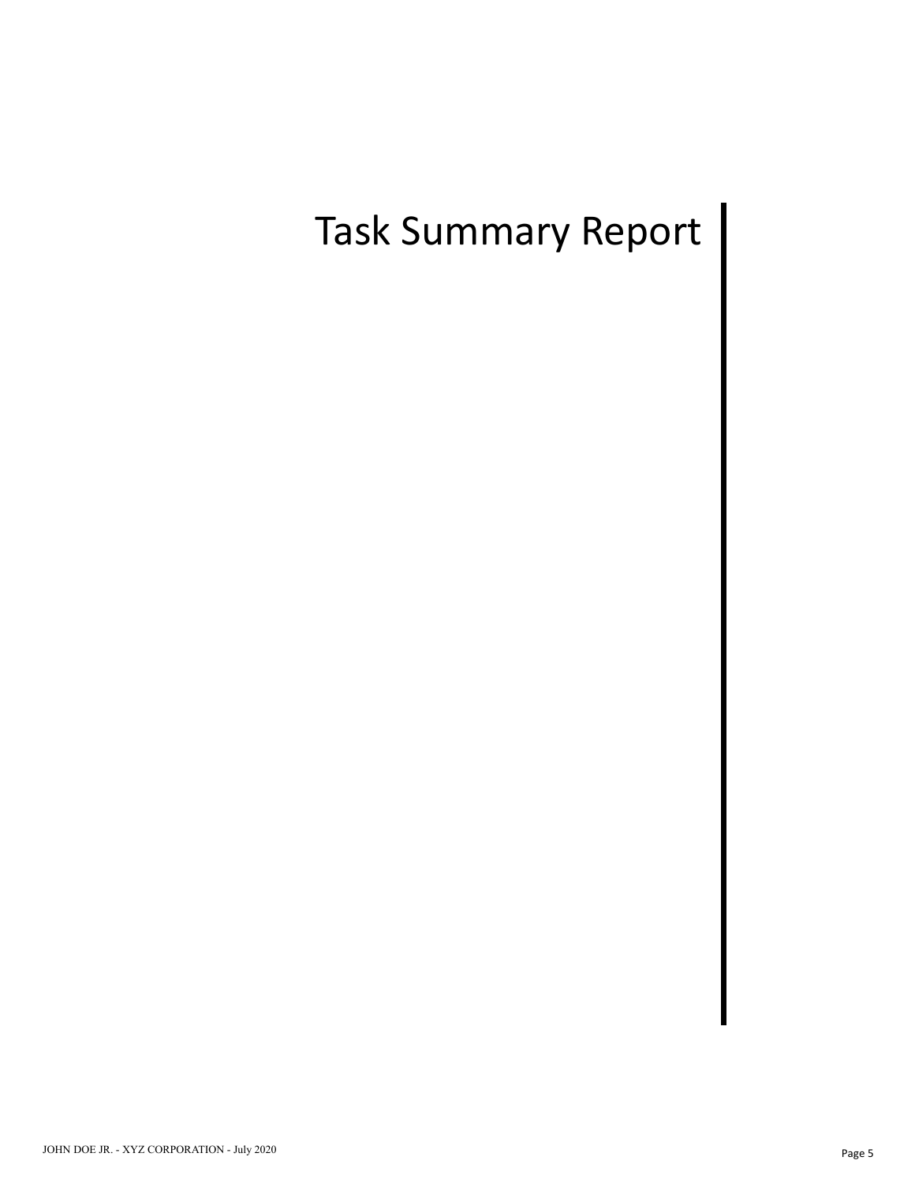# Task Summary Report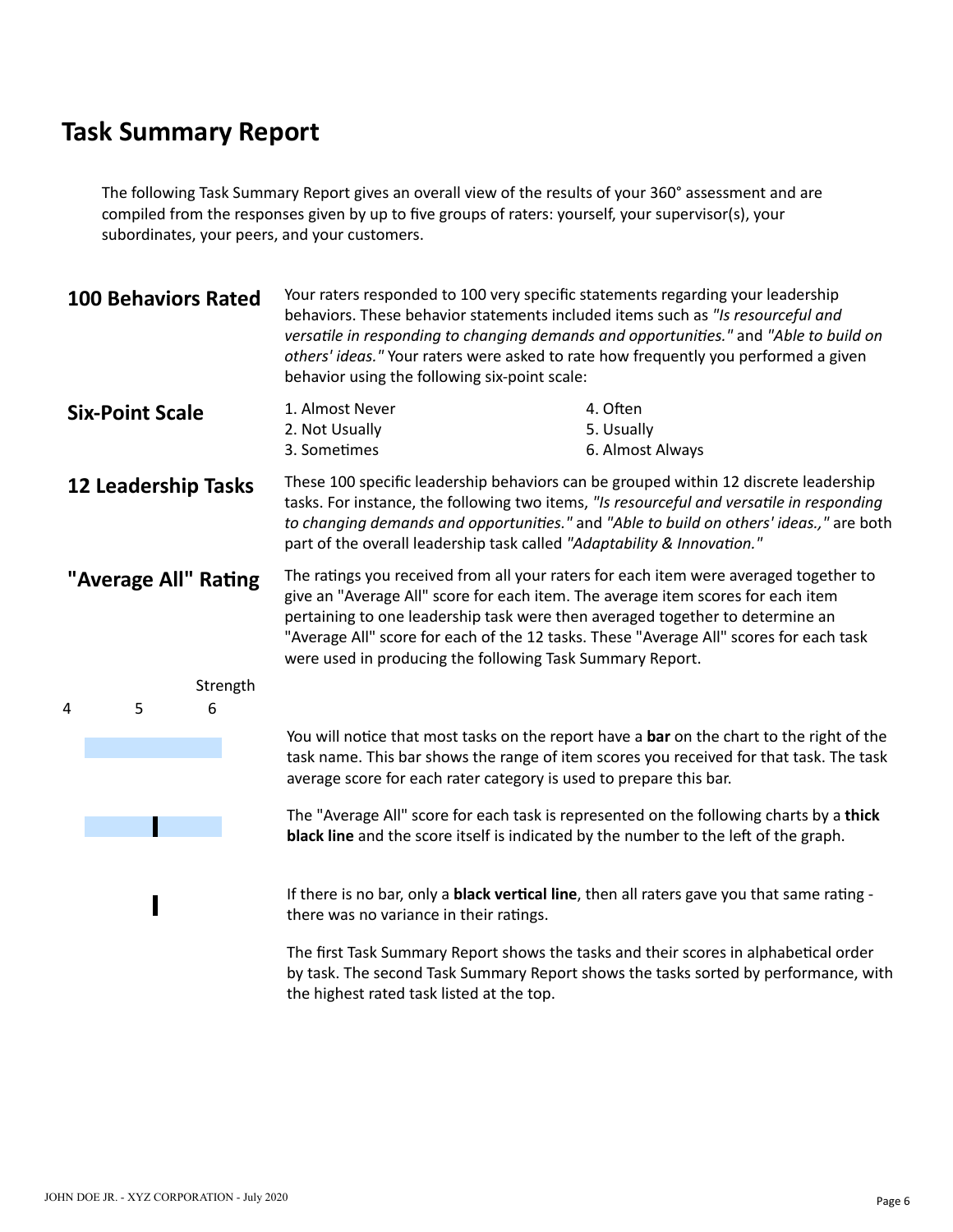# Task Summary Report

The following Task Summary Report gives an overall view of the results of your 360° assessment and are compiled from the responses given by up to five groups of raters: yourself, your supervisor(s), your subordinates, your peers, and your customers.

**100 Behaviors Rated**

Your raters responded to 100 very specific statements regarding your leadership behaviors. These behavior statements included items such as *"Is resourceful and versatile in responding to changing demands and opportunities."* and *"Able to build on others' ideas."* Your raters were asked to rate how frequently you performed a given behavior using the following six-point scale:

**Six-Point Scale**

1. Almost Never
2. Not Usually
3. Sometimes
4. Often
5. Usually
6. Almost Always

**12 Leadership Tasks**

These 100 specific leadership behaviors can be grouped within 12 discrete leadership tasks. For instance, the following two items, *"Is resourceful and versatile in responding to changing demands and opportunities."* and *"Able to build on others' ideas.,"* are both part of the overall leadership task called *"Adaptability & Innovation."*

**"Average All" Rating**

The ratings you received from all your raters for each item were averaged together to give an "Average All" score for each item. The average item scores for each item pertaining to one leadership task were then averaged together to determine an "Average All" score for each of the 12 tasks. These "Average All" scores for each task were used in producing the following Task Summary Report.

Strength

4 5 6

You will notice that most tasks on the report have a **bar** on the chart to the right of the task name. This bar shows the range of item scores you received for that task. The task average score for each rater category is used to prepare this bar.

The "Average All" score for each task is represented on the following charts by a **thick black line** and the score itself is indicated by the number to the left of the graph.

If there is no bar, only a **black vertical line**, then all raters gave you that same rating - there was no variance in their ratings.

The first Task Summary Report shows the tasks and their scores in alphabetical order by task. The second Task Summary Report shows the tasks sorted by performance, with the highest rated task listed at the top.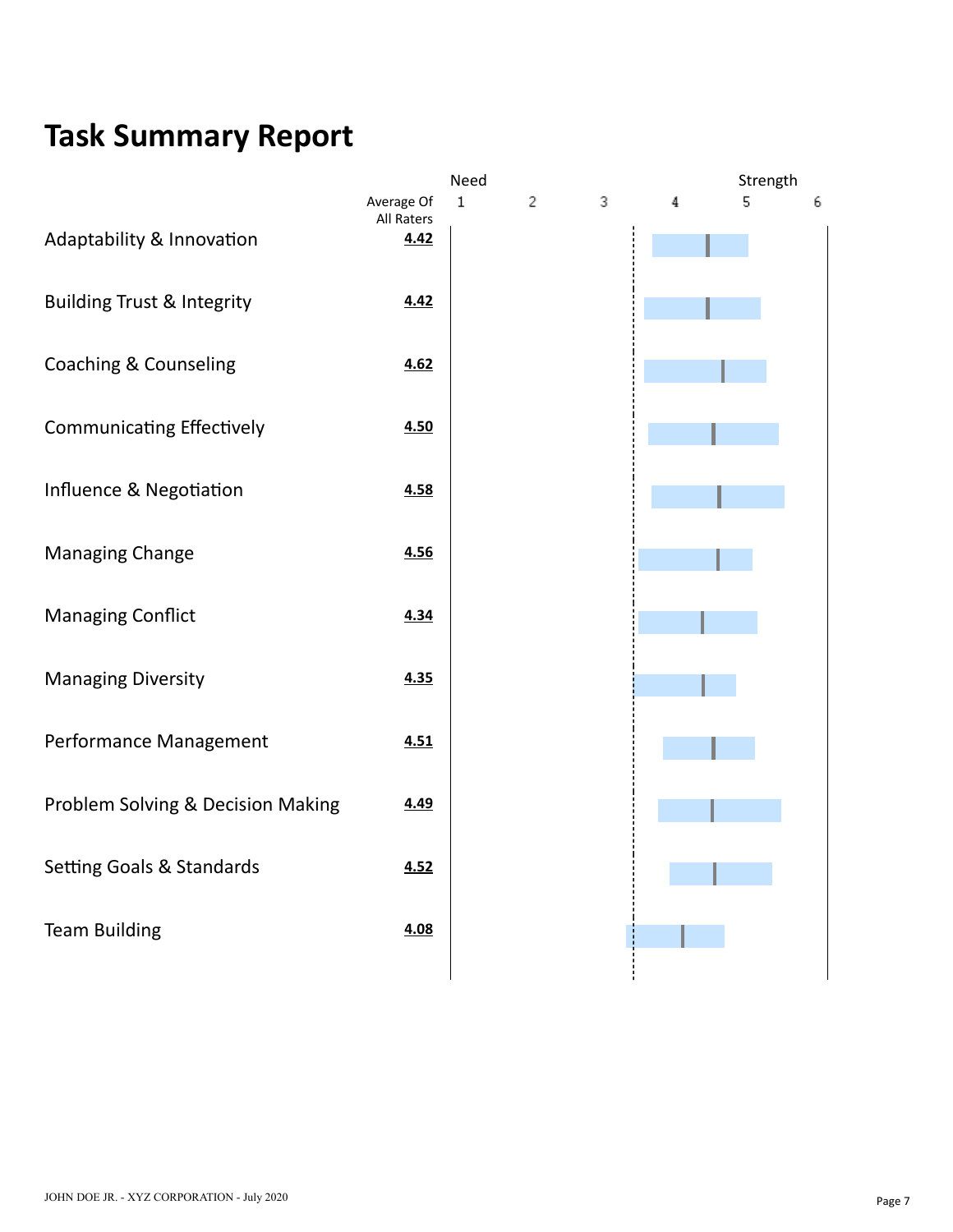# Task Summary Report

| | Average Of All Raters |
|---|---|
| Adaptability & Innovation | **4.42** |
| Building Trust & Integrity | **4.42** |
| Coaching & Counseling | **4.62** |
| Communicating Effectively | **4.50** |
| Influence & Negotiation | **4.58** |
| Managing Change | **4.56** |
| Managing Conflict | **4.34** |
| Managing Diversity | **4.35** |
| Performance Management | **4.51** |
| Problem Solving & Decision Making | **4.49** |
| Setting Goals & Standards | **4.52** |
| Team Building | **4.08** |

Scale: Need 1 2 3 4 5 6 Strength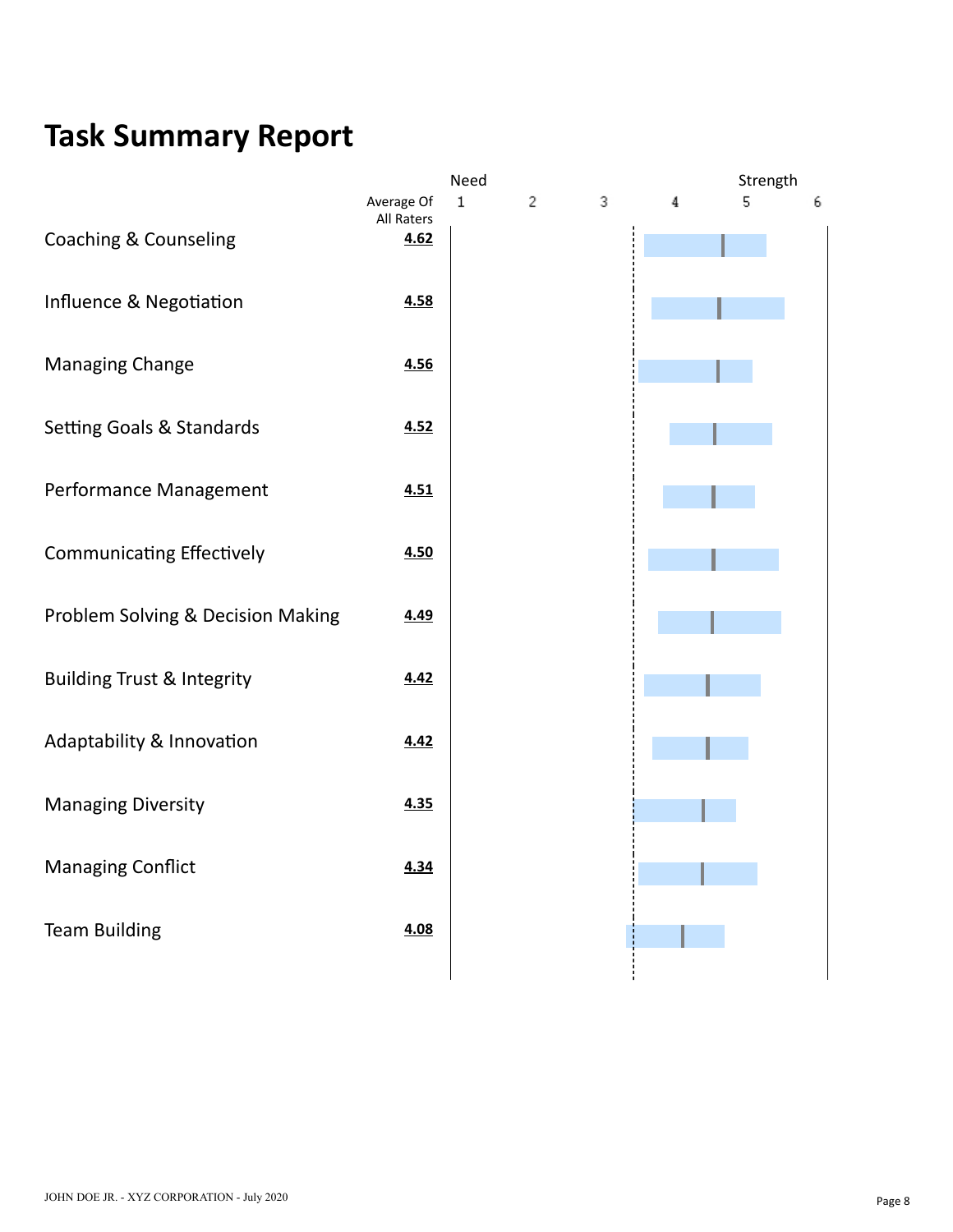# Task Summary Report

| | Average Of All Raters |
|---|---|
| Coaching & Counseling | 4.62 |
| Influence & Negotiation | 4.58 |
| Managing Change | 4.56 |
| Setting Goals & Standards | 4.52 |
| Performance Management | 4.51 |
| Communicating Effectively | 4.50 |
| Problem Solving & Decision Making | 4.49 |
| Building Trust & Integrity | 4.42 |
| Adaptability & Innovation | 4.42 |
| Managing Diversity | 4.35 |
| Managing Conflict | 4.34 |
| Team Building | 4.08 |

Need 1 2 3 4 5 6 Strength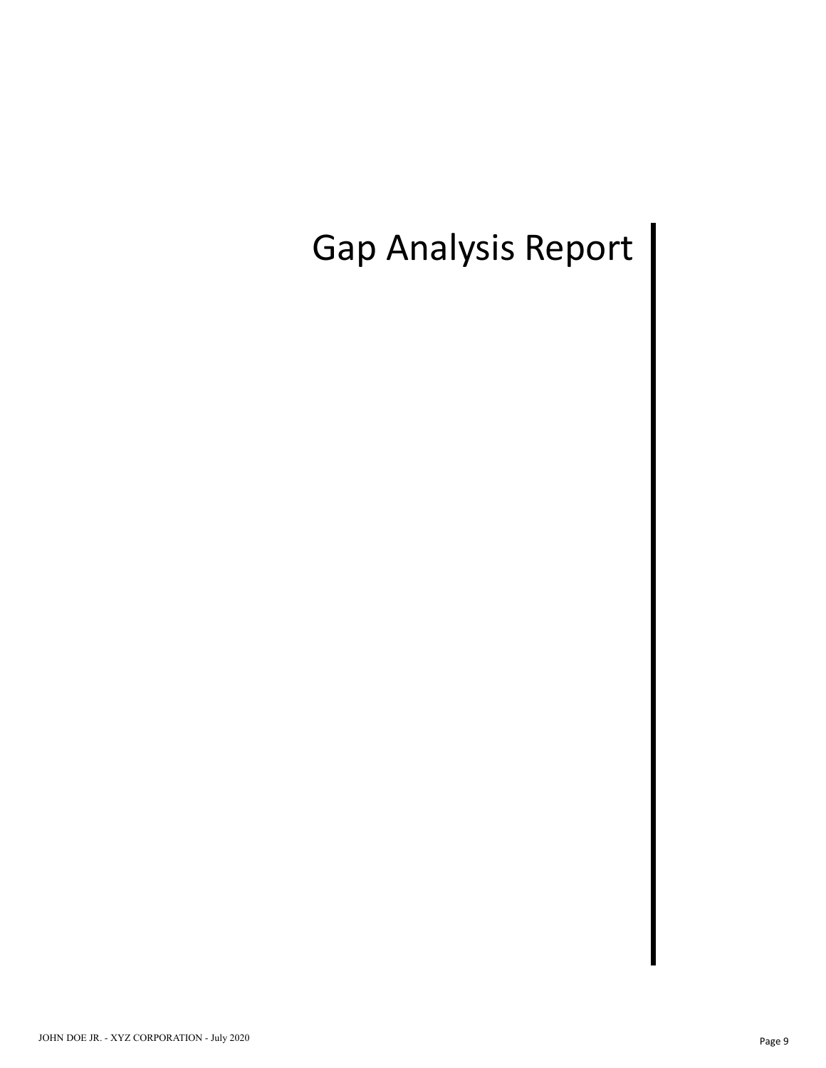# Gap Analysis Report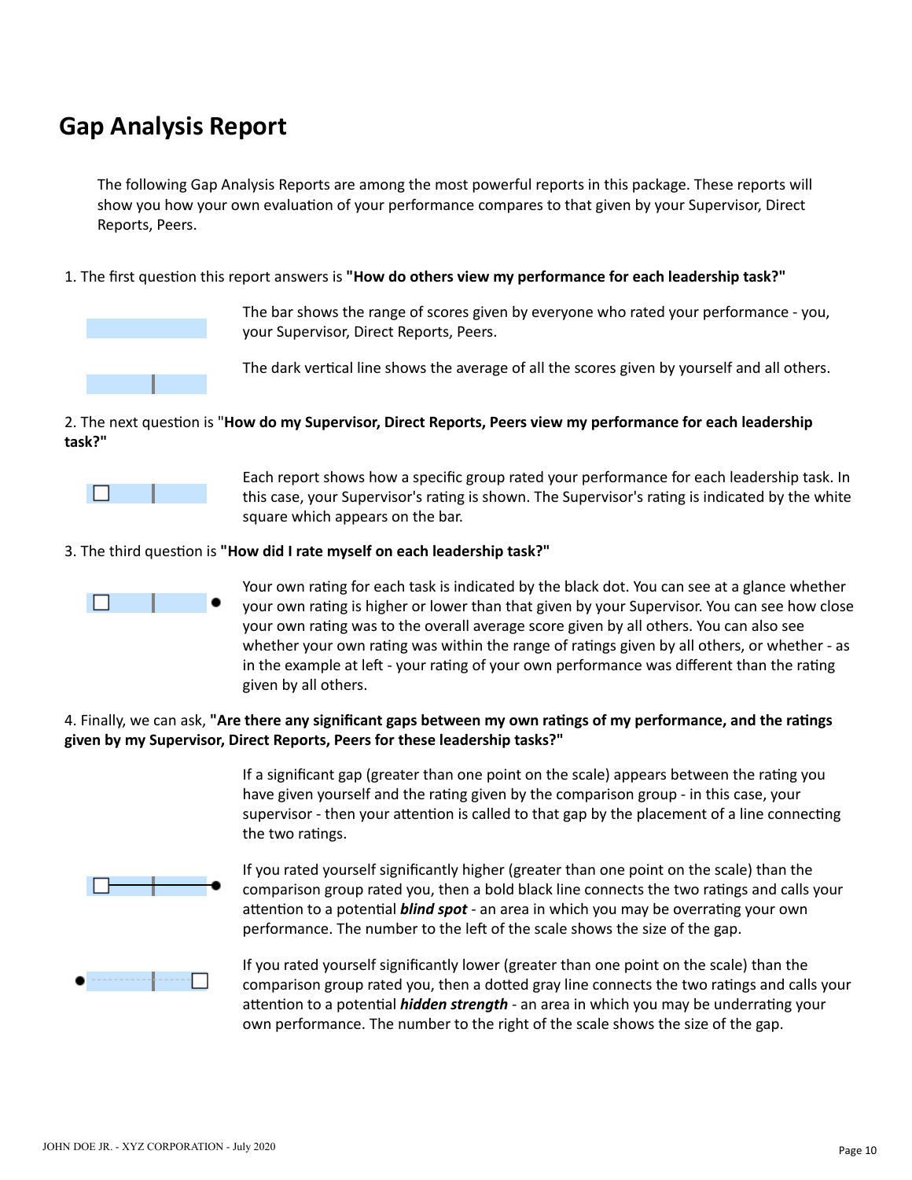# Gap Analysis Report

The following Gap Analysis Reports are among the most powerful reports in this package. These reports will show you how your own evaluation of your performance compares to that given by your Supervisor, Direct Reports, Peers.

1. The first question this report answers is **"How do others view my performance for each leadership task?"**

The bar shows the range of scores given by everyone who rated your performance - you, your Supervisor, Direct Reports, Peers.

The dark vertical line shows the average of all the scores given by yourself and all others.

2. The next question is "**How do my Supervisor, Direct Reports, Peers view my performance for each leadership task?"**

Each report shows how a specific group rated your performance for each leadership task. In this case, your Supervisor's rating is shown. The Supervisor's rating is indicated by the white square which appears on the bar.

3. The third question is **"How did I rate myself on each leadership task?"**

Your own rating for each task is indicated by the black dot. You can see at a glance whether your own rating is higher or lower than that given by your Supervisor. You can see how close your own rating was to the overall average score given by all others. You can also see whether your own rating was within the range of ratings given by all others, or whether - as in the example at left - your rating of your own performance was different than the rating given by all others.

4. Finally, we can ask, **"Are there any significant gaps between my own ratings of my performance, and the ratings given by my Supervisor, Direct Reports, Peers for these leadership tasks?"**

If a significant gap (greater than one point on the scale) appears between the rating you have given yourself and the rating given by the comparison group - in this case, your supervisor - then your attention is called to that gap by the placement of a line connecting the two ratings.

If you rated yourself significantly higher (greater than one point on the scale) than the comparison group rated you, then a bold black line connects the two ratings and calls your attention to a potential ***blind spot*** - an area in which you may be overrating your own performance. The number to the left of the scale shows the size of the gap.

If you rated yourself significantly lower (greater than one point on the scale) than the comparison group rated you, then a dotted gray line connects the two ratings and calls your attention to a potential ***hidden strength*** - an area in which you may be underrating your own performance. The number to the right of the scale shows the size of the gap.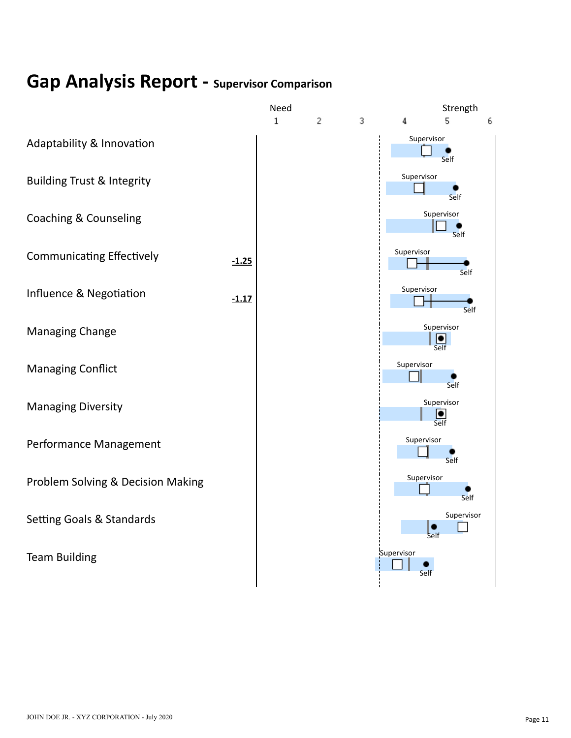# Gap Analysis Report - Supervisor Comparison

Need — Strength

Scale: 1 2 3 4 5 6

| Competency | Gap |
| --- | --- |
| Adaptability & Innovation | |
| Building Trust & Integrity | |
| Coaching & Counseling | |
| Communicating Effectively | -1.25 |
| Influence & Negotiation | -1.17 |
| Managing Change | |
| Managing Conflict | |
| Managing Diversity | |
| Performance Management | |
| Problem Solving & Decision Making | |
| Setting Goals & Standards | |
| Team Building | |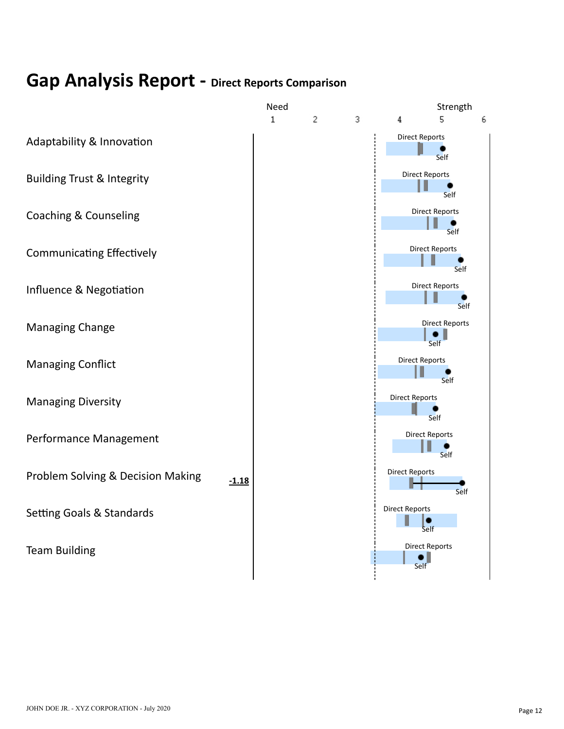# Gap Analysis Report - Direct Reports Comparison

| Competency | Gap | Need 1 | 2 | 3 | 4 | 5 | Strength 6 |
|---|---|---|---|---|---|---|---|
| Adaptability & Innovation | | | | | Direct Reports | Self | |
| Building Trust & Integrity | | | | | Direct Reports | Self | |
| Coaching & Counseling | | | | | Direct Reports | Self | |
| Communicating Effectively | | | | | Direct Reports | Self | |
| Influence & Negotiation | | | | | Direct Reports | Self | |
| Managing Change | | | | | Direct Reports | Self | |
| Managing Conflict | | | | | Direct Reports | Self | |
| Managing Diversity | | | | | Direct Reports | Self | |
| Performance Management | | | | | Direct Reports | Self | |
| Problem Solving & Decision Making | **-1.18** | | | | Direct Reports | Self | |
| Setting Goals & Standards | | | | | Direct Reports | Self | |
| Team Building | | | | | Direct Reports | Self | |

JOHN DOE JR. - XYZ CORPORATION - July 2020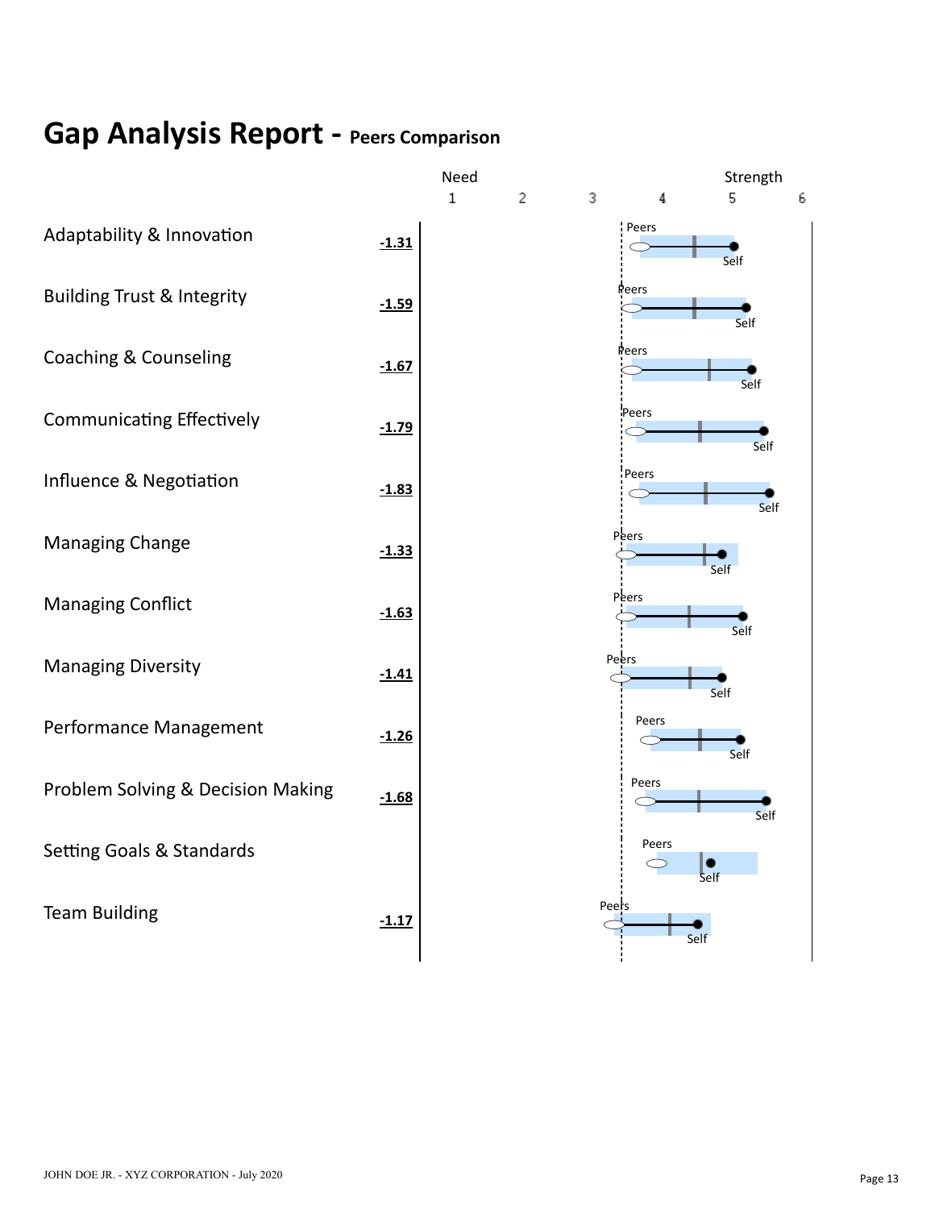# Gap Analysis Report - Peers Comparison

| Competency | Gap |
|---|---|
| Adaptability & Innovation | -1.31 |
| Building Trust & Integrity | -1.59 |
| Coaching & Counseling | -1.67 |
| Communicating Effectively | -1.79 |
| Influence & Negotiation | -1.83 |
| Managing Change | -1.33 |
| Managing Conflict | -1.63 |
| Managing Diversity | -1.41 |
| Performance Management | -1.26 |
| Problem Solving & Decision Making | -1.68 |
| Setting Goals & Standards | |
| Team Building | -1.17 |

Scale: Need 1 – 6 Strength (Peers vs. Self)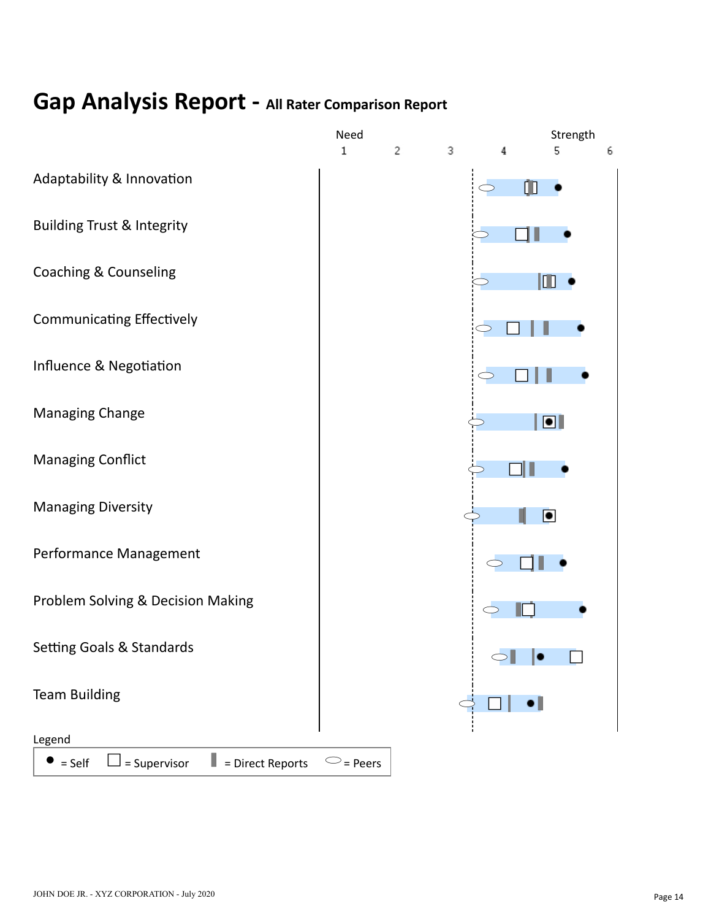# Gap Analysis Report - All Rater Comparison Report

Need — Strength

1 2 3 4 5 6

- Adaptability & Innovation
- Building Trust & Integrity
- Coaching & Counseling
- Communicating Effectively
- Influence & Negotiation
- Managing Change
- Managing Conflict
- Managing Diversity
- Performance Management
- Problem Solving & Decision Making
- Setting Goals & Standards
- Team Building

Legend

● = Self ☐ = Supervisor ▌ = Direct Reports ⬭ = Peers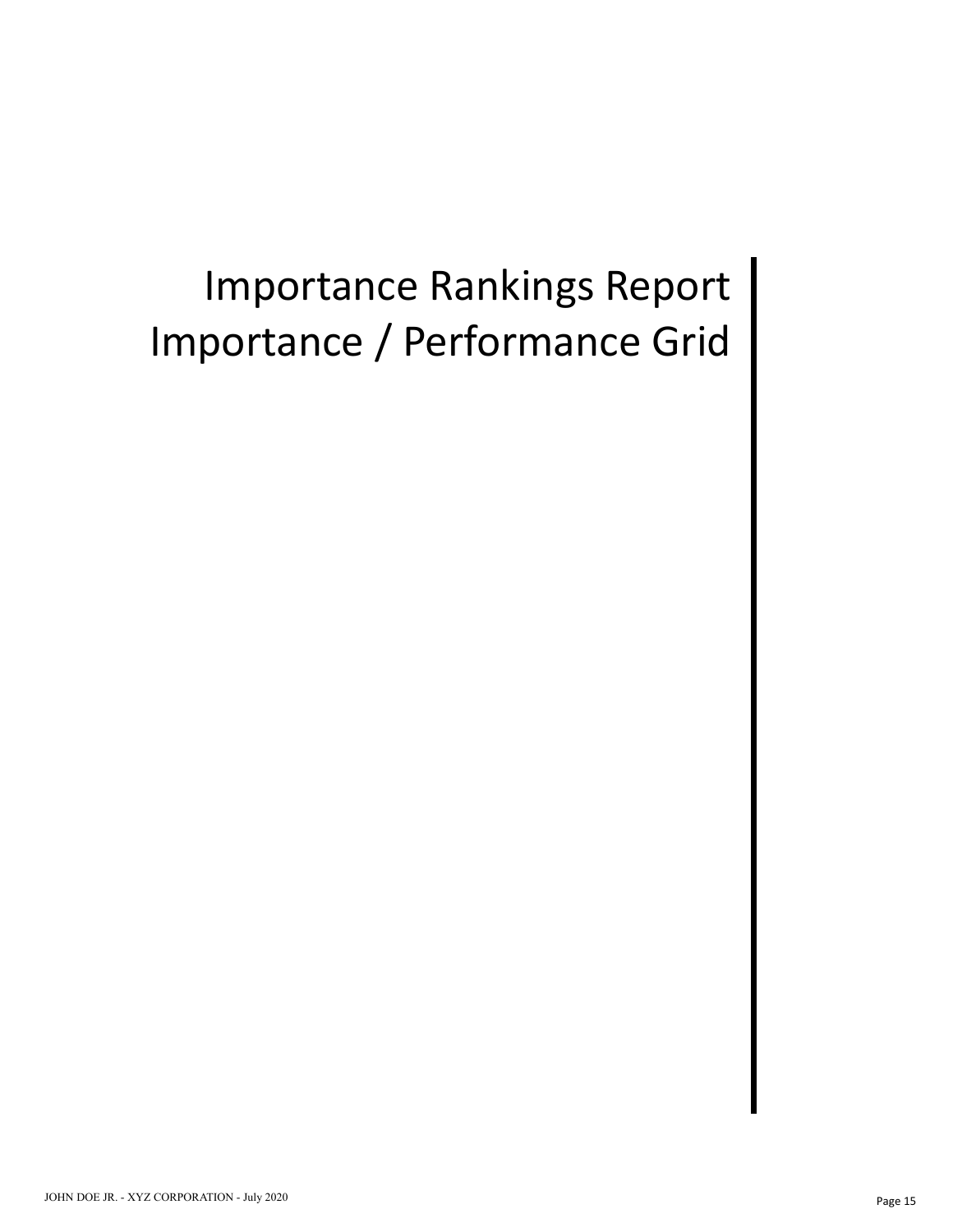# Importance Rankings Report
# Importance / Performance Grid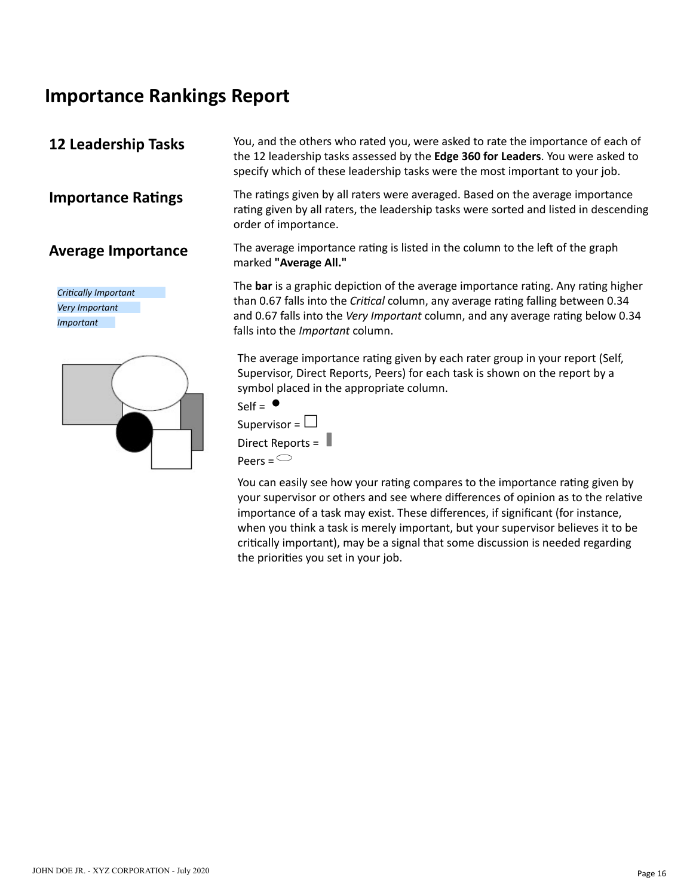# Importance Rankings Report

## 12 Leadership Tasks

You, and the others who rated you, were asked to rate the importance of each of the 12 leadership tasks assessed by the **Edge 360 for Leaders**. You were asked to specify which of these leadership tasks were the most important to your job.

## Importance Ratings

The ratings given by all raters were averaged. Based on the average importance rating given by all raters, the leadership tasks were sorted and listed in descending order of importance.

## Average Importance

The average importance rating is listed in the column to the left of the graph marked **"Average All."**

*Critically Important*

*Very Important*

*Important*

The **bar** is a graphic depiction of the average importance rating. Any rating higher than 0.67 falls into the *Critical* column, any average rating falling between 0.34 and 0.67 falls into the *Very Important* column, and any average rating below 0.34 falls into the *Important* column.

The average importance rating given by each rater group in your report (Self, Supervisor, Direct Reports, Peers) for each task is shown on the report by a symbol placed in the appropriate column.

Self = ●

Supervisor = □

Direct Reports = ▮

Peers = ⬭

You can easily see how your rating compares to the importance rating given by your supervisor or others and see where differences of opinion as to the relative importance of a task may exist. These differences, if significant (for instance, when you think a task is merely important, but your supervisor believes it to be critically important), may be a signal that some discussion is needed regarding the priorities you set in your job.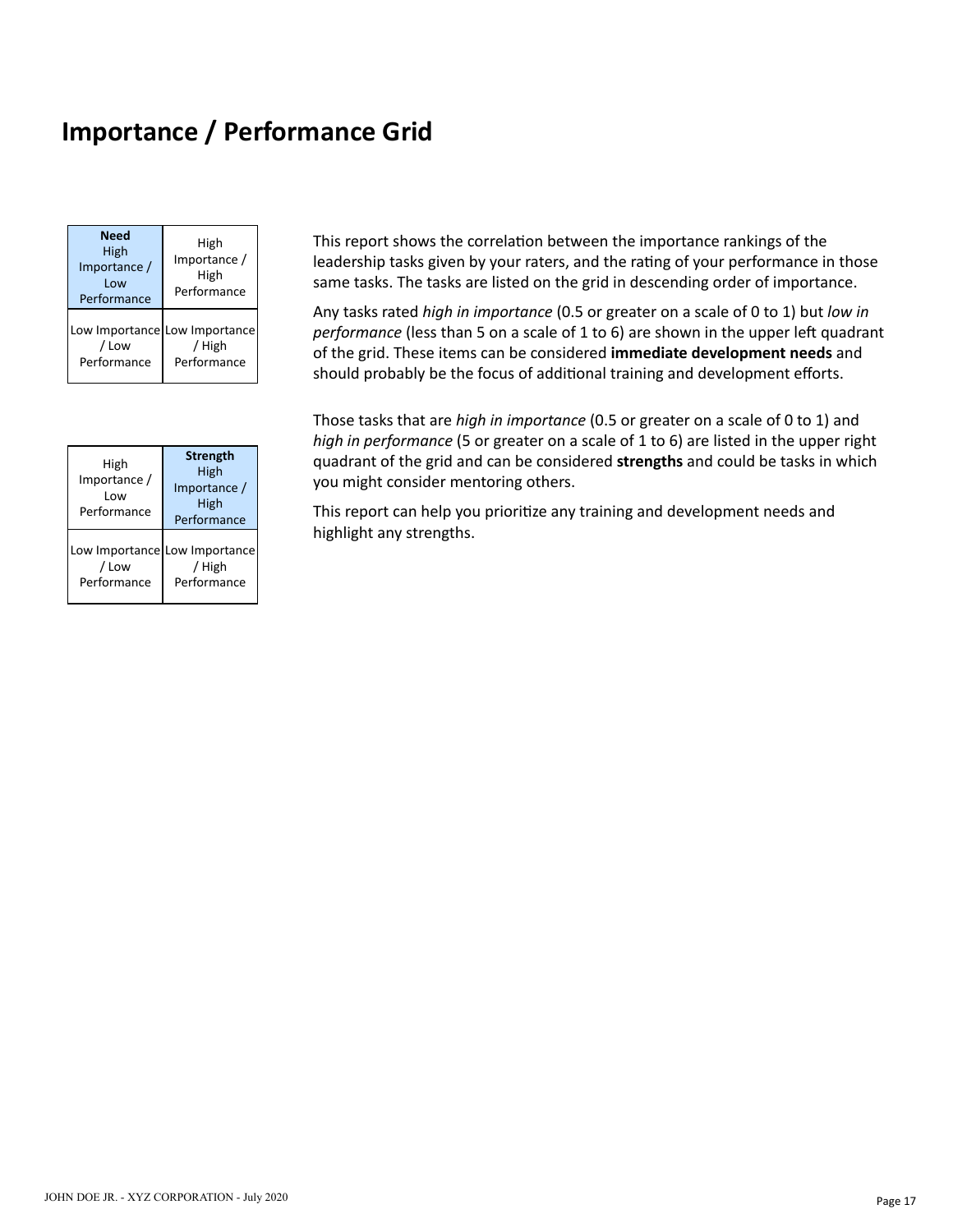# Importance / Performance Grid

| **Need** High Importance / Low Performance | High Importance / High Performance |
| --- | --- |
| Low Importance / Low Performance | Low Importance / High Performance |

This report shows the correlation between the importance rankings of the leadership tasks given by your raters, and the rating of your performance in those same tasks. The tasks are listed on the grid in descending order of importance.

Any tasks rated *high in importance* (0.5 or greater on a scale of 0 to 1) but *low in performance* (less than 5 on a scale of 1 to 6) are shown in the upper left quadrant of the grid. These items can be considered **immediate development needs** and should probably be the focus of additional training and development efforts.

| High Importance / Low Performance | **Strength** High Importance / High Performance |
| --- | --- |
| Low Importance / Low Performance | Low Importance / High Performance |

Those tasks that are *high in importance* (0.5 or greater on a scale of 0 to 1) and *high in performance* (5 or greater on a scale of 1 to 6) are listed in the upper right quadrant of the grid and can be considered **strengths** and could be tasks in which you might consider mentoring others.

This report can help you prioritize any training and development needs and highlight any strengths.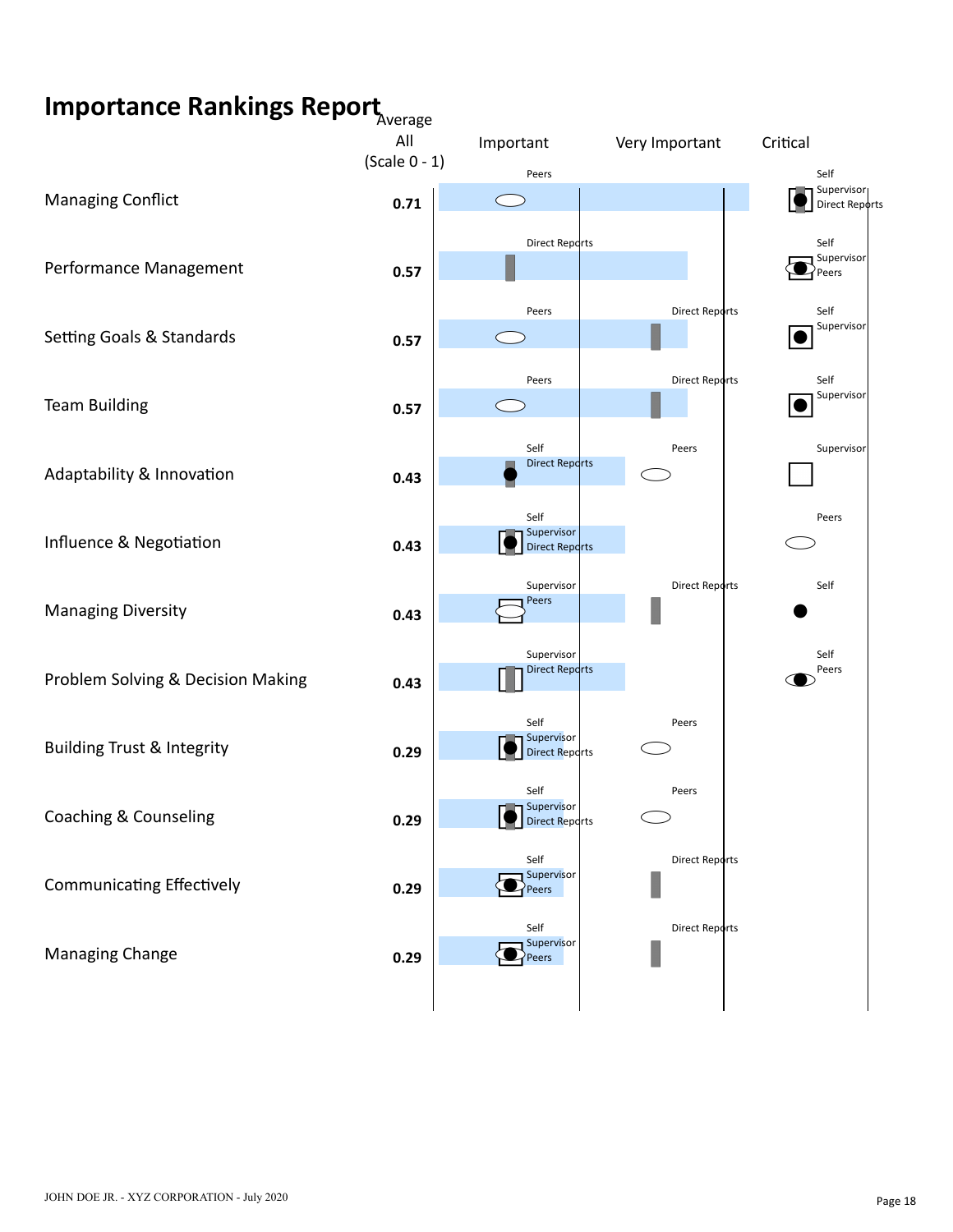# Importance Rankings Report

| | Average All (Scale 0 - 1) | Important | Very Important | Critical |
|---|---|---|---|---|
| Managing Conflict | 0.71 | Peers | | Self, Supervisor, Direct Reports |
| Performance Management | 0.57 | Direct Reports | | Self, Supervisor, Peers |
| Setting Goals & Standards | 0.57 | Peers | Direct Reports | Self, Supervisor |
| Team Building | 0.57 | Peers | Direct Reports | Self, Supervisor |
| Adaptability & Innovation | 0.43 | Self, Direct Reports | Peers | Supervisor |
| Influence & Negotiation | 0.43 | Self, Supervisor, Direct Reports | | Peers |
| Managing Diversity | 0.43 | Supervisor, Peers | Direct Reports | Self |
| Problem Solving & Decision Making | 0.43 | Supervisor, Direct Reports | | Self, Peers |
| Building Trust & Integrity | 0.29 | Self, Supervisor, Direct Reports | Peers | |
| Coaching & Counseling | 0.29 | Self, Supervisor, Direct Reports | Peers | |
| Communicating Effectively | 0.29 | Self, Supervisor, Peers | Direct Reports | |
| Managing Change | 0.29 | Self, Supervisor, Peers | Direct Reports | |

JOHN DOE JR. - XYZ CORPORATION - July 2020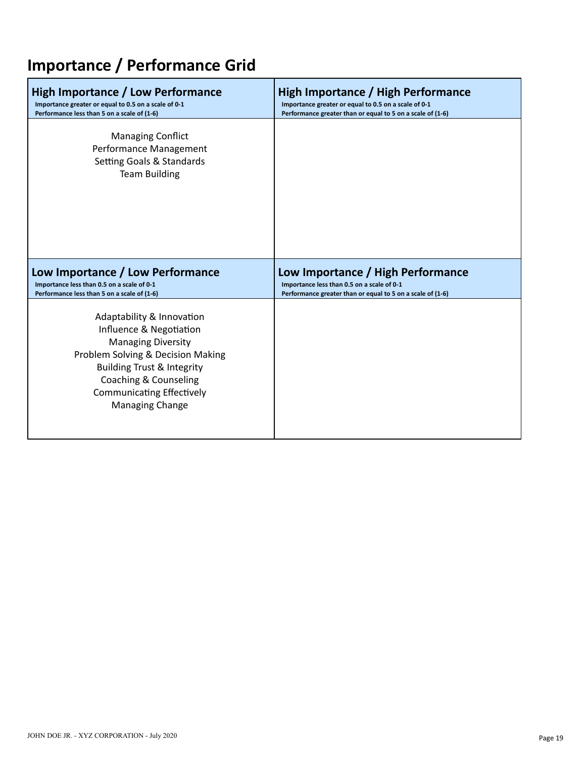# Importance / Performance Grid

| **High Importance / Low Performance**<br>Importance greater or equal to 0.5 on a scale of 0-1<br>Performance less than 5 on a scale of (1-6) | **High Importance / High Performance**<br>Importance greater or equal to 0.5 on a scale of 0-1<br>Performance greater than or equal to 5 on a scale of (1-6) |
|---|---|
| Managing Conflict<br>Performance Management<br>Setting Goals & Standards<br>Team Building | |
| **Low Importance / Low Performance**<br>Importance less than 0.5 on a scale of 0-1<br>Performance less than 5 on a scale of (1-6) | **Low Importance / High Performance**<br>Importance less than 0.5 on a scale of 0-1<br>Performance greater than or equal to 5 on a scale of (1-6) |
| Adaptability & Innovation<br>Influence & Negotiation<br>Managing Diversity<br>Problem Solving & Decision Making<br>Building Trust & Integrity<br>Coaching & Counseling<br>Communicating Effectively<br>Managing Change | |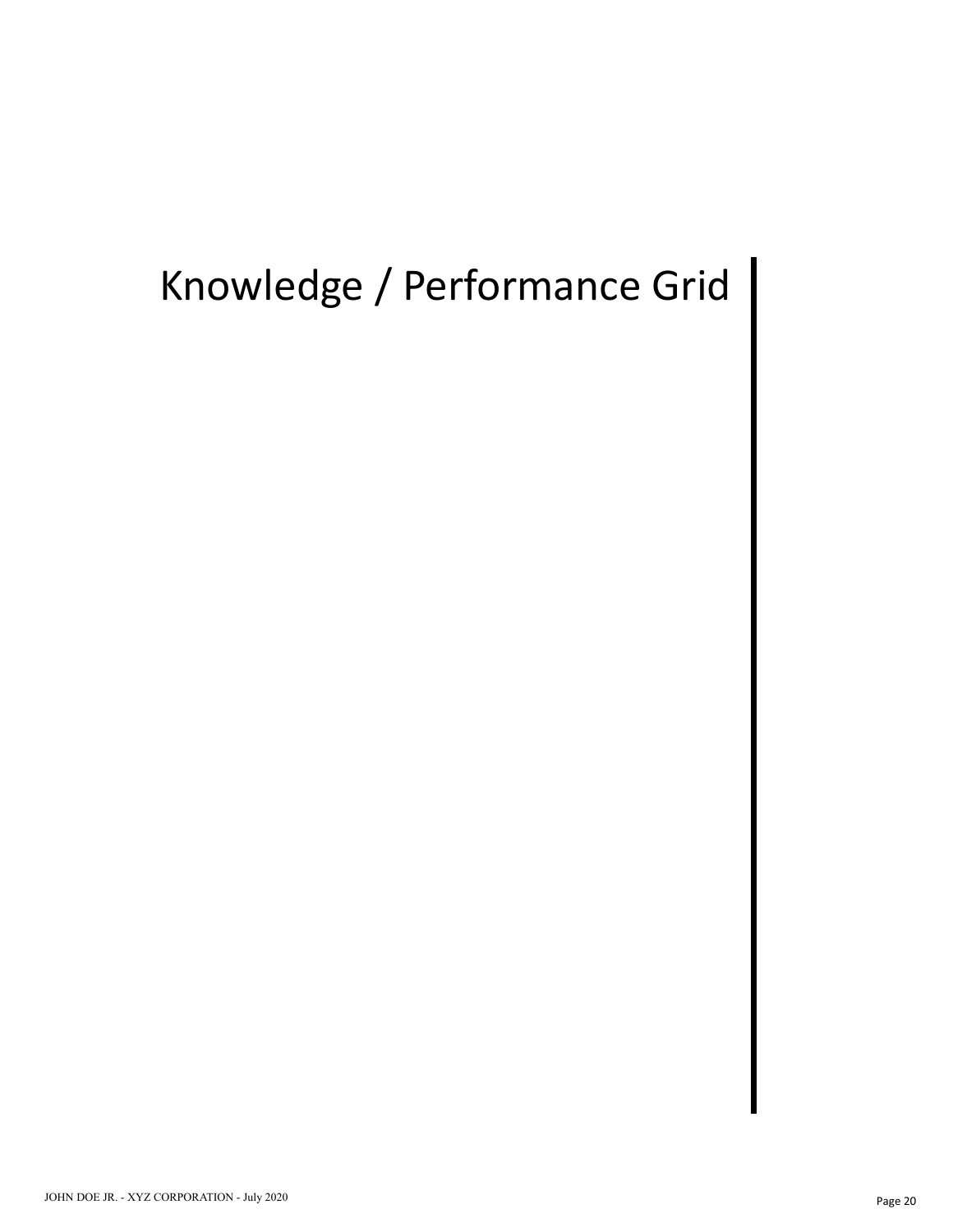# Knowledge / Performance Grid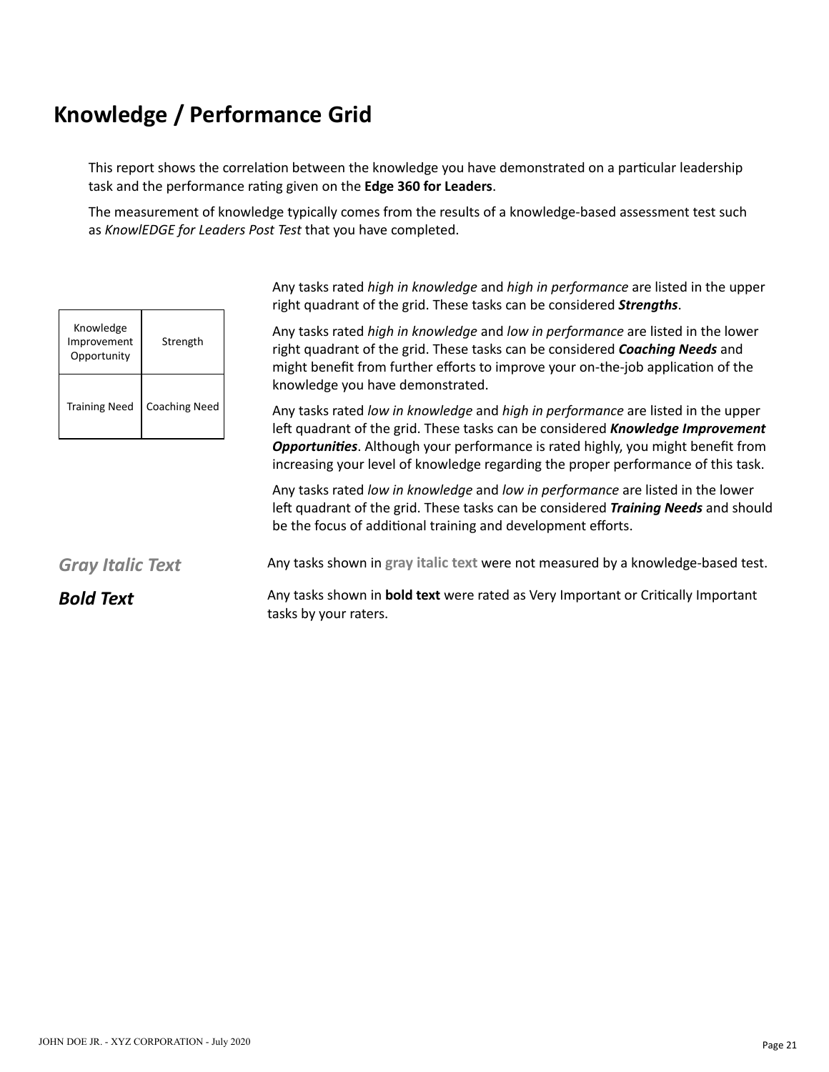# Knowledge / Performance Grid

This report shows the correlation between the knowledge you have demonstrated on a particular leadership task and the performance rating given on the **Edge 360 for Leaders**.

The measurement of knowledge typically comes from the results of a knowledge-based assessment test such as *KnowlEDGE for Leaders Post Test* that you have completed.

| Knowledge Improvement Opportunity | Strength |
| --- | --- |
| Training Need | Coaching Need |

Any tasks rated *high in knowledge* and *high in performance* are listed in the upper right quadrant of the grid. These tasks can be considered ***Strengths***.

Any tasks rated *high in knowledge* and *low in performance* are listed in the lower right quadrant of the grid. These tasks can be considered ***Coaching Needs*** and might benefit from further efforts to improve your on-the-job application of the knowledge you have demonstrated.

Any tasks rated *low in knowledge* and *high in performance* are listed in the upper left quadrant of the grid. These tasks can be considered ***Knowledge Improvement Opportunities***. Although your performance is rated highly, you might benefit from increasing your level of knowledge regarding the proper performance of this task.

Any tasks rated *low in knowledge* and *low in performance* are listed in the lower left quadrant of the grid. These tasks can be considered ***Training Needs*** and should be the focus of additional training and development efforts.

***Gray Italic Text*** — Any tasks shown in **gray italic text** were not measured by a knowledge-based test.

***Bold Text*** — Any tasks shown in **bold text** were rated as Very Important or Critically Important tasks by your raters.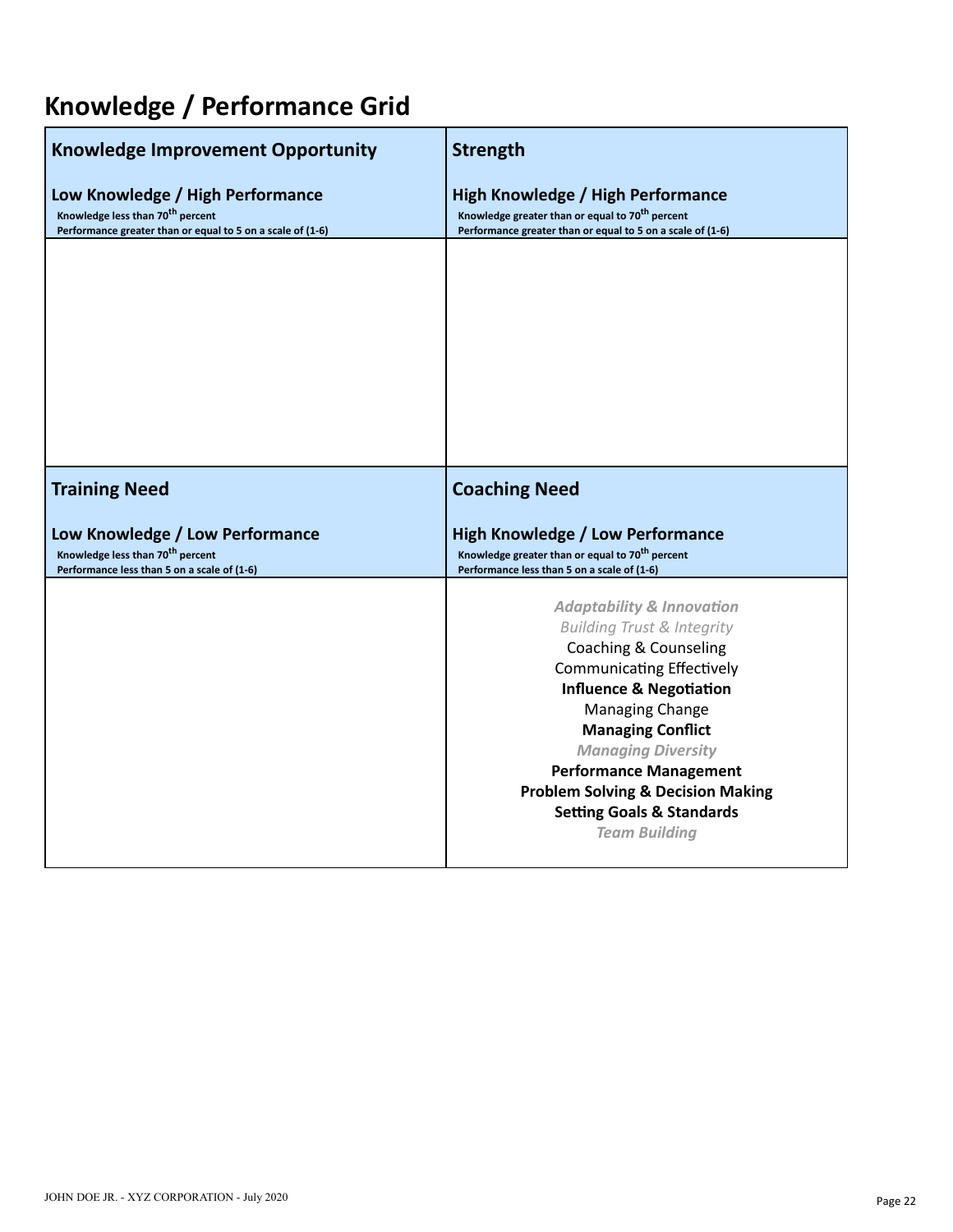# Knowledge / Performance Grid

| **Knowledge Improvement Opportunity**<br><br>**Low Knowledge / High Performance**<br>**Knowledge less than 70th percent**<br>**Performance greater than or equal to 5 on a scale of (1-6)** | **Strength**<br><br>**High Knowledge / High Performance**<br>**Knowledge greater than or equal to 70th percent**<br>**Performance greater than or equal to 5 on a scale of (1-6)** |
|---|---|
| | |
| **Training Need**<br><br>**Low Knowledge / Low Performance**<br>**Knowledge less than 70th percent**<br>**Performance less than 5 on a scale of (1-6)** | **Coaching Need**<br><br>**High Knowledge / Low Performance**<br>**Knowledge greater than or equal to 70th percent**<br>**Performance less than 5 on a scale of (1-6)** |
| | ***Adaptability & Innovation***<br>*Building Trust & Integrity*<br>Coaching & Counseling<br>Communicating Effectively<br>**Influence & Negotiation**<br>Managing Change<br>**Managing Conflict**<br>***Managing Diversity***<br>**Performance Management**<br>**Problem Solving & Decision Making**<br>**Setting Goals & Standards**<br>***Team Building*** |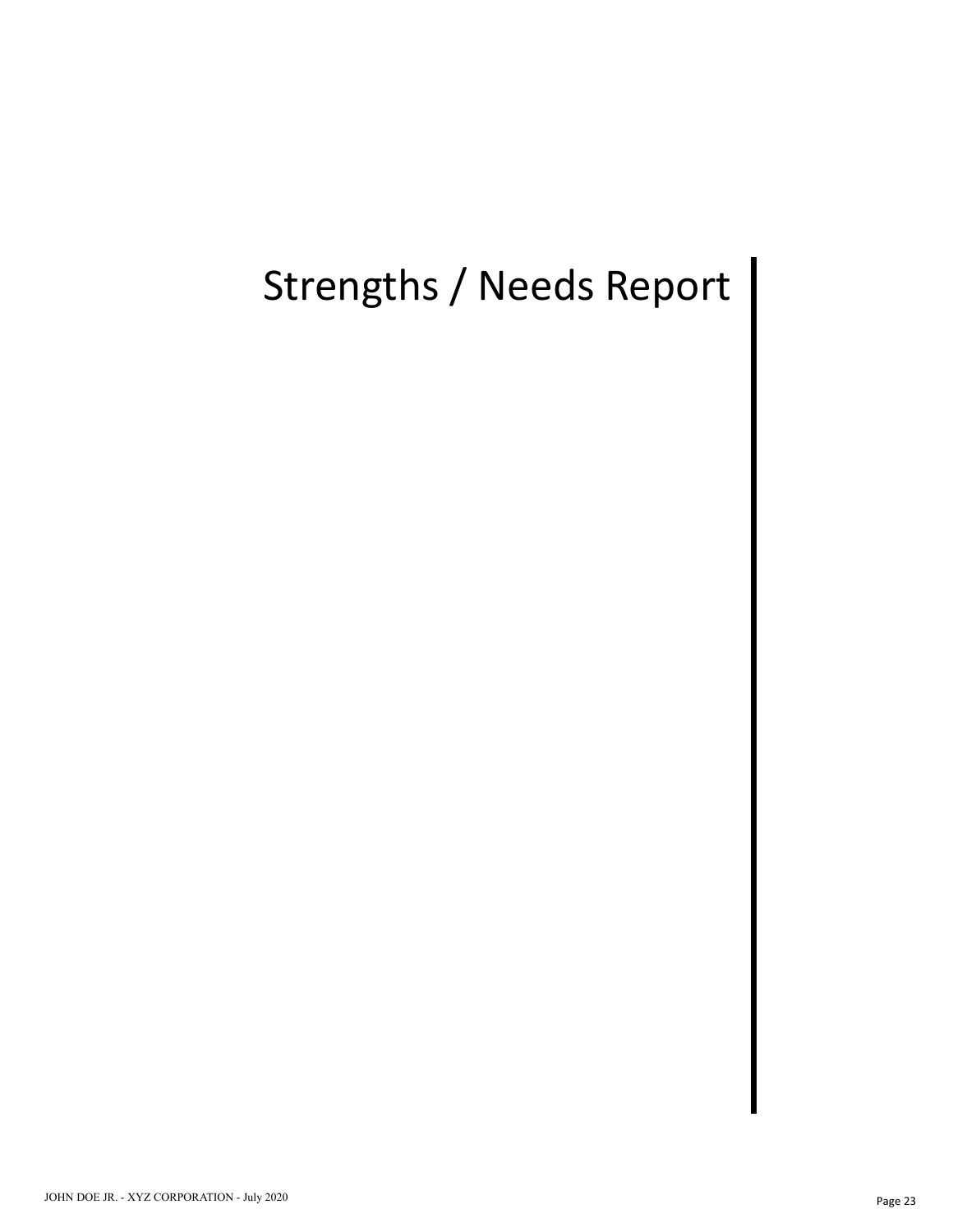# Strengths / Needs Report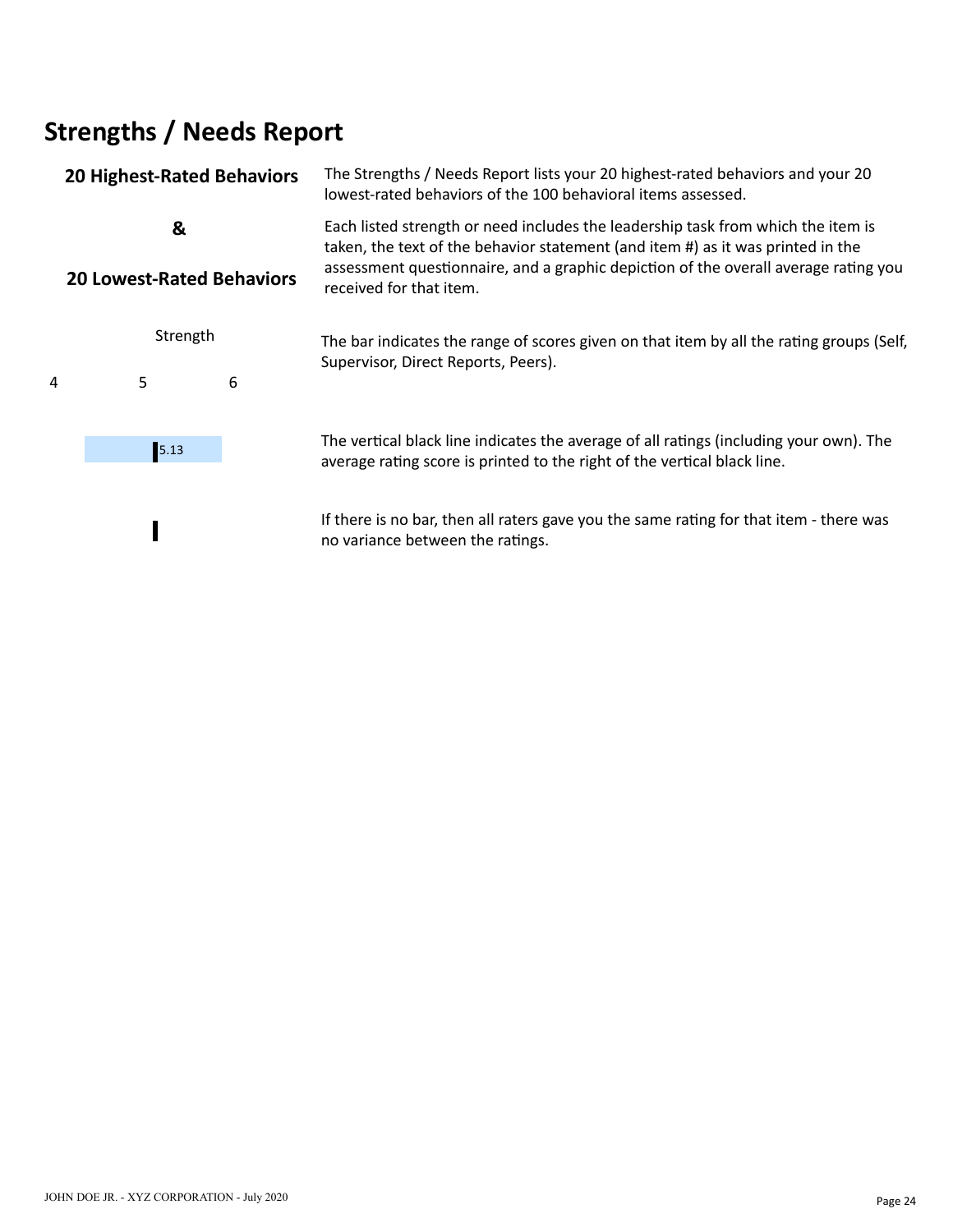# Strengths / Needs Report

**20 Highest-Rated Behaviors**

**&**

**20 Lowest-Rated Behaviors**

The Strengths / Needs Report lists your 20 highest-rated behaviors and your 20 lowest-rated behaviors of the 100 behavioral items assessed.

Each listed strength or need includes the leadership task from which the item is taken, the text of the behavior statement (and item #) as it was printed in the assessment questionnaire, and a graphic depiction of the overall average rating you received for that item.

Strength

4 5 6

The bar indicates the range of scores given on that item by all the rating groups (Self, Supervisor, Direct Reports, Peers).

5.13

The vertical black line indicates the average of all ratings (including your own). The average rating score is printed to the right of the vertical black line.

If there is no bar, then all raters gave you the same rating for that item - there was no variance between the ratings.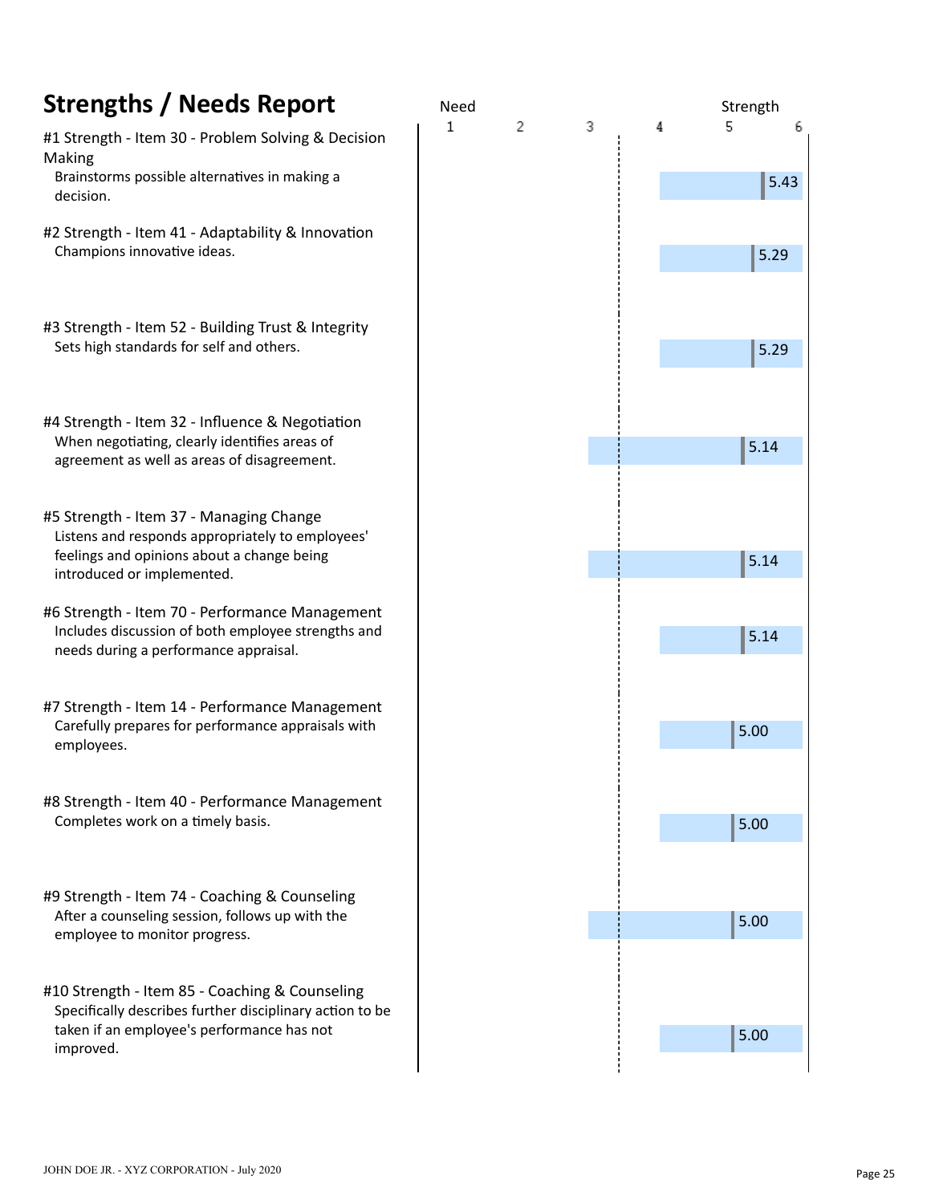# Strengths / Needs Report

Scale: Need 1 – 2 – 3 – 4 – 5 – 6 Strength

| Item | Score |
|---|---|
| **#1 Strength - Item 30 - Problem Solving & Decision Making**<br>Brainstorms possible alternatives in making a decision. | 5.43 |
| **#2 Strength - Item 41 - Adaptability & Innovation**<br>Champions innovative ideas. | 5.29 |
| **#3 Strength - Item 52 - Building Trust & Integrity**<br>Sets high standards for self and others. | 5.29 |
| **#4 Strength - Item 32 - Influence & Negotiation**<br>When negotiating, clearly identifies areas of agreement as well as areas of disagreement. | 5.14 |
| **#5 Strength - Item 37 - Managing Change**<br>Listens and responds appropriately to employees' feelings and opinions about a change being introduced or implemented. | 5.14 |
| **#6 Strength - Item 70 - Performance Management**<br>Includes discussion of both employee strengths and needs during a performance appraisal. | 5.14 |
| **#7 Strength - Item 14 - Performance Management**<br>Carefully prepares for performance appraisals with employees. | 5.00 |
| **#8 Strength - Item 40 - Performance Management**<br>Completes work on a timely basis. | 5.00 |
| **#9 Strength - Item 74 - Coaching & Counseling**<br>After a counseling session, follows up with the employee to monitor progress. | 5.00 |
| **#10 Strength - Item 85 - Coaching & Counseling**<br>Specifically describes further disciplinary action to be taken if an employee's performance has not improved. | 5.00 |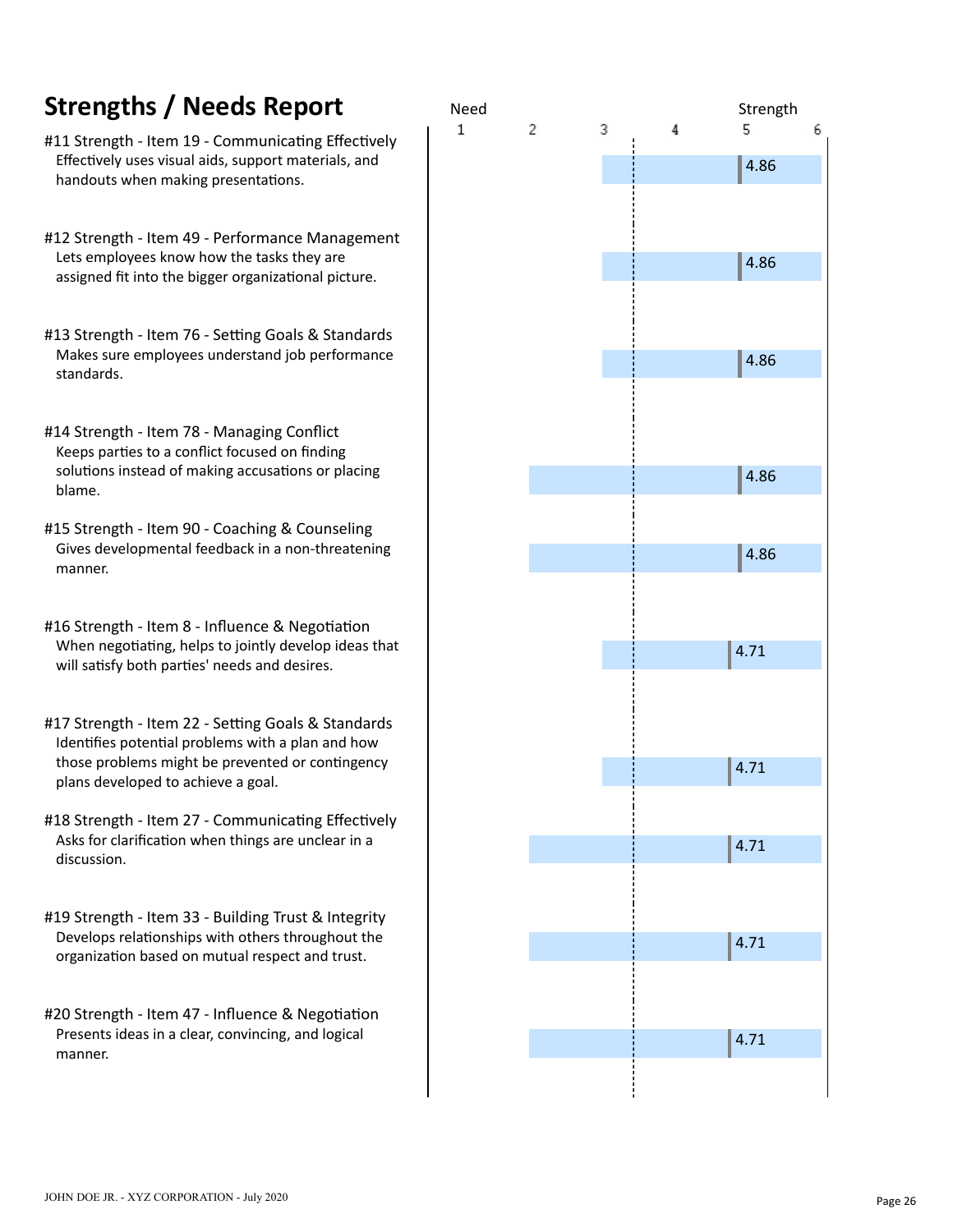## Strengths / Needs Report

| Item | Score |
|---|---|
| **#11 Strength - Item 19 - Communicating Effectively**<br>Effectively uses visual aids, support materials, and handouts when making presentations. | 4.86 |
| **#12 Strength - Item 49 - Performance Management**<br>Lets employees know how the tasks they are assigned fit into the bigger organizational picture. | 4.86 |
| **#13 Strength - Item 76 - Setting Goals & Standards**<br>Makes sure employees understand job performance standards. | 4.86 |
| **#14 Strength - Item 78 - Managing Conflict**<br>Keeps parties to a conflict focused on finding solutions instead of making accusations or placing blame. | 4.86 |
| **#15 Strength - Item 90 - Coaching & Counseling**<br>Gives developmental feedback in a non-threatening manner. | 4.86 |
| **#16 Strength - Item 8 - Influence & Negotiation**<br>When negotiating, helps to jointly develop ideas that will satisfy both parties' needs and desires. | 4.71 |
| **#17 Strength - Item 22 - Setting Goals & Standards**<br>Identifies potential problems with a plan and how those problems might be prevented or contingency plans developed to achieve a goal. | 4.71 |
| **#18 Strength - Item 27 - Communicating Effectively**<br>Asks for clarification when things are unclear in a discussion. | 4.71 |
| **#19 Strength - Item 33 - Building Trust & Integrity**<br>Develops relationships with others throughout the organization based on mutual respect and trust. | 4.71 |
| **#20 Strength - Item 47 - Influence & Negotiation**<br>Presents ideas in a clear, convincing, and logical manner. | 4.71 |

Scale: Need 1 – 2 – 3 – 4 – 5 – 6 Strength

JOHN DOE JR. - XYZ CORPORATION - July 2020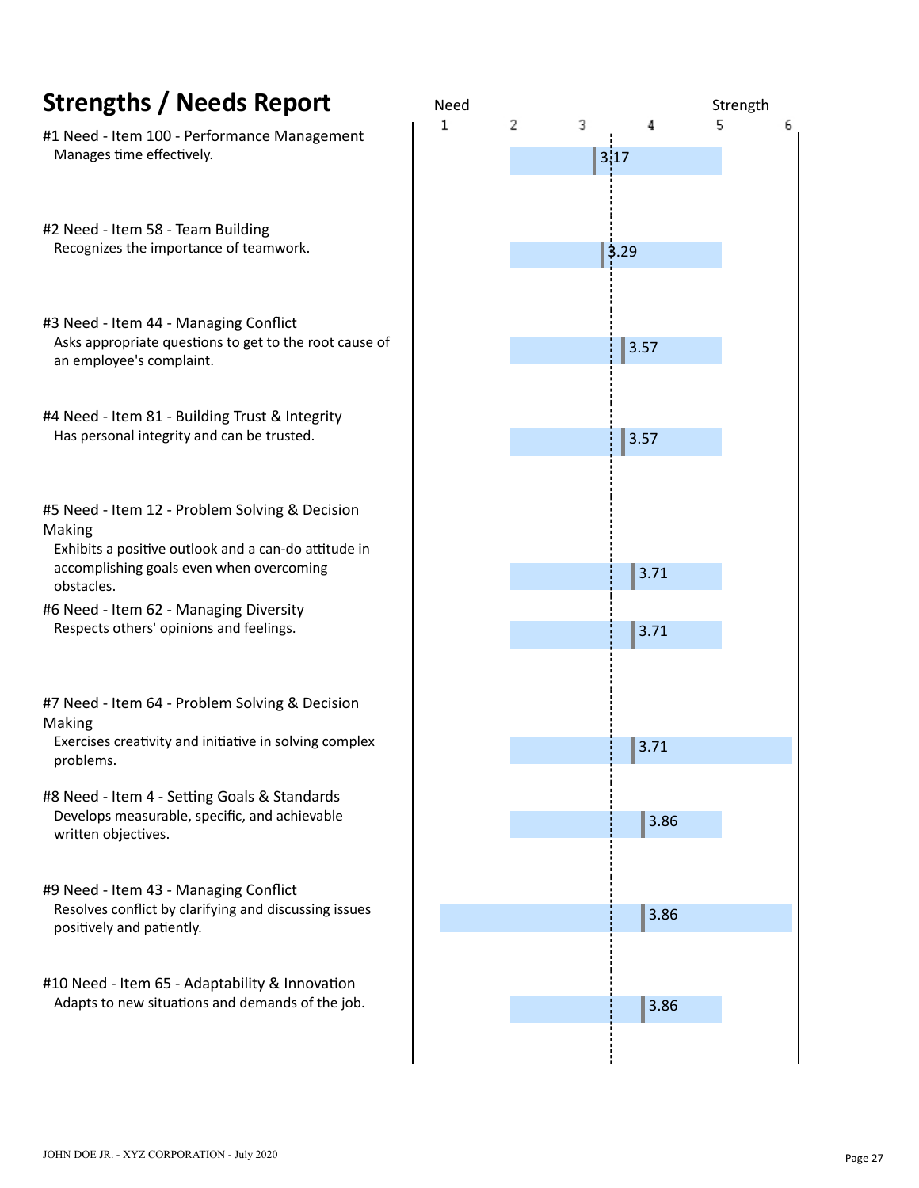# Strengths / Needs Report

Need 1 2 3 4 5 6 Strength

#1 Need - Item 100 - Performance Management
Manages time effectively.
3.17

#2 Need - Item 58 - Team Building
Recognizes the importance of teamwork.
3.29

#3 Need - Item 44 - Managing Conflict
Asks appropriate questions to get to the root cause of an employee's complaint.
3.57

#4 Need - Item 81 - Building Trust & Integrity
Has personal integrity and can be trusted.
3.57

#5 Need - Item 12 - Problem Solving & Decision Making
Exhibits a positive outlook and a can-do attitude in accomplishing goals even when overcoming obstacles.
3.71

#6 Need - Item 62 - Managing Diversity
Respects others' opinions and feelings.
3.71

#7 Need - Item 64 - Problem Solving & Decision Making
Exercises creativity and initiative in solving complex problems.
3.71

#8 Need - Item 4 - Setting Goals & Standards
Develops measurable, specific, and achievable written objectives.
3.86

#9 Need - Item 43 - Managing Conflict
Resolves conflict by clarifying and discussing issues positively and patiently.
3.86

#10 Need - Item 65 - Adaptability & Innovation
Adapts to new situations and demands of the job.
3.86

JOHN DOE JR. - XYZ CORPORATION - July 2020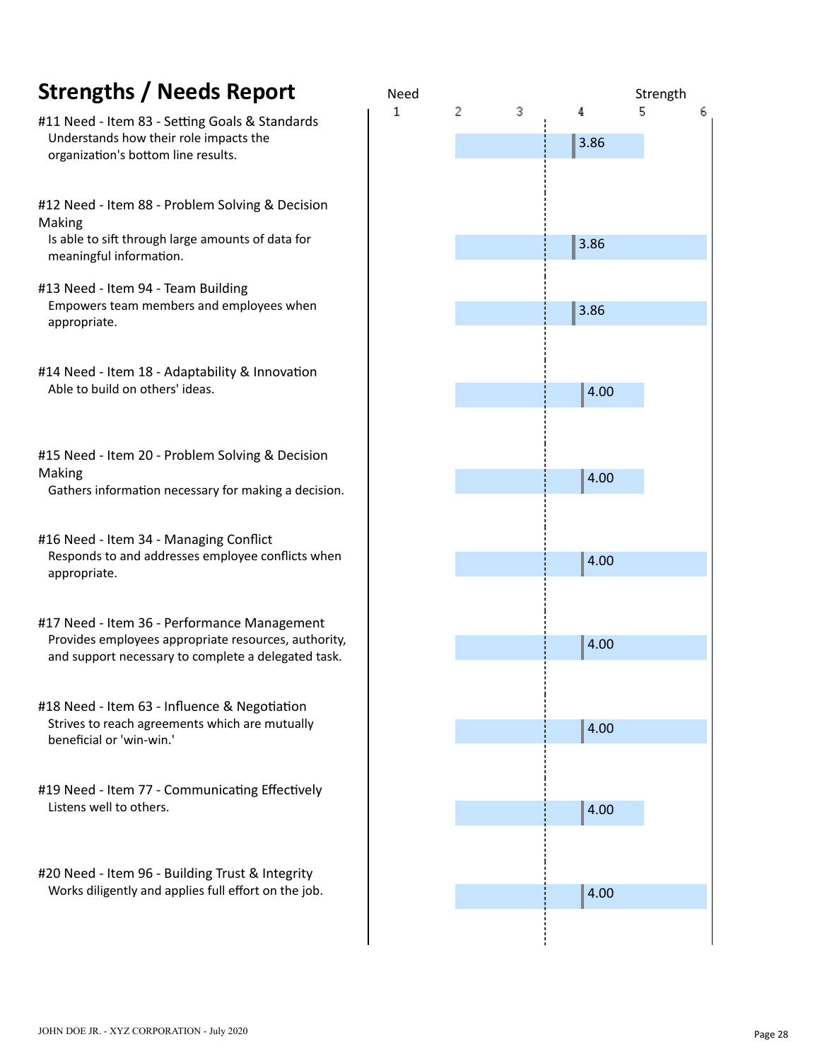# Strengths / Needs Report

Scale: Need 1 – 2 – 3 – 4 – 5 – 6 Strength

| Item | Score |
|---|---|
| #11 Need - Item 83 - Setting Goals & Standards<br>Understands how their role impacts the organization's bottom line results. | 3.86 |
| #12 Need - Item 88 - Problem Solving & Decision Making<br>Is able to sift through large amounts of data for meaningful information. | 3.86 |
| #13 Need - Item 94 - Team Building<br>Empowers team members and employees when appropriate. | 3.86 |
| #14 Need - Item 18 - Adaptability & Innovation<br>Able to build on others' ideas. | 4.00 |
| #15 Need - Item 20 - Problem Solving & Decision Making<br>Gathers information necessary for making a decision. | 4.00 |
| #16 Need - Item 34 - Managing Conflict<br>Responds to and addresses employee conflicts when appropriate. | 4.00 |
| #17 Need - Item 36 - Performance Management<br>Provides employees appropriate resources, authority, and support necessary to complete a delegated task. | 4.00 |
| #18 Need - Item 63 - Influence & Negotiation<br>Strives to reach agreements which are mutually beneficial or 'win-win.' | 4.00 |
| #19 Need - Item 77 - Communicating Effectively<br>Listens well to others. | 4.00 |
| #20 Need - Item 96 - Building Trust & Integrity<br>Works diligently and applies full effort on the job. | 4.00 |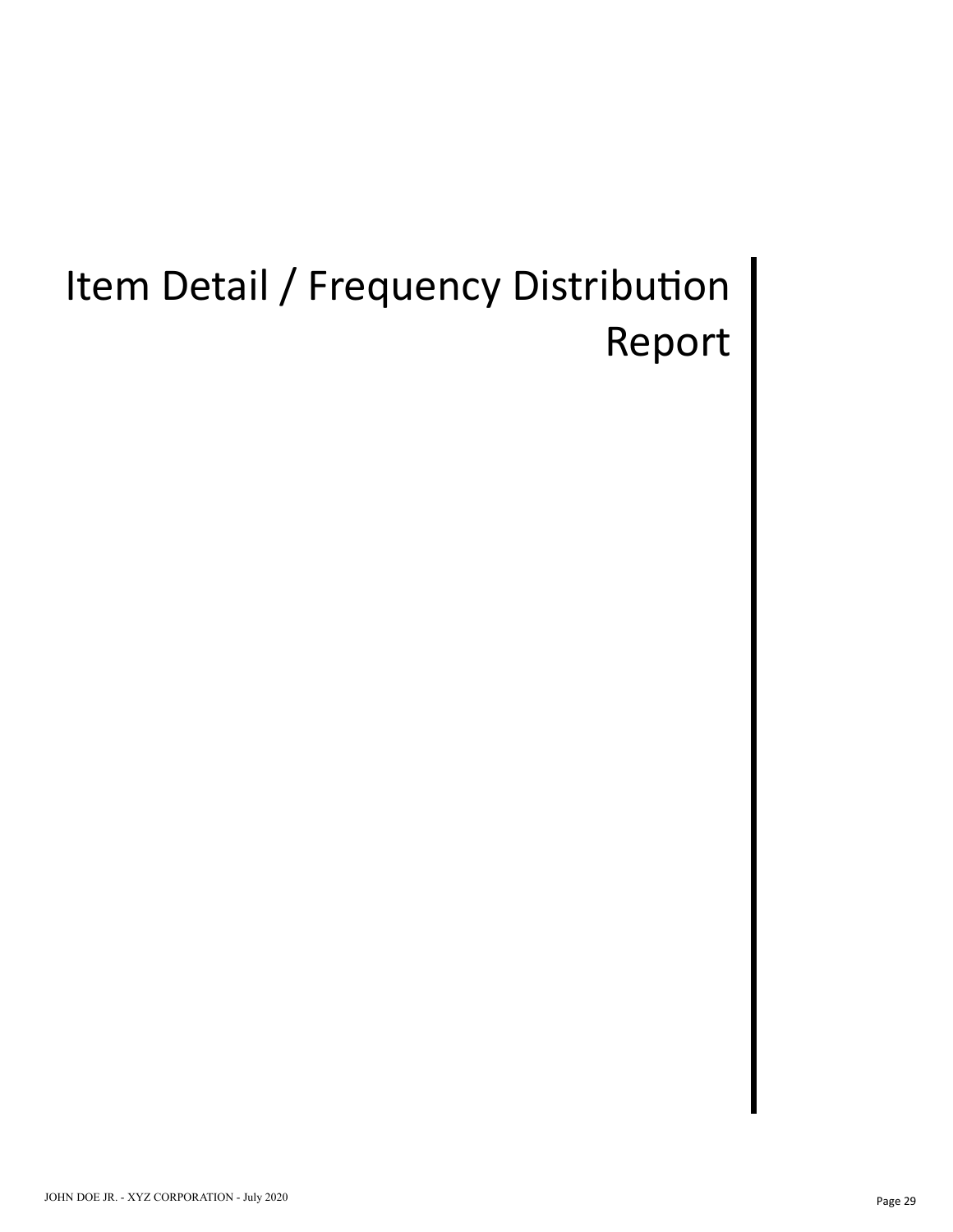# Item Detail / Frequency Distribution Report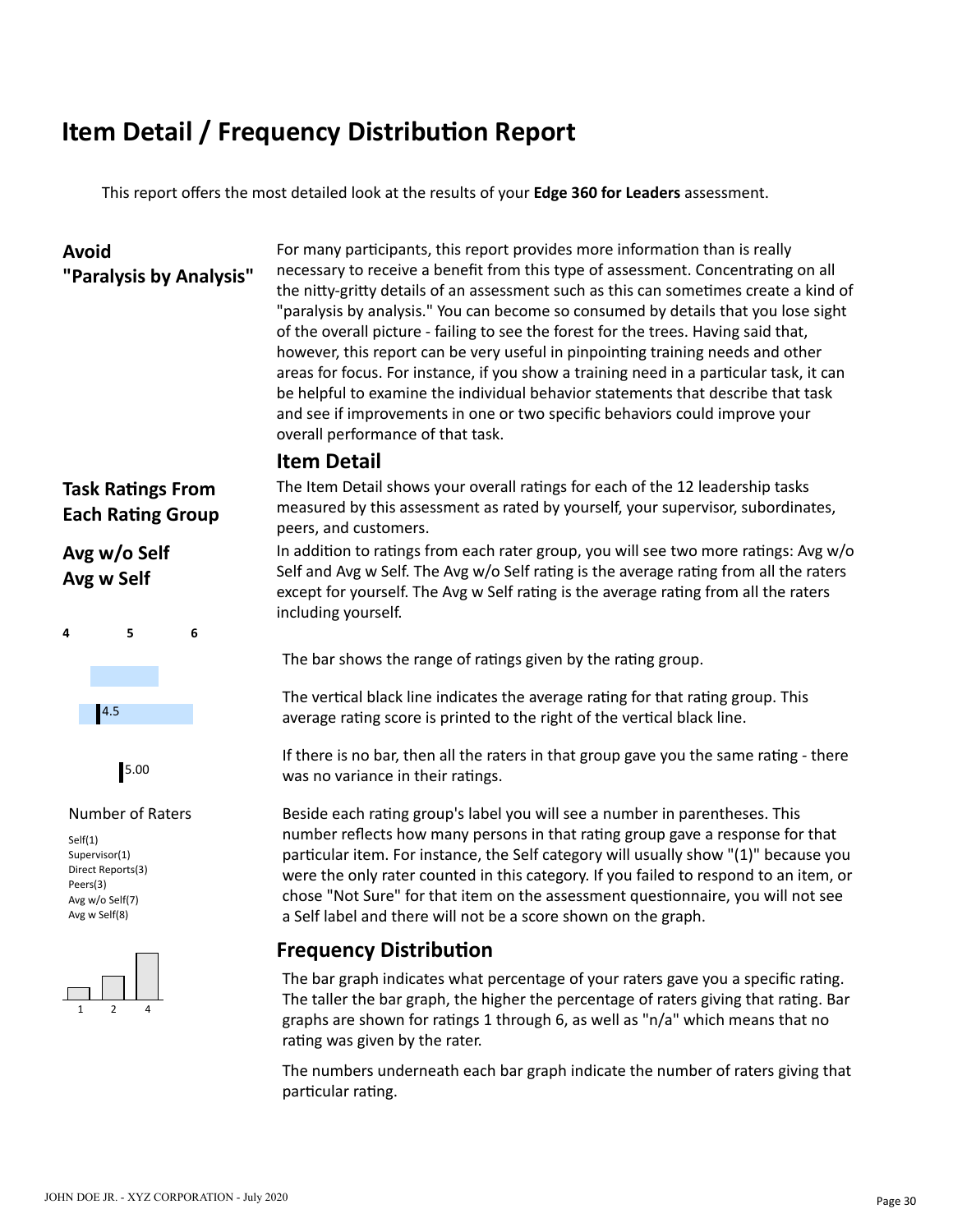# Item Detail / Frequency Distribution Report

This report offers the most detailed look at the results of your **Edge 360 for Leaders** assessment.

**Avoid "Paralysis by Analysis"**

For many participants, this report provides more information than is really necessary to receive a benefit from this type of assessment. Concentrating on all the nitty-gritty details of an assessment such as this can sometimes create a kind of "paralysis by analysis." You can become so consumed by details that you lose sight of the overall picture - failing to see the forest for the trees. Having said that, however, this report can be very useful in pinpointing training needs and other areas for focus. For instance, if you show a training need in a particular task, it can be helpful to examine the individual behavior statements that describe that task and see if improvements in one or two specific behaviors could improve your overall performance of that task.

## Item Detail

**Task Ratings From Each Rating Group**

The Item Detail shows your overall ratings for each of the 12 leadership tasks measured by this assessment as rated by yourself, your supervisor, subordinates, peers, and customers.

**Avg w/o Self**
**Avg w Self**

In addition to ratings from each rater group, you will see two more ratings: Avg w/o Self and Avg w Self. The Avg w/o Self rating is the average rating from all the raters except for yourself. The Avg w Self rating is the average rating from all the raters including yourself.

4 5 6

The bar shows the range of ratings given by the rating group.

4.5

The vertical black line indicates the average rating for that rating group. This average rating score is printed to the right of the vertical black line.

5.00

If there is no bar, then all the raters in that group gave you the same rating - there was no variance in their ratings.

Number of Raters

Self(1)
Supervisor(1)
Direct Reports(3)
Peers(3)
Avg w/o Self(7)
Avg w Self(8)

Beside each rating group's label you will see a number in parentheses. This number reflects how many persons in that rating group gave a response for that particular item. For instance, the Self category will usually show "(1)" because you were the only rater counted in this category. If you failed to respond to an item, or chose "Not Sure" for that item on the assessment questionnaire, you will not see a Self label and there will not be a score shown on the graph.

## Frequency Distribution

The bar graph indicates what percentage of your raters gave you a specific rating. The taller the bar graph, the higher the percentage of raters giving that rating. Bar graphs are shown for ratings 1 through 6, as well as "n/a" which means that no rating was given by the rater.

1 2 4

The numbers underneath each bar graph indicate the number of raters giving that particular rating.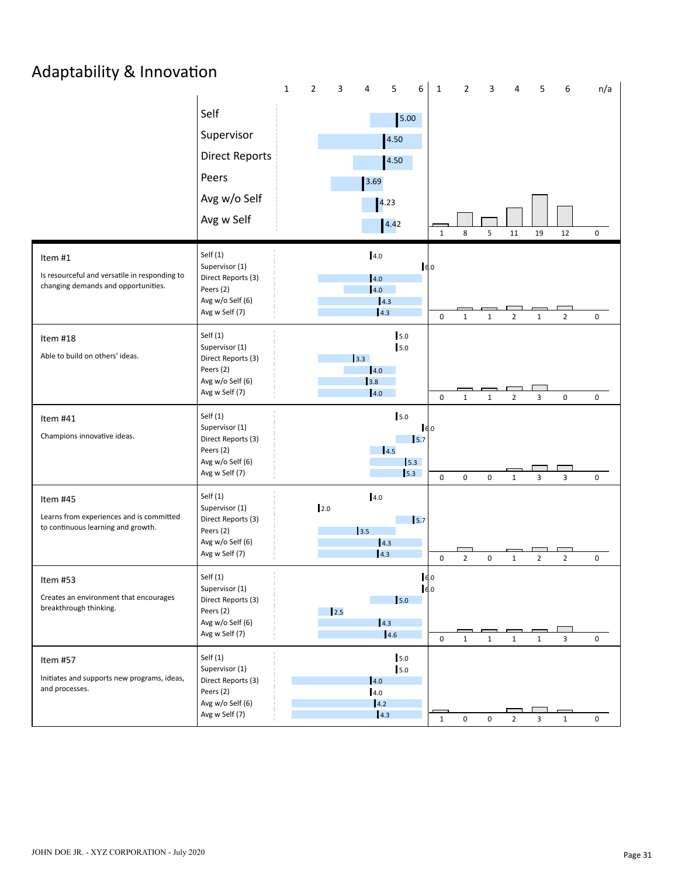# Adaptability & Innovation

| | Rater | Score | 1 | 2 | 3 | 4 | 5 | 6 | n/a |
|---|---|---|---|---|---|---|---|---|---|
| | Self | 5.00 | 1 | 8 | 5 | 11 | 19 | 12 | 0 |
| | Supervisor | 4.50 | | | | | | | |
| | Direct Reports | 4.50 | | | | | | | |
| | Peers | 3.69 | | | | | | | |
| | Avg w/o Self | 4.23 | | | | | | | |
| | Avg w Self | 4.42 | | | | | | | |
| **Item #1**<br>Is resourceful and versatile in responding to changing demands and opportunities. | Self (1) | 4.0 | 0 | 1 | 1 | 2 | 1 | 2 | 0 |
| | Supervisor (1) | 6.0 | | | | | | | |
| | Direct Reports (3) | 4.0 | | | | | | | |
| | Peers (2) | 4.0 | | | | | | | |
| | Avg w/o Self (6) | 4.3 | | | | | | | |
| | Avg w Self (7) | 4.3 | | | | | | | |
| **Item #18**<br>Able to build on others' ideas. | Self (1) | 5.0 | 0 | 1 | 1 | 2 | 3 | 0 | 0 |
| | Supervisor (1) | 5.0 | | | | | | | |
| | Direct Reports (3) | 3.3 | | | | | | | |
| | Peers (2) | 4.0 | | | | | | | |
| | Avg w/o Self (6) | 3.8 | | | | | | | |
| | Avg w Self (7) | 4.0 | | | | | | | |
| **Item #41**<br>Champions innovative ideas. | Self (1) | 5.0 | 0 | 0 | 0 | 1 | 3 | 3 | 0 |
| | Supervisor (1) | 6.0 | | | | | | | |
| | Direct Reports (3) | 5.7 | | | | | | | |
| | Peers (2) | 4.5 | | | | | | | |
| | Avg w/o Self (6) | 5.3 | | | | | | | |
| | Avg w Self (7) | 5.3 | | | | | | | |
| **Item #45**<br>Learns from experiences and is committed to continuous learning and growth. | Self (1) | 4.0 | 0 | 2 | 0 | 1 | 2 | 2 | 0 |
| | Supervisor (1) | 2.0 | | | | | | | |
| | Direct Reports (3) | 5.7 | | | | | | | |
| | Peers (2) | 3.5 | | | | | | | |
| | Avg w/o Self (6) | 4.3 | | | | | | | |
| | Avg w Self (7) | 4.3 | | | | | | | |
| **Item #53**<br>Creates an environment that encourages breakthrough thinking. | Self (1) | 6.0 | 0 | 1 | 1 | 1 | 1 | 3 | 0 |
| | Supervisor (1) | 6.0 | | | | | | | |
| | Direct Reports (3) | 5.0 | | | | | | | |
| | Peers (2) | 2.5 | | | | | | | |
| | Avg w/o Self (6) | 4.3 | | | | | | | |
| | Avg w Self (7) | 4.6 | | | | | | | |
| **Item #57**<br>Initiates and supports new programs, ideas, and processes. | Self (1) | 5.0 | 1 | 0 | 0 | 2 | 3 | 1 | 0 |
| | Supervisor (1) | 5.0 | | | | | | | |
| | Direct Reports (3) | 4.0 | | | | | | | |
| | Peers (2) | 4.0 | | | | | | | |
| | Avg w/o Self (6) | 4.2 | | | | | | | |
| | Avg w Self (7) | 4.3 | | | | | | | |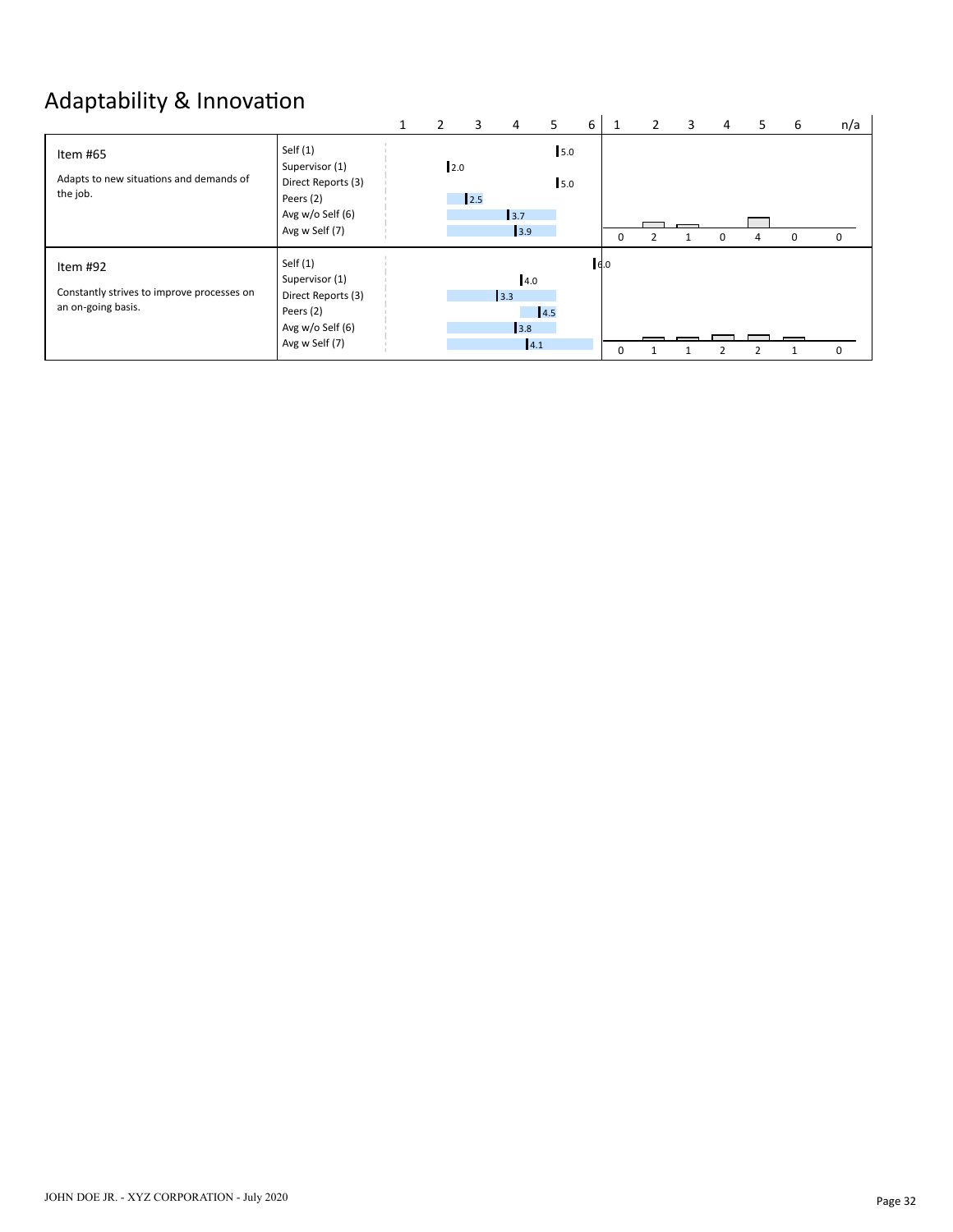# Adaptability & Innovation

| Item | Rater group | Score | 1 | 2 | 3 | 4 | 5 | 6 | n/a |
|---|---|---|---|---|---|---|---|---|---|
| **Item #65**<br>Adapts to new situations and demands of the job. | Self (1) | 5.0 | 0 | 2 | 1 | 0 | 4 | 0 | 0 |
| | Supervisor (1) | 2.0 | | | | | | | |
| | Direct Reports (3) | 5.0 | | | | | | | |
| | Peers (2) | 2.5 | | | | | | | |
| | Avg w/o Self (6) | 3.7 | | | | | | | |
| | Avg w Self (7) | 3.9 | | | | | | | |
| **Item #92**<br>Constantly strives to improve processes on an on-going basis. | Self (1) | 6.0 | 0 | 1 | 1 | 2 | 2 | 1 | 0 |
| | Supervisor (1) | 4.0 | | | | | | | |
| | Direct Reports (3) | 3.3 | | | | | | | |
| | Peers (2) | 4.5 | | | | | | | |
| | Avg w/o Self (6) | 3.8 | | | | | | | |
| | Avg w Self (7) | 4.1 | | | | | | | |

JOHN DOE JR. - XYZ CORPORATION - July 2020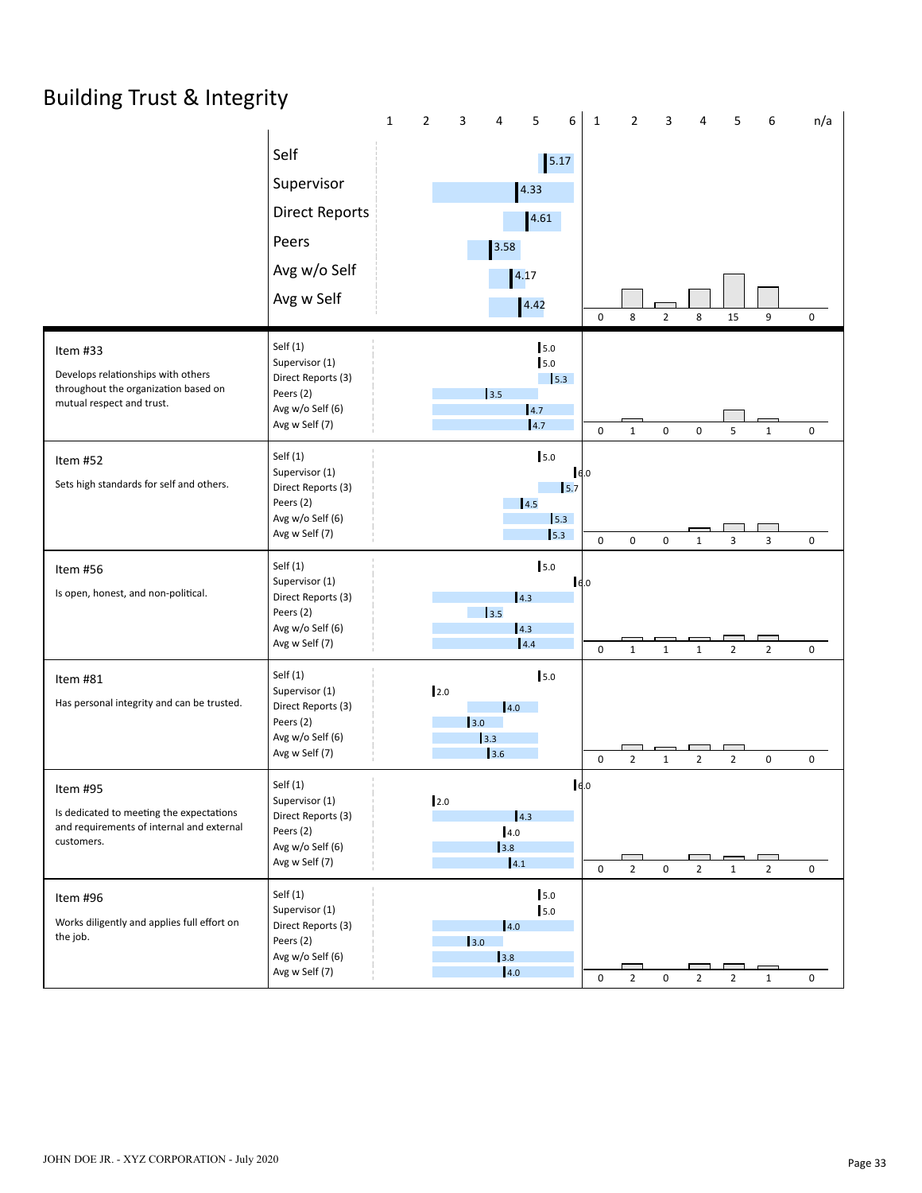# Building Trust & Integrity

| | Score | 1 | 2 | 3 | 4 | 5 | 6 | n/a |
|---|---|---|---|---|---|---|---|---|
| Self | 5.17 | | | | | | | |
| Supervisor | 4.33 | | | | | | | |
| Direct Reports | 4.61 | | | | | | | |
| Peers | 3.58 | | | | | | | |
| Avg w/o Self | 4.17 | | | | | | | |
| Avg w Self | 4.42 | 0 | 8 | 2 | 8 | 15 | 9 | 0 |

| Item | Rater | Score | 1 | 2 | 3 | 4 | 5 | 6 | n/a |
|---|---|---|---|---|---|---|---|---|---|
| **Item #33** Develops relationships with others throughout the organization based on mutual respect and trust. | Self (1) | 5.0 | | | | | | | |
| | Supervisor (1) | 5.0 | | | | | | | |
| | Direct Reports (3) | 5.3 | | | | | | | |
| | Peers (2) | 3.5 | | | | | | | |
| | Avg w/o Self (6) | 4.7 | | | | | | | |
| | Avg w Self (7) | 4.7 | 0 | 1 | 0 | 0 | 5 | 1 | 0 |
| **Item #52** Sets high standards for self and others. | Self (1) | 5.0 | | | | | | | |
| | Supervisor (1) | 6.0 | | | | | | | |
| | Direct Reports (3) | 5.7 | | | | | | | |
| | Peers (2) | 4.5 | | | | | | | |
| | Avg w/o Self (6) | 5.3 | | | | | | | |
| | Avg w Self (7) | 5.3 | 0 | 0 | 0 | 1 | 3 | 3 | 0 |
| **Item #56** Is open, honest, and non-political. | Self (1) | 5.0 | | | | | | | |
| | Supervisor (1) | 6.0 | | | | | | | |
| | Direct Reports (3) | 4.3 | | | | | | | |
| | Peers (2) | 3.5 | | | | | | | |
| | Avg w/o Self (6) | 4.3 | | | | | | | |
| | Avg w Self (7) | 4.4 | 0 | 1 | 1 | 1 | 2 | 2 | 0 |
| **Item #81** Has personal integrity and can be trusted. | Self (1) | 5.0 | | | | | | | |
| | Supervisor (1) | 2.0 | | | | | | | |
| | Direct Reports (3) | 4.0 | | | | | | | |
| | Peers (2) | 3.0 | | | | | | | |
| | Avg w/o Self (6) | 3.3 | | | | | | | |
| | Avg w Self (7) | 3.6 | 0 | 2 | 1 | 2 | 2 | 0 | 0 |
| **Item #95** Is dedicated to meeting the expectations and requirements of internal and external customers. | Self (1) | 6.0 | | | | | | | |
| | Supervisor (1) | 2.0 | | | | | | | |
| | Direct Reports (3) | 4.3 | | | | | | | |
| | Peers (2) | 4.0 | | | | | | | |
| | Avg w/o Self (6) | 3.8 | | | | | | | |
| | Avg w Self (7) | 4.1 | 0 | 2 | 0 | 2 | 1 | 2 | 0 |
| **Item #96** Works diligently and applies full effort on the job. | Self (1) | 5.0 | | | | | | | |
| | Supervisor (1) | 5.0 | | | | | | | |
| | Direct Reports (3) | 4.0 | | | | | | | |
| | Peers (2) | 3.0 | | | | | | | |
| | Avg w/o Self (6) | 3.8 | | | | | | | |
| | Avg w Self (7) | 4.0 | 0 | 2 | 0 | 2 | 2 | 1 | 0 |

JOHN DOE JR. - XYZ CORPORATION - July 2020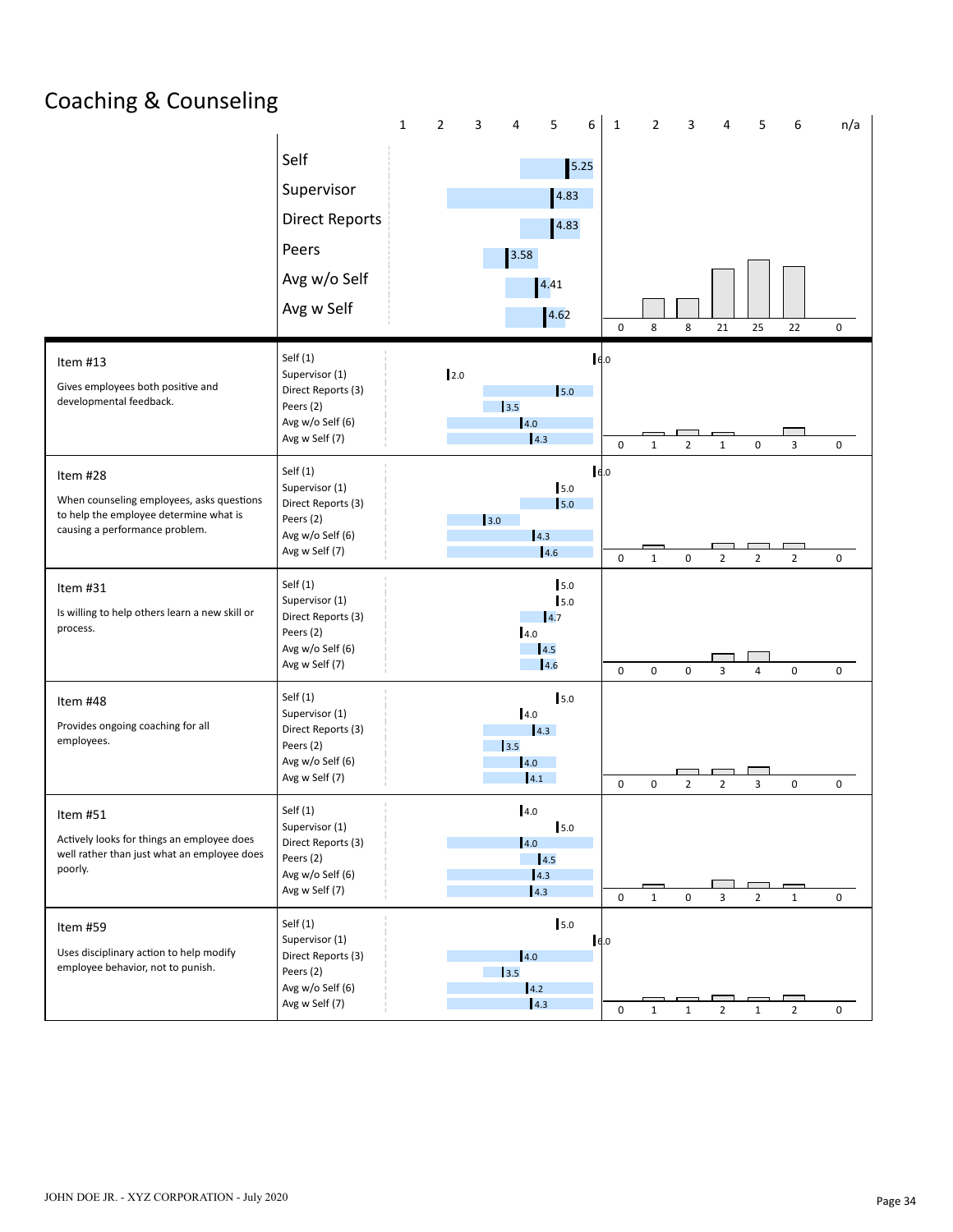# Coaching & Counseling

| Rater | Score |
|---|---|
| Self | 5.25 |
| Supervisor | 4.83 |
| Direct Reports | 4.83 |
| Peers | 3.58 |
| Avg w/o Self | 4.41 |
| Avg w Self | 4.62 |

Response distribution (overall):

| 1 | 2 | 3 | 4 | 5 | 6 | n/a |
|---|---|---|---|---|---|---|
| 0 | 8 | 8 | 21 | 25 | 22 | 0 |

## Item #13

Gives employees both positive and developmental feedback.

| Rater | Score |
|---|---|
| Self (1) | 6.0 |
| Supervisor (1) | 2.0 |
| Direct Reports (3) | 5.0 |
| Peers (2) | 3.5 |
| Avg w/o Self (6) | 4.0 |
| Avg w Self (7) | 4.3 |

| 1 | 2 | 3 | 4 | 5 | 6 | n/a |
|---|---|---|---|---|---|---|
| 0 | 1 | 2 | 1 | 0 | 3 | 0 |

## Item #28

When counseling employees, asks questions to help the employee determine what is causing a performance problem.

| Rater | Score |
|---|---|
| Self (1) | 6.0 |
| Supervisor (1) | 5.0 |
| Direct Reports (3) | 5.0 |
| Peers (2) | 3.0 |
| Avg w/o Self (6) | 4.3 |
| Avg w Self (7) | 4.6 |

| 1 | 2 | 3 | 4 | 5 | 6 | n/a |
|---|---|---|---|---|---|---|
| 0 | 1 | 0 | 2 | 2 | 2 | 0 |

## Item #31

Is willing to help others learn a new skill or process.

| Rater | Score |
|---|---|
| Self (1) | 5.0 |
| Supervisor (1) | 5.0 |
| Direct Reports (3) | 4.7 |
| Peers (2) | 4.0 |
| Avg w/o Self (6) | 4.5 |
| Avg w Self (7) | 4.6 |

| 1 | 2 | 3 | 4 | 5 | 6 | n/a |
|---|---|---|---|---|---|---|
| 0 | 0 | 0 | 3 | 4 | 0 | 0 |

## Item #48

Provides ongoing coaching for all employees.

| Rater | Score |
|---|---|
| Self (1) | 5.0 |
| Supervisor (1) | 4.0 |
| Direct Reports (3) | 4.3 |
| Peers (2) | 3.5 |
| Avg w/o Self (6) | 4.0 |
| Avg w Self (7) | 4.1 |

| 1 | 2 | 3 | 4 | 5 | 6 | n/a |
|---|---|---|---|---|---|---|
| 0 | 0 | 2 | 2 | 3 | 0 | 0 |

## Item #51

Actively looks for things an employee does well rather than just what an employee does poorly.

| Rater | Score |
|---|---|
| Self (1) | 4.0 |
| Supervisor (1) | 5.0 |
| Direct Reports (3) | 4.0 |
| Peers (2) | 4.5 |
| Avg w/o Self (6) | 4.3 |
| Avg w Self (7) | 4.3 |

| 1 | 2 | 3 | 4 | 5 | 6 | n/a |
|---|---|---|---|---|---|---|
| 0 | 1 | 0 | 3 | 2 | 1 | 0 |

## Item #59

Uses disciplinary action to help modify employee behavior, not to punish.

| Rater | Score |
|---|---|
| Self (1) | 5.0 |
| Supervisor (1) | 6.0 |
| Direct Reports (3) | 4.0 |
| Peers (2) | 3.5 |
| Avg w/o Self (6) | 4.2 |
| Avg w Self (7) | 4.3 |

| 1 | 2 | 3 | 4 | 5 | 6 | n/a |
|---|---|---|---|---|---|---|
| 0 | 1 | 1 | 2 | 1 | 2 | 0 |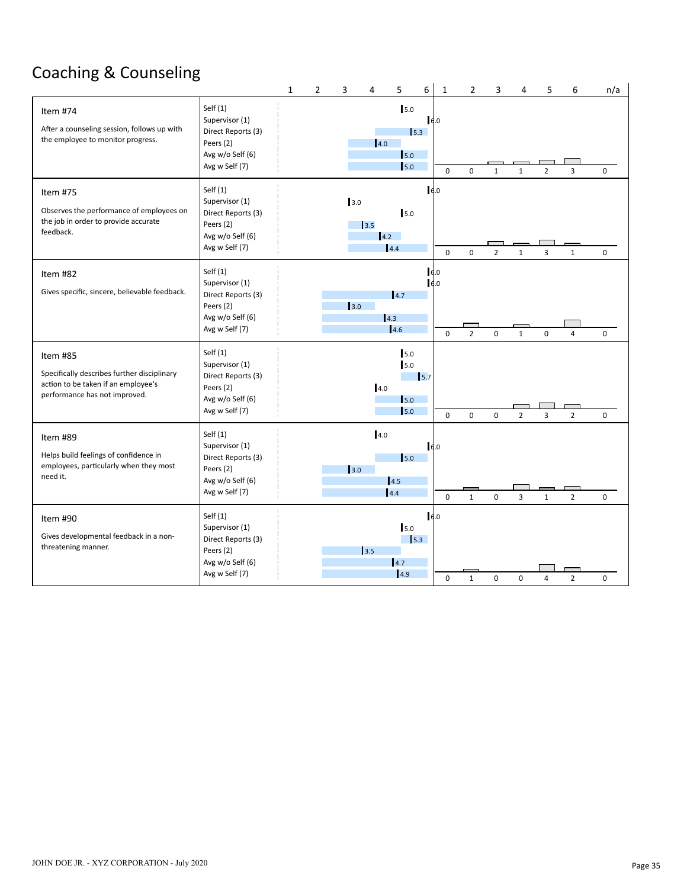# Coaching & Counseling

| Item | Rater | Score | 1 | 2 | 3 | 4 | 5 | 6 | n/a |
|---|---|---|---|---|---|---|---|---|---|
| **Item #74**<br>After a counseling session, follows up with the employee to monitor progress. | Self (1) | 5.0 | 0 | 0 | 1 | 1 | 2 | 3 | 0 |
| | Supervisor (1) | 6.0 | | | | | | | |
| | Direct Reports (3) | 5.3 | | | | | | | |
| | Peers (2) | 4.0 | | | | | | | |
| | Avg w/o Self (6) | 5.0 | | | | | | | |
| | Avg w Self (7) | 5.0 | | | | | | | |
| **Item #75**<br>Observes the performance of employees on the job in order to provide accurate feedback. | Self (1) | 6.0 | 0 | 0 | 2 | 1 | 3 | 1 | 0 |
| | Supervisor (1) | 3.0 | | | | | | | |
| | Direct Reports (3) | 5.0 | | | | | | | |
| | Peers (2) | 3.5 | | | | | | | |
| | Avg w/o Self (6) | 4.2 | | | | | | | |
| | Avg w Self (7) | 4.4 | | | | | | | |
| **Item #82**<br>Gives specific, sincere, believable feedback. | Self (1) | 6.0 | 0 | 2 | 0 | 1 | 0 | 4 | 0 |
| | Supervisor (1) | 6.0 | | | | | | | |
| | Direct Reports (3) | 4.7 | | | | | | | |
| | Peers (2) | 3.0 | | | | | | | |
| | Avg w/o Self (6) | 4.3 | | | | | | | |
| | Avg w Self (7) | 4.6 | | | | | | | |
| **Item #85**<br>Specifically describes further disciplinary action to be taken if an employee's performance has not improved. | Self (1) | 5.0 | 0 | 0 | 0 | 2 | 3 | 2 | 0 |
| | Supervisor (1) | 5.0 | | | | | | | |
| | Direct Reports (3) | 5.7 | | | | | | | |
| | Peers (2) | 4.0 | | | | | | | |
| | Avg w/o Self (6) | 5.0 | | | | | | | |
| | Avg w Self (7) | 5.0 | | | | | | | |
| **Item #89**<br>Helps build feelings of confidence in employees, particularly when they most need it. | Self (1) | 4.0 | 0 | 1 | 0 | 3 | 1 | 2 | 0 |
| | Supervisor (1) | 6.0 | | | | | | | |
| | Direct Reports (3) | 5.0 | | | | | | | |
| | Peers (2) | 3.0 | | | | | | | |
| | Avg w/o Self (6) | 4.5 | | | | | | | |
| | Avg w Self (7) | 4.4 | | | | | | | |
| **Item #90**<br>Gives developmental feedback in a non-threatening manner. | Self (1) | 6.0 | 0 | 1 | 0 | 0 | 4 | 2 | 0 |
| | Supervisor (1) | 5.0 | | | | | | | |
| | Direct Reports (3) | 5.3 | | | | | | | |
| | Peers (2) | 3.5 | | | | | | | |
| | Avg w/o Self (6) | 4.7 | | | | | | | |
| | Avg w Self (7) | 4.9 | | | | | | | |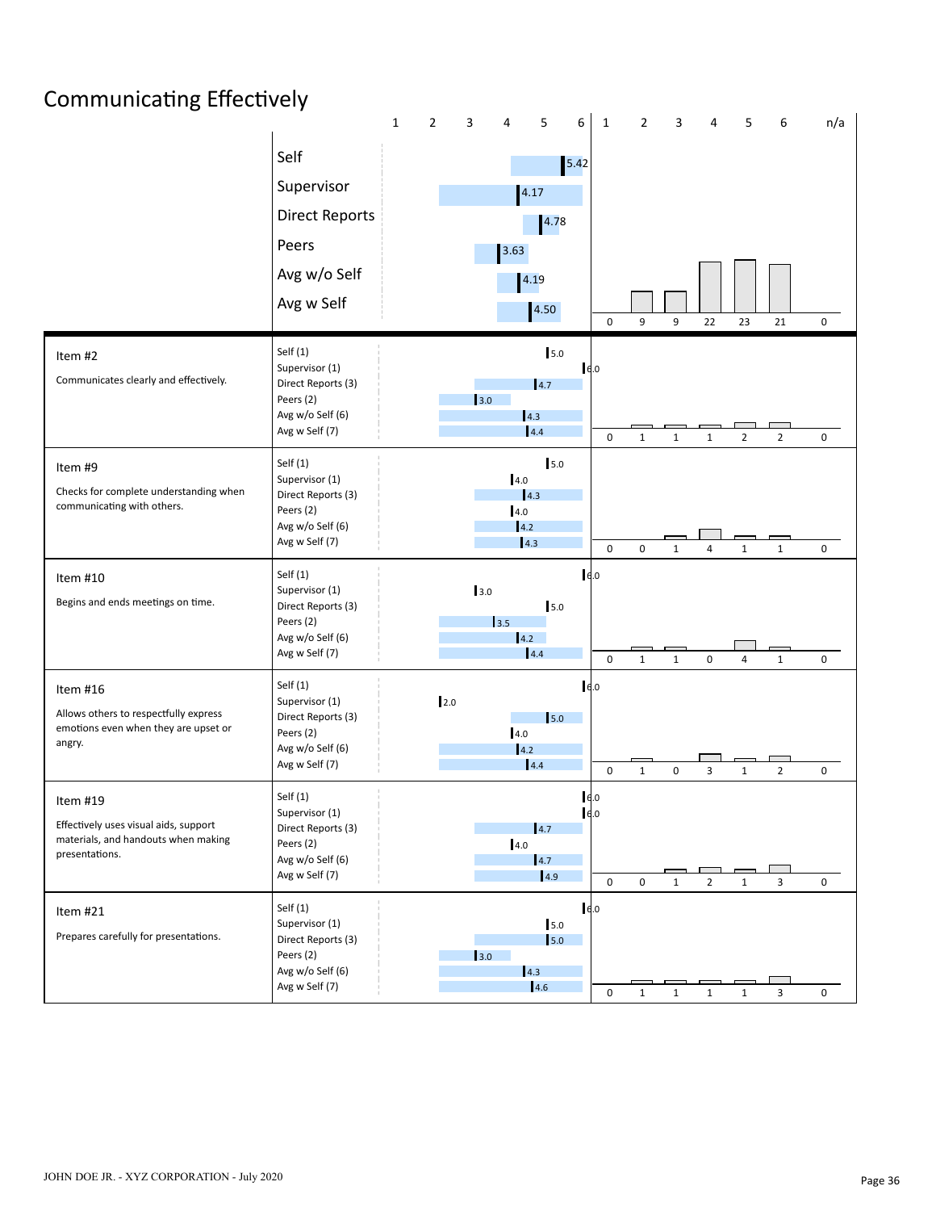# Communicating Effectively

| | Score (1–6) |
|---|---|
| Self | 5.42 |
| Supervisor | 4.17 |
| Direct Reports | 4.78 |
| Peers | 3.63 |
| Avg w/o Self | 4.19 |
| Avg w Self | 4.50 |

| 1 | 2 | 3 | 4 | 5 | 6 | n/a |
|---|---|---|---|---|---|---|
| 0 | 9 | 9 | 22 | 23 | 21 | 0 |

## Item #2

Communicates clearly and effectively.

| | Score |
|---|---|
| Self (1) | 5.0 |
| Supervisor (1) | 6.0 |
| Direct Reports (3) | 4.7 |
| Peers (2) | 3.0 |
| Avg w/o Self (6) | 4.3 |
| Avg w Self (7) | 4.4 |

| 1 | 2 | 3 | 4 | 5 | 6 | n/a |
|---|---|---|---|---|---|---|
| 0 | 1 | 1 | 1 | 2 | 2 | 0 |

## Item #9

Checks for complete understanding when communicating with others.

| | Score |
|---|---|
| Self (1) | 5.0 |
| Supervisor (1) | 4.0 |
| Direct Reports (3) | 4.3 |
| Peers (2) | 4.0 |
| Avg w/o Self (6) | 4.2 |
| Avg w Self (7) | 4.3 |

| 1 | 2 | 3 | 4 | 5 | 6 | n/a |
|---|---|---|---|---|---|---|
| 0 | 0 | 1 | 4 | 1 | 1 | 0 |

## Item #10

Begins and ends meetings on time.

| | Score |
|---|---|
| Self (1) | 6.0 |
| Supervisor (1) | 3.0 |
| Direct Reports (3) | 5.0 |
| Peers (2) | 3.5 |
| Avg w/o Self (6) | 4.2 |
| Avg w Self (7) | 4.4 |

| 1 | 2 | 3 | 4 | 5 | 6 | n/a |
|---|---|---|---|---|---|---|
| 0 | 1 | 1 | 0 | 4 | 1 | 0 |

## Item #16

Allows others to respectfully express emotions even when they are upset or angry.

| | Score |
|---|---|
| Self (1) | 6.0 |
| Supervisor (1) | 2.0 |
| Direct Reports (3) | 5.0 |
| Peers (2) | 4.0 |
| Avg w/o Self (6) | 4.2 |
| Avg w Self (7) | 4.4 |

| 1 | 2 | 3 | 4 | 5 | 6 | n/a |
|---|---|---|---|---|---|---|
| 0 | 1 | 0 | 3 | 1 | 2 | 0 |

## Item #19

Effectively uses visual aids, support materials, and handouts when making presentations.

| | Score |
|---|---|
| Self (1) | 6.0 |
| Supervisor (1) | 6.0 |
| Direct Reports (3) | 4.7 |
| Peers (2) | 4.0 |
| Avg w/o Self (6) | 4.7 |
| Avg w Self (7) | 4.9 |

| 1 | 2 | 3 | 4 | 5 | 6 | n/a |
|---|---|---|---|---|---|---|
| 0 | 0 | 1 | 2 | 1 | 3 | 0 |

## Item #21

Prepares carefully for presentations.

| | Score |
|---|---|
| Self (1) | 6.0 |
| Supervisor (1) | 5.0 |
| Direct Reports (3) | 5.0 |
| Peers (2) | 3.0 |
| Avg w/o Self (6) | 4.3 |
| Avg w Self (7) | 4.6 |

| 1 | 2 | 3 | 4 | 5 | 6 | n/a |
|---|---|---|---|---|---|---|
| 0 | 1 | 1 | 1 | 1 | 3 | 0 |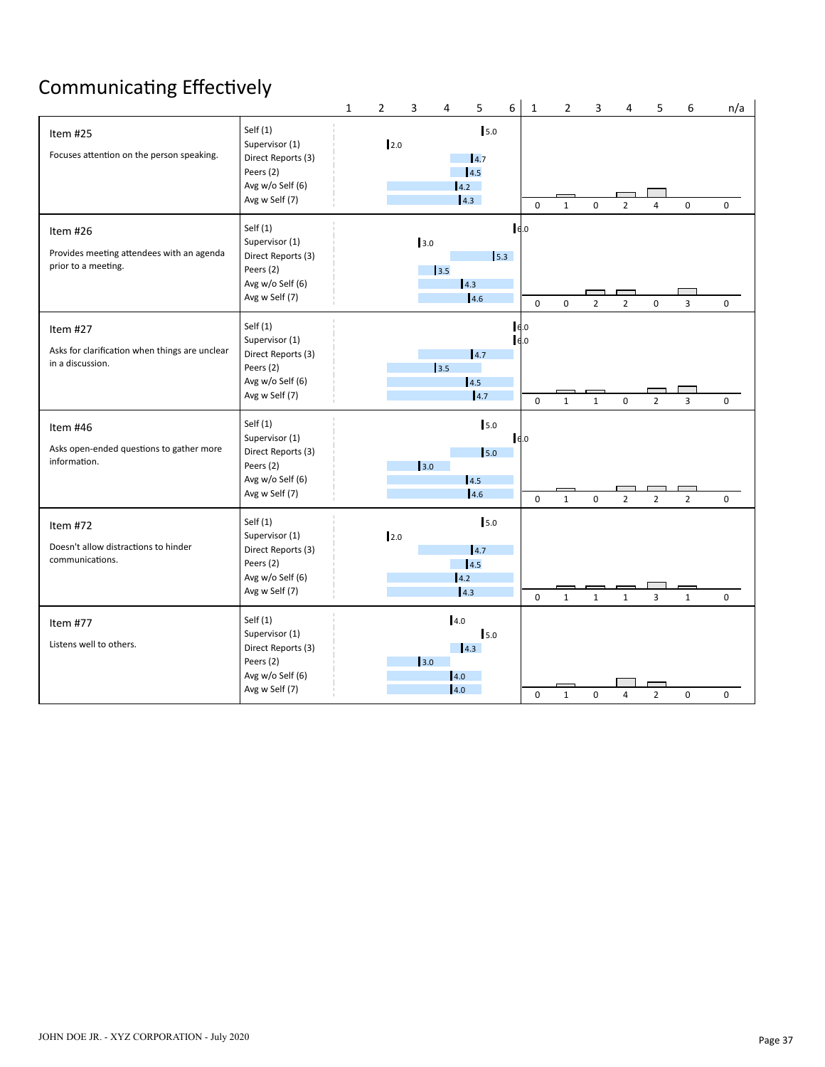# Communicating Effectively

| Item | Rater | Score | Distribution (1 / 2 / 3 / 4 / 5 / 6 / n/a) |
|---|---|---|---|
| **Item #25**<br>Focuses attention on the person speaking. | Self (1) | 5.0 | |
| | Supervisor (1) | 2.0 | |
| | Direct Reports (3) | 4.7 | |
| | Peers (2) | 4.5 | |
| | Avg w/o Self (6) | 4.2 | |
| | Avg w Self (7) | 4.3 | 0 / 1 / 0 / 2 / 4 / 0 / 0 |
| **Item #26**<br>Provides meeting attendees with an agenda prior to a meeting. | Self (1) | 6.0 | |
| | Supervisor (1) | 3.0 | |
| | Direct Reports (3) | 5.3 | |
| | Peers (2) | 3.5 | |
| | Avg w/o Self (6) | 4.3 | |
| | Avg w Self (7) | 4.6 | 0 / 0 / 2 / 2 / 0 / 3 / 0 |
| **Item #27**<br>Asks for clarification when things are unclear in a discussion. | Self (1) | 6.0 | |
| | Supervisor (1) | 6.0 | |
| | Direct Reports (3) | 4.7 | |
| | Peers (2) | 3.5 | |
| | Avg w/o Self (6) | 4.5 | |
| | Avg w Self (7) | 4.7 | 0 / 1 / 1 / 0 / 2 / 3 / 0 |
| **Item #46**<br>Asks open-ended questions to gather more information. | Self (1) | 5.0 | |
| | Supervisor (1) | 6.0 | |
| | Direct Reports (3) | 5.0 | |
| | Peers (2) | 3.0 | |
| | Avg w/o Self (6) | 4.5 | |
| | Avg w Self (7) | 4.6 | 0 / 1 / 0 / 2 / 2 / 2 / 0 |
| **Item #72**<br>Doesn't allow distractions to hinder communications. | Self (1) | 5.0 | |
| | Supervisor (1) | 2.0 | |
| | Direct Reports (3) | 4.7 | |
| | Peers (2) | 4.5 | |
| | Avg w/o Self (6) | 4.2 | |
| | Avg w Self (7) | 4.3 | 0 / 1 / 1 / 1 / 3 / 1 / 0 |
| **Item #77**<br>Listens well to others. | Self (1) | 4.0 | |
| | Supervisor (1) | 5.0 | |
| | Direct Reports (3) | 4.3 | |
| | Peers (2) | 3.0 | |
| | Avg w/o Self (6) | 4.0 | |
| | Avg w Self (7) | 4.0 | 0 / 1 / 0 / 4 / 2 / 0 / 0 |

JOHN DOE JR. - XYZ CORPORATION - July 2020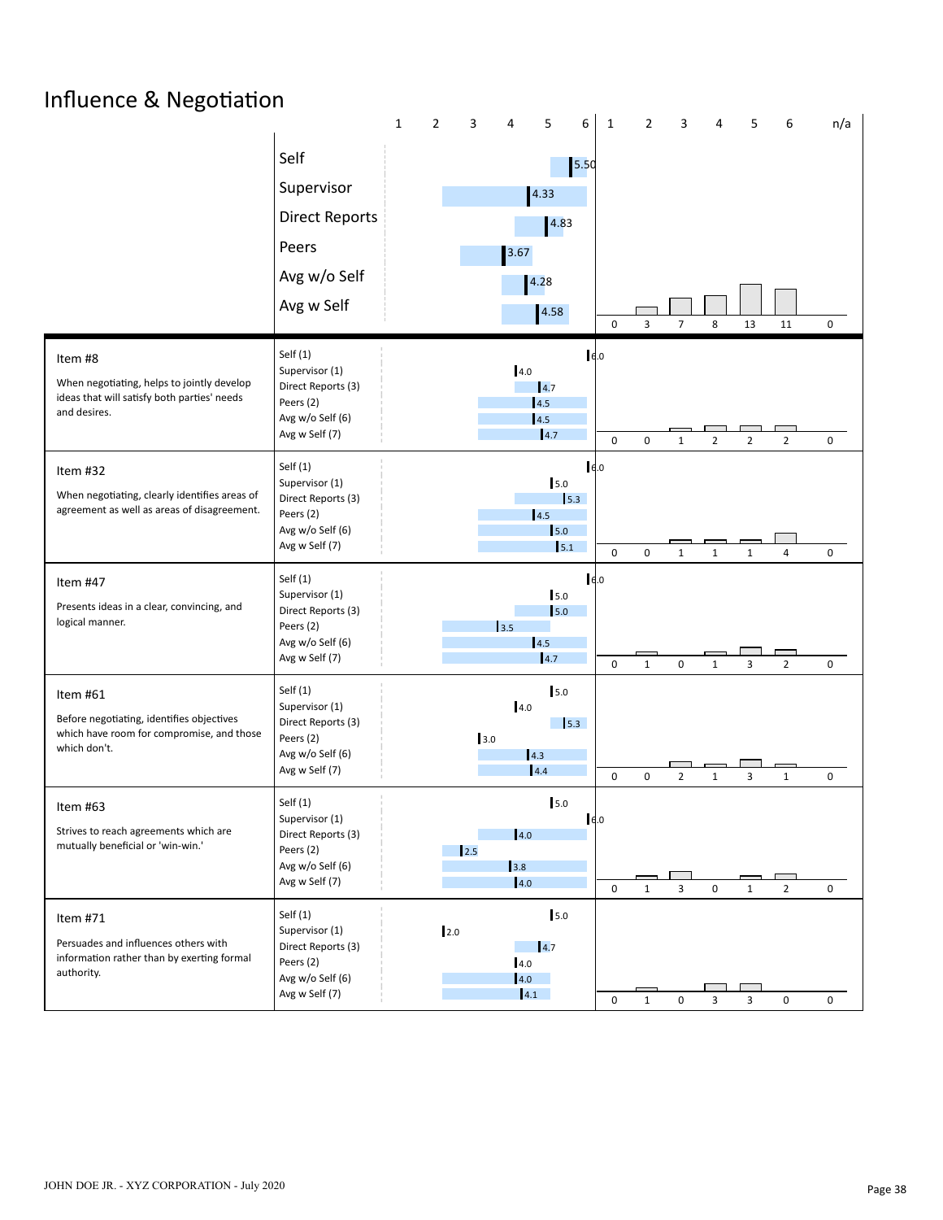# Influence & Negotiation

| | Score (1–6) |
|---|---|
| Self | 5.50 |
| Supervisor | 4.33 |
| Direct Reports | 4.83 |
| Peers | 3.67 |
| Avg w/o Self | 4.28 |
| Avg w Self | 4.58 |

| 1 | 2 | 3 | 4 | 5 | 6 | n/a |
|---|---|---|---|---|---|---|
| 0 | 3 | 7 | 8 | 13 | 11 | 0 |

| Item | Rater | Score | 1 | 2 | 3 | 4 | 5 | 6 | n/a |
|---|---|---|---|---|---|---|---|---|---|
| **Item #8** When negotiating, helps to jointly develop ideas that will satisfy both parties' needs and desires. | Self (1) | 6.0 | 0 | 0 | 1 | 2 | 2 | 2 | 0 |
| | Supervisor (1) | 4.0 | | | | | | | |
| | Direct Reports (3) | 4.7 | | | | | | | |
| | Peers (2) | 4.5 | | | | | | | |
| | Avg w/o Self (6) | 4.5 | | | | | | | |
| | Avg w Self (7) | 4.7 | | | | | | | |
| **Item #32** When negotiating, clearly identifies areas of agreement as well as areas of disagreement. | Self (1) | 6.0 | 0 | 0 | 1 | 1 | 1 | 4 | 0 |
| | Supervisor (1) | 5.0 | | | | | | | |
| | Direct Reports (3) | 5.3 | | | | | | | |
| | Peers (2) | 4.5 | | | | | | | |
| | Avg w/o Self (6) | 5.0 | | | | | | | |
| | Avg w Self (7) | 5.1 | | | | | | | |
| **Item #47** Presents ideas in a clear, convincing, and logical manner. | Self (1) | 6.0 | 0 | 1 | 0 | 1 | 3 | 2 | 0 |
| | Supervisor (1) | 5.0 | | | | | | | |
| | Direct Reports (3) | 5.0 | | | | | | | |
| | Peers (2) | 3.5 | | | | | | | |
| | Avg w/o Self (6) | 4.5 | | | | | | | |
| | Avg w Self (7) | 4.7 | | | | | | | |
| **Item #61** Before negotiating, identifies objectives which have room for compromise, and those which don't. | Self (1) | 5.0 | 0 | 0 | 2 | 1 | 3 | 1 | 0 |
| | Supervisor (1) | 4.0 | | | | | | | |
| | Direct Reports (3) | 5.3 | | | | | | | |
| | Peers (2) | 3.0 | | | | | | | |
| | Avg w/o Self (6) | 4.3 | | | | | | | |
| | Avg w Self (7) | 4.4 | | | | | | | |
| **Item #63** Strives to reach agreements which are mutually beneficial or 'win-win.' | Self (1) | 5.0 | 0 | 1 | 3 | 0 | 1 | 2 | 0 |
| | Supervisor (1) | 6.0 | | | | | | | |
| | Direct Reports (3) | 4.0 | | | | | | | |
| | Peers (2) | 2.5 | | | | | | | |
| | Avg w/o Self (6) | 3.8 | | | | | | | |
| | Avg w Self (7) | 4.0 | | | | | | | |
| **Item #71** Persuades and influences others with information rather than by exerting formal authority. | Self (1) | 5.0 | 0 | 1 | 0 | 3 | 3 | 0 | 0 |
| | Supervisor (1) | 2.0 | | | | | | | |
| | Direct Reports (3) | 4.7 | | | | | | | |
| | Peers (2) | 4.0 | | | | | | | |
| | Avg w/o Self (6) | 4.0 | | | | | | | |
| | Avg w Self (7) | 4.1 | | | | | | | |

JOHN DOE JR. - XYZ CORPORATION - July 2020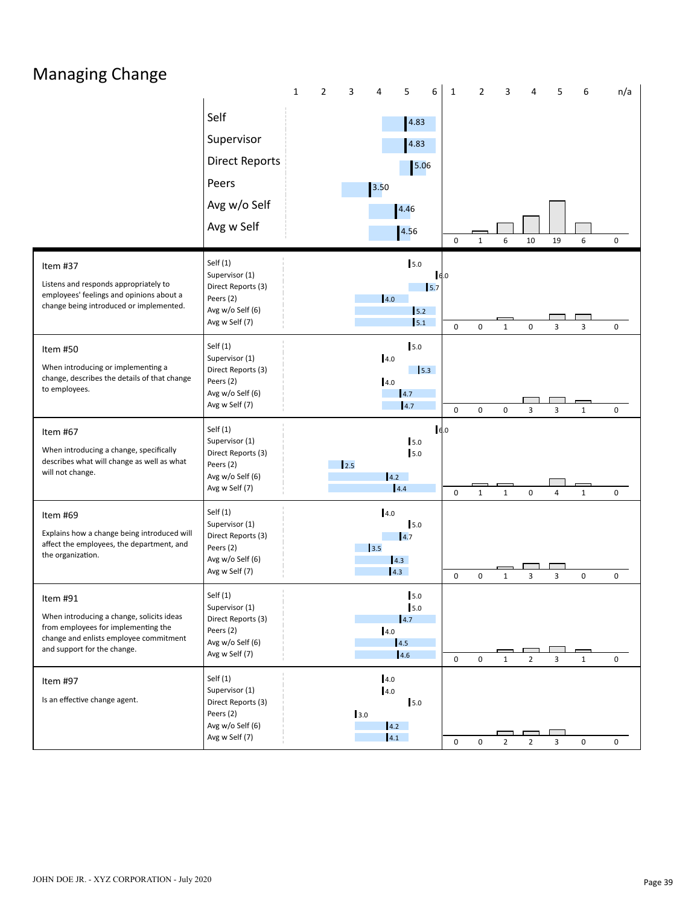# Managing Change

| | Rater | Score | 1 | 2 | 3 | 4 | 5 | 6 | n/a |
|---|---|---|---|---|---|---|---|---|---|
| | Self | 4.83 | | | | | | | |
| | Supervisor | 4.83 | | | | | | | |
| | Direct Reports | 5.06 | | | | | | | |
| | Peers | 3.50 | | | | | | | |
| | Avg w/o Self | 4.46 | | | | | | | |
| | Avg w Self | 4.56 | 0 | 1 | 6 | 10 | 19 | 6 | 0 |
| **Item #37** Listens and responds appropriately to employees' feelings and opinions about a change being introduced or implemented. | Self (1) | 5.0 | | | | | | | |
| | Supervisor (1) | 6.0 | | | | | | | |
| | Direct Reports (3) | 5.7 | | | | | | | |
| | Peers (2) | 4.0 | | | | | | | |
| | Avg w/o Self (6) | 5.2 | | | | | | | |
| | Avg w Self (7) | 5.1 | 0 | 0 | 1 | 0 | 3 | 3 | 0 |
| **Item #50** When introducing or implementing a change, describes the details of that change to employees. | Self (1) | 5.0 | | | | | | | |
| | Supervisor (1) | 4.0 | | | | | | | |
| | Direct Reports (3) | 5.3 | | | | | | | |
| | Peers (2) | 4.0 | | | | | | | |
| | Avg w/o Self (6) | 4.7 | | | | | | | |
| | Avg w Self (7) | 4.7 | 0 | 0 | 0 | 3 | 3 | 1 | 0 |
| **Item #67** When introducing a change, specifically describes what will change as well as what will not change. | Self (1) | 6.0 | | | | | | | |
| | Supervisor (1) | 5.0 | | | | | | | |
| | Direct Reports (3) | 5.0 | | | | | | | |
| | Peers (2) | 2.5 | | | | | | | |
| | Avg w/o Self (6) | 4.2 | | | | | | | |
| | Avg w Self (7) | 4.4 | 0 | 1 | 1 | 0 | 4 | 1 | 0 |
| **Item #69** Explains how a change being introduced will affect the employees, the department, and the organization. | Self (1) | 4.0 | | | | | | | |
| | Supervisor (1) | 5.0 | | | | | | | |
| | Direct Reports (3) | 4.7 | | | | | | | |
| | Peers (2) | 3.5 | | | | | | | |
| | Avg w/o Self (6) | 4.3 | | | | | | | |
| | Avg w Self (7) | 4.3 | 0 | 0 | 1 | 3 | 3 | 0 | 0 |
| **Item #91** When introducing a change, solicits ideas from employees for implementing the change and enlists employee commitment and support for the change. | Self (1) | 5.0 | | | | | | | |
| | Supervisor (1) | 5.0 | | | | | | | |
| | Direct Reports (3) | 4.7 | | | | | | | |
| | Peers (2) | 4.0 | | | | | | | |
| | Avg w/o Self (6) | 4.5 | | | | | | | |
| | Avg w Self (7) | 4.6 | 0 | 0 | 1 | 2 | 3 | 1 | 0 |
| **Item #97** Is an effective change agent. | Self (1) | 4.0 | | | | | | | |
| | Supervisor (1) | 4.0 | | | | | | | |
| | Direct Reports (3) | 5.0 | | | | | | | |
| | Peers (2) | 3.0 | | | | | | | |
| | Avg w/o Self (6) | 4.2 | | | | | | | |
| | Avg w Self (7) | 4.1 | 0 | 0 | 2 | 2 | 3 | 0 | 0 |

JOHN DOE JR. - XYZ CORPORATION - July 2020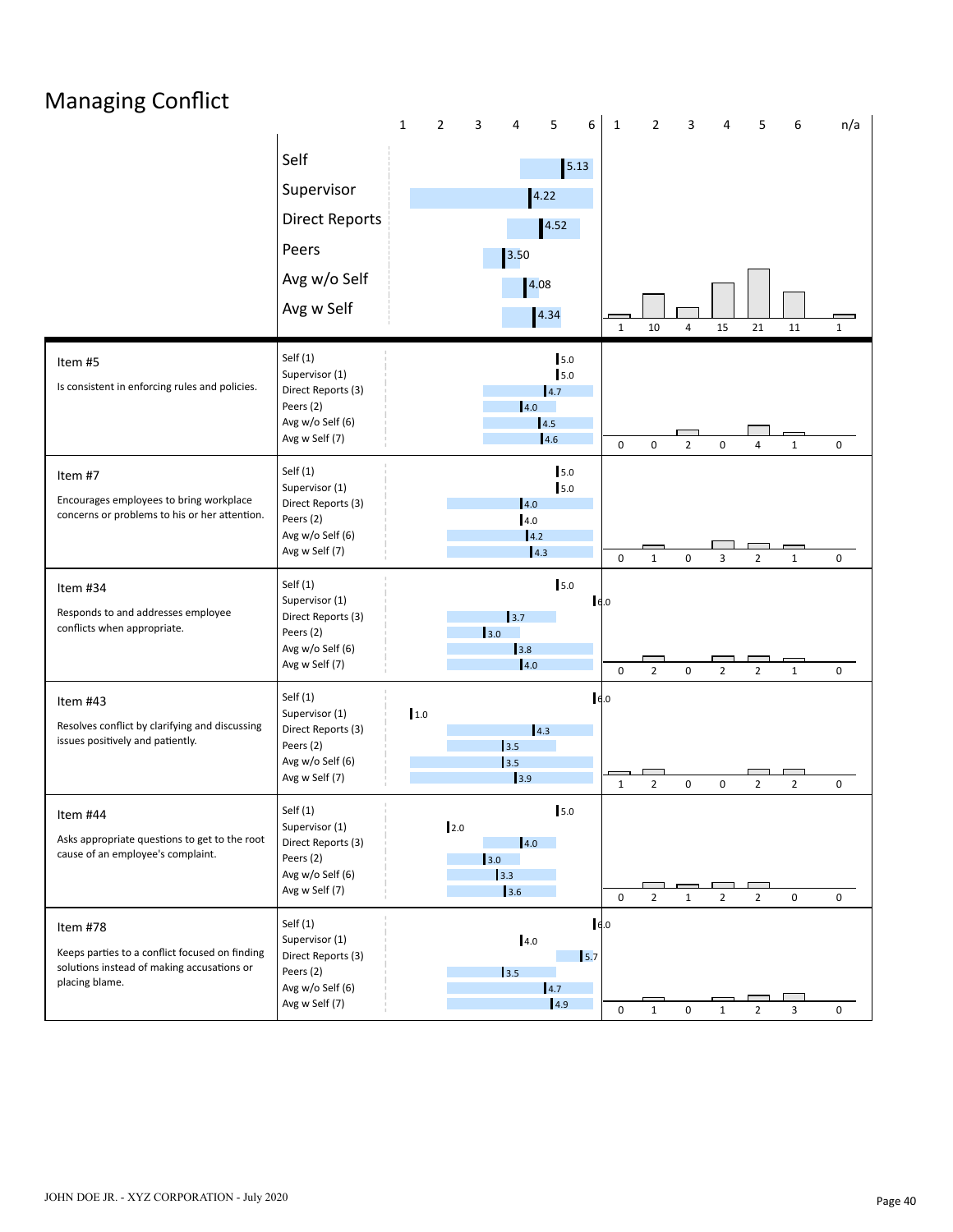# Managing Conflict

| | Rater | Score | Distribution (1 / 2 / 3 / 4 / 5 / 6 / n/a) |
|---|---|---|---|
| | Self | 5.13 | |
| | Supervisor | 4.22 | |
| | Direct Reports | 4.52 | |
| | Peers | 3.50 | |
| | Avg w/o Self | 4.08 | |
| | Avg w Self | 4.34 | 1 / 10 / 4 / 15 / 21 / 11 / 1 |
| **Item #5** Is consistent in enforcing rules and policies. | Self (1) | 5.0 | |
| | Supervisor (1) | 5.0 | |
| | Direct Reports (3) | 4.7 | |
| | Peers (2) | 4.0 | |
| | Avg w/o Self (6) | 4.5 | |
| | Avg w Self (7) | 4.6 | 0 / 0 / 2 / 0 / 4 / 1 / 0 |
| **Item #7** Encourages employees to bring workplace concerns or problems to his or her attention. | Self (1) | 5.0 | |
| | Supervisor (1) | 5.0 | |
| | Direct Reports (3) | 4.0 | |
| | Peers (2) | 4.0 | |
| | Avg w/o Self (6) | 4.2 | |
| | Avg w Self (7) | 4.3 | 0 / 1 / 0 / 3 / 2 / 1 / 0 |
| **Item #34** Responds to and addresses employee conflicts when appropriate. | Self (1) | 5.0 | |
| | Supervisor (1) | 6.0 | |
| | Direct Reports (3) | 3.7 | |
| | Peers (2) | 3.0 | |
| | Avg w/o Self (6) | 3.8 | |
| | Avg w Self (7) | 4.0 | 0 / 2 / 0 / 2 / 2 / 1 / 0 |
| **Item #43** Resolves conflict by clarifying and discussing issues positively and patiently. | Self (1) | 6.0 | |
| | Supervisor (1) | 1.0 | |
| | Direct Reports (3) | 4.3 | |
| | Peers (2) | 3.5 | |
| | Avg w/o Self (6) | 3.5 | |
| | Avg w Self (7) | 3.9 | 1 / 2 / 0 / 0 / 2 / 2 / 0 |
| **Item #44** Asks appropriate questions to get to the root cause of an employee's complaint. | Self (1) | 5.0 | |
| | Supervisor (1) | 2.0 | |
| | Direct Reports (3) | 4.0 | |
| | Peers (2) | 3.0 | |
| | Avg w/o Self (6) | 3.3 | |
| | Avg w Self (7) | 3.6 | 0 / 2 / 1 / 2 / 2 / 0 / 0 |
| **Item #78** Keeps parties to a conflict focused on finding solutions instead of making accusations or placing blame. | Self (1) | 6.0 | |
| | Supervisor (1) | 4.0 | |
| | Direct Reports (3) | 5.7 | |
| | Peers (2) | 3.5 | |
| | Avg w/o Self (6) | 4.7 | |
| | Avg w Self (7) | 4.9 | 0 / 1 / 0 / 1 / 2 / 3 / 0 |

JOHN DOE JR. - XYZ CORPORATION - July 2020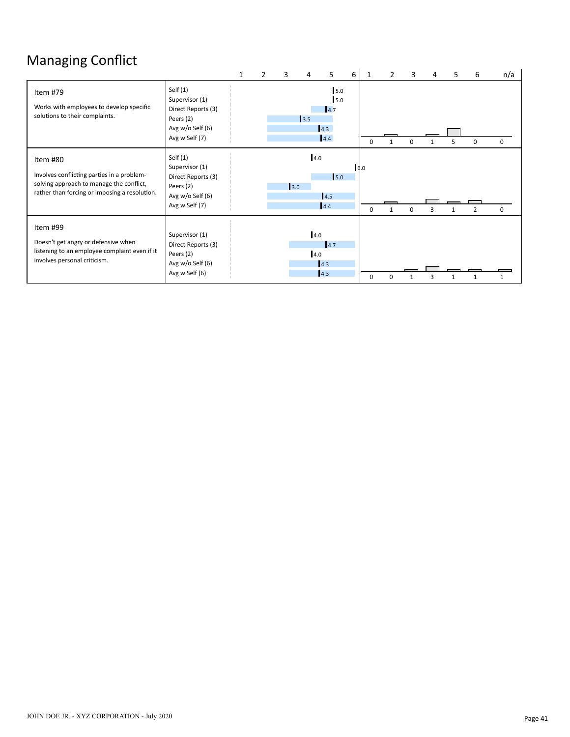# Managing Conflict

| Item | Rater | Score | 1 | 2 | 3 | 4 | 5 | 6 | n/a |
|---|---|---|---|---|---|---|---|---|---|
| **Item #79**<br>Works with employees to develop specific solutions to their complaints. | Self (1) | 5.0 | 0 | 1 | 0 | 1 | 5 | 0 | 0 |
| | Supervisor (1) | 5.0 | | | | | | | |
| | Direct Reports (3) | 4.7 | | | | | | | |
| | Peers (2) | 3.5 | | | | | | | |
| | Avg w/o Self (6) | 4.3 | | | | | | | |
| | Avg w Self (7) | 4.4 | | | | | | | |
| **Item #80**<br>Involves conflicting parties in a problem-solving approach to manage the conflict, rather than forcing or imposing a resolution. | Self (1) | 4.0 | 0 | 1 | 0 | 3 | 1 | 2 | 0 |
| | Supervisor (1) | 6.0 | | | | | | | |
| | Direct Reports (3) | 5.0 | | | | | | | |
| | Peers (2) | 3.0 | | | | | | | |
| | Avg w/o Self (6) | 4.5 | | | | | | | |
| | Avg w Self (7) | 4.4 | | | | | | | |
| **Item #99**<br>Doesn't get angry or defensive when listening to an employee complaint even if it involves personal criticism. | Supervisor (1) | 4.0 | 0 | 0 | 1 | 3 | 1 | 1 | 1 |
| | Direct Reports (3) | 4.7 | | | | | | | |
| | Peers (2) | 4.0 | | | | | | | |
| | Avg w/o Self (6) | 4.3 | | | | | | | |
| | Avg w Self (6) | 4.3 | | | | | | | |

JOHN DOE JR. - XYZ CORPORATION - July 2020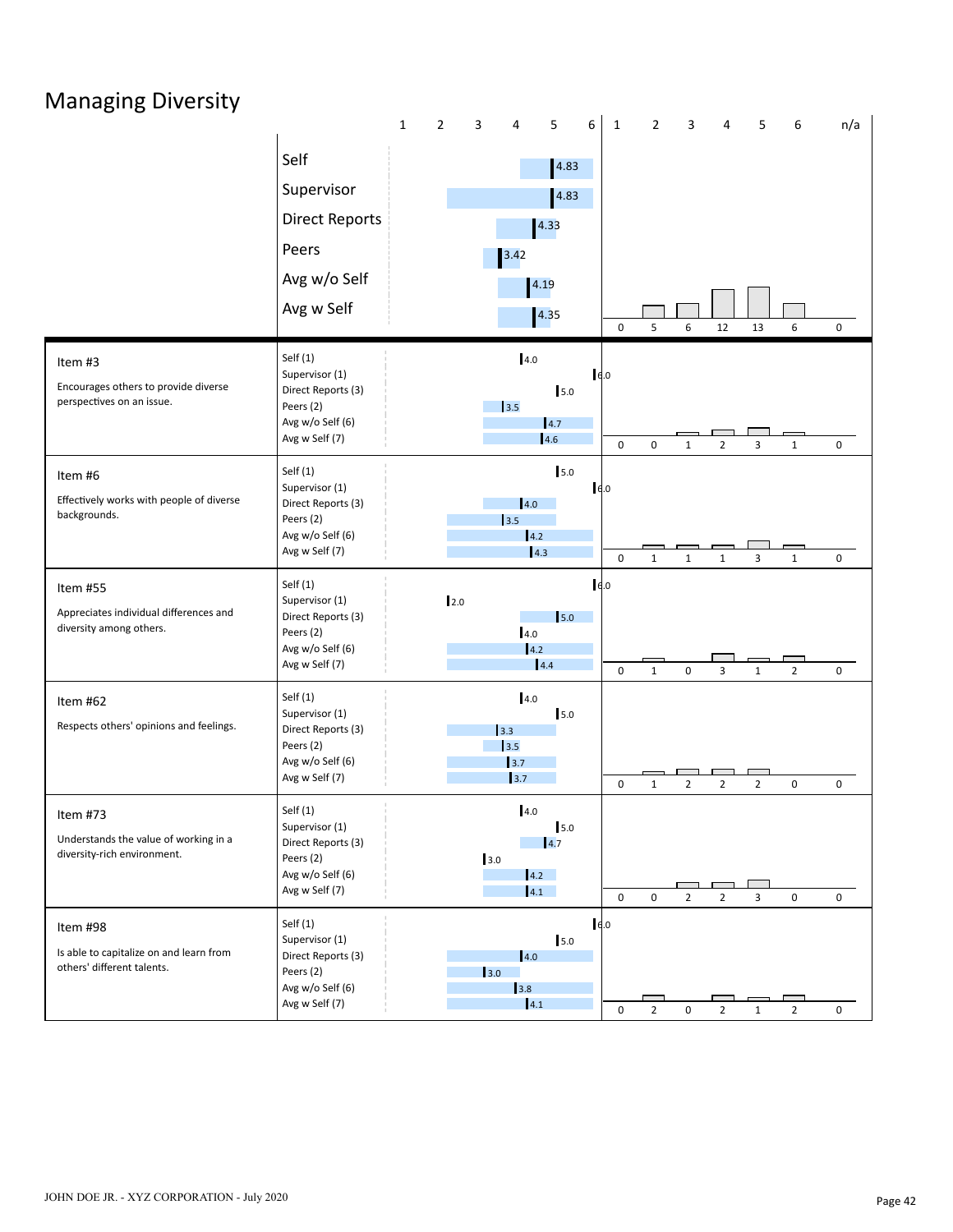# Managing Diversity

| | Rating | Distribution: 1 | 2 | 3 | 4 | 5 | 6 | n/a |
|---|---|---|---|---|---|---|---|---|
| Self | 4.83 | 0 | 5 | 6 | 12 | 13 | 6 | 0 |
| Supervisor | 4.83 | | | | | | | |
| Direct Reports | 4.33 | | | | | | | |
| Peers | 3.42 | | | | | | | |
| Avg w/o Self | 4.19 | | | | | | | |
| Avg w Self | 4.35 | | | | | | | |

## Item #3
Encourages others to provide diverse perspectives on an issue.

| Rater | Score |
|---|---|
| Self (1) | 4.0 |
| Supervisor (1) | 6.0 |
| Direct Reports (3) | 5.0 |
| Peers (2) | 3.5 |
| Avg w/o Self (6) | 4.7 |
| Avg w Self (7) | 4.6 |

| 1 | 2 | 3 | 4 | 5 | 6 | n/a |
|---|---|---|---|---|---|---|
| 0 | 0 | 1 | 2 | 3 | 1 | 0 |

## Item #6
Effectively works with people of diverse backgrounds.

| Rater | Score |
|---|---|
| Self (1) | 5.0 |
| Supervisor (1) | 6.0 |
| Direct Reports (3) | 4.0 |
| Peers (2) | 3.5 |
| Avg w/o Self (6) | 4.2 |
| Avg w Self (7) | 4.3 |

| 1 | 2 | 3 | 4 | 5 | 6 | n/a |
|---|---|---|---|---|---|---|
| 0 | 1 | 1 | 1 | 3 | 1 | 0 |

## Item #55
Appreciates individual differences and diversity among others.

| Rater | Score |
|---|---|
| Self (1) | 6.0 |
| Supervisor (1) | 2.0 |
| Direct Reports (3) | 5.0 |
| Peers (2) | 4.0 |
| Avg w/o Self (6) | 4.2 |
| Avg w Self (7) | 4.4 |

| 1 | 2 | 3 | 4 | 5 | 6 | n/a |
|---|---|---|---|---|---|---|
| 0 | 1 | 0 | 3 | 1 | 2 | 0 |

## Item #62
Respects others' opinions and feelings.

| Rater | Score |
|---|---|
| Self (1) | 4.0 |
| Supervisor (1) | 5.0 |
| Direct Reports (3) | 3.3 |
| Peers (2) | 3.5 |
| Avg w/o Self (6) | 3.7 |
| Avg w Self (7) | 3.7 |

| 1 | 2 | 3 | 4 | 5 | 6 | n/a |
|---|---|---|---|---|---|---|
| 0 | 1 | 2 | 2 | 2 | 0 | 0 |

## Item #73
Understands the value of working in a diversity-rich environment.

| Rater | Score |
|---|---|
| Self (1) | 4.0 |
| Supervisor (1) | 5.0 |
| Direct Reports (3) | 4.7 |
| Peers (2) | 3.0 |
| Avg w/o Self (6) | 4.2 |
| Avg w Self (7) | 4.1 |

| 1 | 2 | 3 | 4 | 5 | 6 | n/a |
|---|---|---|---|---|---|---|
| 0 | 0 | 2 | 2 | 3 | 0 | 0 |

## Item #98
Is able to capitalize on and learn from others' different talents.

| Rater | Score |
|---|---|
| Self (1) | 6.0 |
| Supervisor (1) | 5.0 |
| Direct Reports (3) | 4.0 |
| Peers (2) | 3.0 |
| Avg w/o Self (6) | 3.8 |
| Avg w Self (7) | 4.1 |

| 1 | 2 | 3 | 4 | 5 | 6 | n/a |
|---|---|---|---|---|---|---|
| 0 | 2 | 0 | 2 | 1 | 2 | 0 |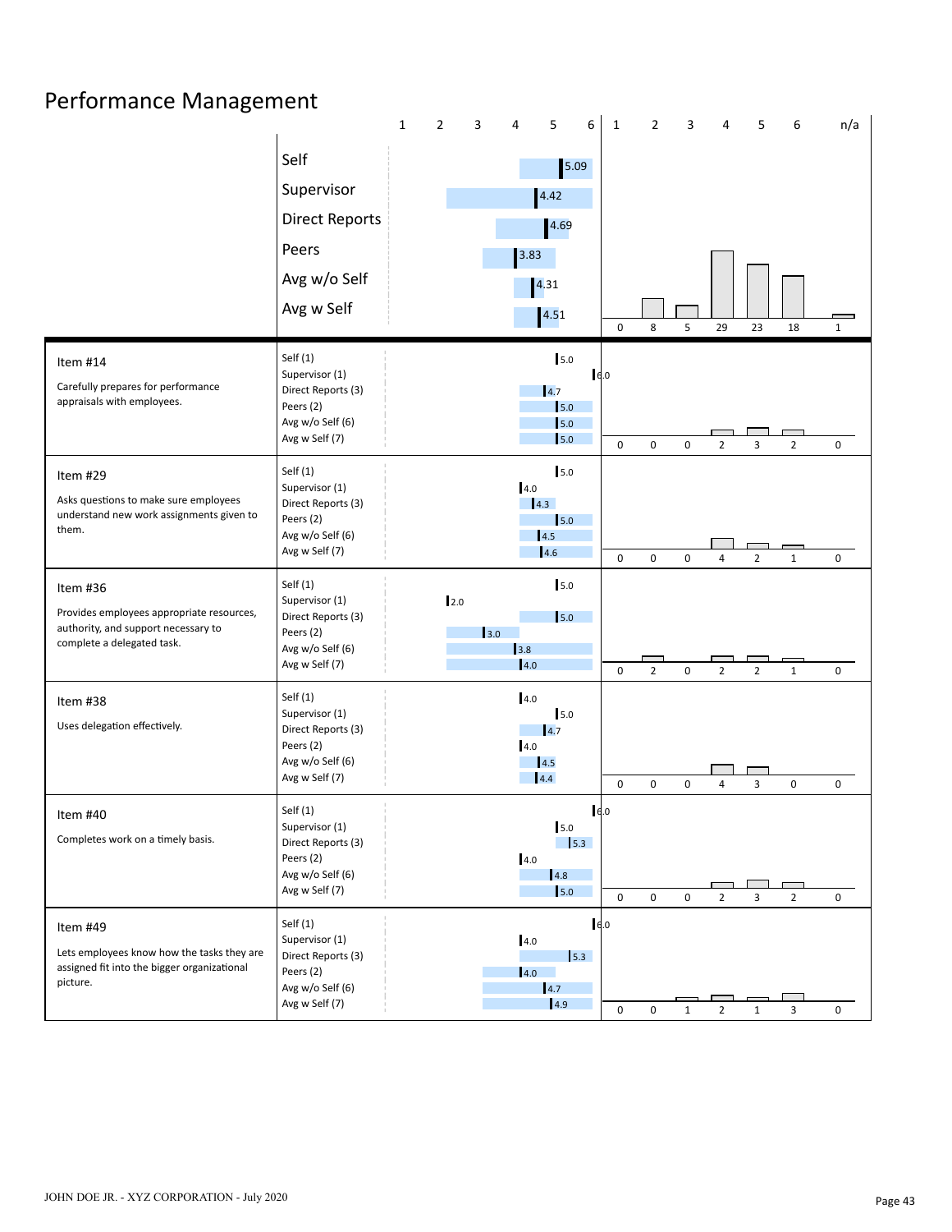# Performance Management

| | Score (1–6) | Distribution: 1 | 2 | 3 | 4 | 5 | 6 | n/a |
|---|---|---|---|---|---|---|---|---|
| Self | 5.09 | 0 | 8 | 5 | 29 | 23 | 18 | 1 |
| Supervisor | 4.42 | | | | | | | |
| Direct Reports | 4.69 | | | | | | | |
| Peers | 3.83 | | | | | | | |
| Avg w/o Self | 4.31 | | | | | | | |
| Avg w Self | 4.51 | | | | | | | |

## Item #14

Carefully prepares for performance appraisals with employees.

| Rater | Score |
|---|---|
| Self (1) | 5.0 |
| Supervisor (1) | 6.0 |
| Direct Reports (3) | 4.7 |
| Peers (2) | 5.0 |
| Avg w/o Self (6) | 5.0 |
| Avg w Self (7) | 5.0 |

| 1 | 2 | 3 | 4 | 5 | 6 | n/a |
|---|---|---|---|---|---|---|
| 0 | 0 | 0 | 2 | 3 | 2 | 0 |

## Item #29

Asks questions to make sure employees understand new work assignments given to them.

| Rater | Score |
|---|---|
| Self (1) | 5.0 |
| Supervisor (1) | 4.0 |
| Direct Reports (3) | 4.3 |
| Peers (2) | 5.0 |
| Avg w/o Self (6) | 4.5 |
| Avg w Self (7) | 4.6 |

| 1 | 2 | 3 | 4 | 5 | 6 | n/a |
|---|---|---|---|---|---|---|
| 0 | 0 | 0 | 4 | 2 | 1 | 0 |

## Item #36

Provides employees appropriate resources, authority, and support necessary to complete a delegated task.

| Rater | Score |
|---|---|
| Self (1) | 5.0 |
| Supervisor (1) | 2.0 |
| Direct Reports (3) | 5.0 |
| Peers (2) | 3.0 |
| Avg w/o Self (6) | 3.8 |
| Avg w Self (7) | 4.0 |

| 1 | 2 | 3 | 4 | 5 | 6 | n/a |
|---|---|---|---|---|---|---|
| 0 | 2 | 0 | 2 | 2 | 1 | 0 |

## Item #38

Uses delegation effectively.

| Rater | Score |
|---|---|
| Self (1) | 4.0 |
| Supervisor (1) | 5.0 |
| Direct Reports (3) | 4.7 |
| Peers (2) | 4.0 |
| Avg w/o Self (6) | 4.5 |
| Avg w Self (7) | 4.4 |

| 1 | 2 | 3 | 4 | 5 | 6 | n/a |
|---|---|---|---|---|---|---|
| 0 | 0 | 0 | 4 | 3 | 0 | 0 |

## Item #40

Completes work on a timely basis.

| Rater | Score |
|---|---|
| Self (1) | 6.0 |
| Supervisor (1) | 5.0 |
| Direct Reports (3) | 5.3 |
| Peers (2) | 4.0 |
| Avg w/o Self (6) | 4.8 |
| Avg w Self (7) | 5.0 |

| 1 | 2 | 3 | 4 | 5 | 6 | n/a |
|---|---|---|---|---|---|---|
| 0 | 0 | 0 | 2 | 3 | 2 | 0 |

## Item #49

Lets employees know how the tasks they are assigned fit into the bigger organizational picture.

| Rater | Score |
|---|---|
| Self (1) | 6.0 |
| Supervisor (1) | 4.0 |
| Direct Reports (3) | 5.3 |
| Peers (2) | 4.0 |
| Avg w/o Self (6) | 4.7 |
| Avg w Self (7) | 4.9 |

| 1 | 2 | 3 | 4 | 5 | 6 | n/a |
|---|---|---|---|---|---|---|
| 0 | 0 | 1 | 2 | 1 | 3 | 0 |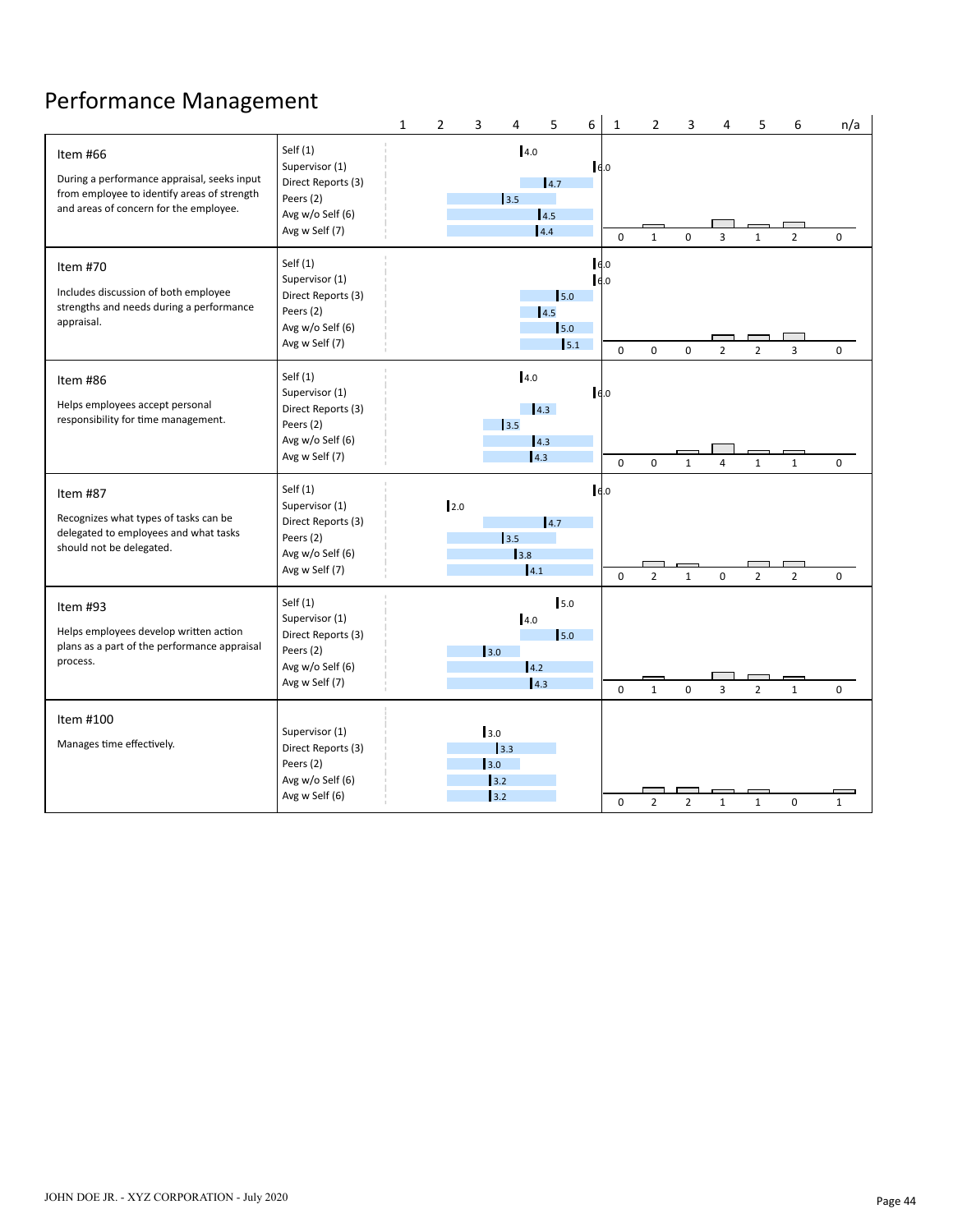# Performance Management

| Item | Rater | Score | Distribution (1 / 2 / 3 / 4 / 5 / 6 / n/a) |
|---|---|---|---|
| **Item #66** During a performance appraisal, seeks input from employee to identify areas of strength and areas of concern for the employee. | Self (1) | 4.0 | 0 / 1 / 0 / 3 / 1 / 2 / 0 |
| | Supervisor (1) | 6.0 | |
| | Direct Reports (3) | 4.7 | |
| | Peers (2) | 3.5 | |
| | Avg w/o Self (6) | 4.5 | |
| | Avg w Self (7) | 4.4 | |
| **Item #70** Includes discussion of both employee strengths and needs during a performance appraisal. | Self (1) | 6.0 | 0 / 0 / 0 / 2 / 2 / 3 / 0 |
| | Supervisor (1) | 6.0 | |
| | Direct Reports (3) | 5.0 | |
| | Peers (2) | 4.5 | |
| | Avg w/o Self (6) | 5.0 | |
| | Avg w Self (7) | 5.1 | |
| **Item #86** Helps employees accept personal responsibility for time management. | Self (1) | 4.0 | 0 / 0 / 1 / 4 / 1 / 1 / 0 |
| | Supervisor (1) | 6.0 | |
| | Direct Reports (3) | 4.3 | |
| | Peers (2) | 3.5 | |
| | Avg w/o Self (6) | 4.3 | |
| | Avg w Self (7) | 4.3 | |
| **Item #87** Recognizes what types of tasks can be delegated to employees and what tasks should not be delegated. | Self (1) | 6.0 | 0 / 2 / 1 / 0 / 2 / 2 / 0 |
| | Supervisor (1) | 2.0 | |
| | Direct Reports (3) | 4.7 | |
| | Peers (2) | 3.5 | |
| | Avg w/o Self (6) | 3.8 | |
| | Avg w Self (7) | 4.1 | |
| **Item #93** Helps employees develop written action plans as a part of the performance appraisal process. | Self (1) | 5.0 | 0 / 1 / 0 / 3 / 2 / 1 / 0 |
| | Supervisor (1) | 4.0 | |
| | Direct Reports (3) | 5.0 | |
| | Peers (2) | 3.0 | |
| | Avg w/o Self (6) | 4.2 | |
| | Avg w Self (7) | 4.3 | |
| **Item #100** Manages time effectively. | Supervisor (1) | 3.0 | 0 / 2 / 2 / 1 / 1 / 0 / 1 |
| | Direct Reports (3) | 3.3 | |
| | Peers (2) | 3.0 | |
| | Avg w/o Self (6) | 3.2 | |
| | Avg w Self (6) | 3.2 | |

JOHN DOE JR. - XYZ CORPORATION - July 2020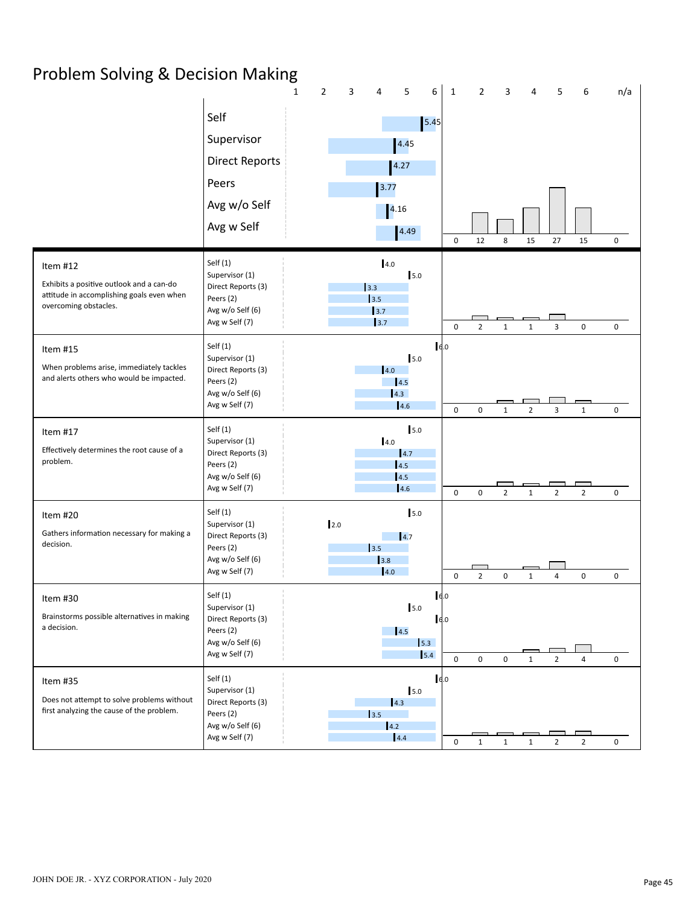# Problem Solving & Decision Making

| Rater | Score |
|---|---|
| Self | 5.45 |
| Supervisor | 4.45 |
| Direct Reports | 4.27 |
| Peers | 3.77 |
| Avg w/o Self | 4.16 |
| Avg w Self | 4.49 |

| 1 | 2 | 3 | 4 | 5 | 6 | n/a |
|---|---|---|---|---|---|---|
| 0 | 12 | 8 | 15 | 27 | 15 | 0 |

## Item #12

Exhibits a positive outlook and a can-do attitude in accomplishing goals even when overcoming obstacles.

| Rater | Score |
|---|---|
| Self (1) | 4.0 |
| Supervisor (1) | 5.0 |
| Direct Reports (3) | 3.3 |
| Peers (2) | 3.5 |
| Avg w/o Self (6) | 3.7 |
| Avg w Self (7) | 3.7 |

| 1 | 2 | 3 | 4 | 5 | 6 | n/a |
|---|---|---|---|---|---|---|
| 0 | 2 | 1 | 1 | 3 | 0 | 0 |

## Item #15

When problems arise, immediately tackles and alerts others who would be impacted.

| Rater | Score |
|---|---|
| Self (1) | 6.0 |
| Supervisor (1) | 5.0 |
| Direct Reports (3) | 4.0 |
| Peers (2) | 4.5 |
| Avg w/o Self (6) | 4.3 |
| Avg w Self (7) | 4.6 |

| 1 | 2 | 3 | 4 | 5 | 6 | n/a |
|---|---|---|---|---|---|---|
| 0 | 0 | 1 | 2 | 3 | 1 | 0 |

## Item #17

Effectively determines the root cause of a problem.

| Rater | Score |
|---|---|
| Self (1) | 5.0 |
| Supervisor (1) | 4.0 |
| Direct Reports (3) | 4.7 |
| Peers (2) | 4.5 |
| Avg w/o Self (6) | 4.5 |
| Avg w Self (7) | 4.6 |

| 1 | 2 | 3 | 4 | 5 | 6 | n/a |
|---|---|---|---|---|---|---|
| 0 | 0 | 2 | 1 | 2 | 2 | 0 |

## Item #20

Gathers information necessary for making a decision.

| Rater | Score |
|---|---|
| Self (1) | 5.0 |
| Supervisor (1) | 2.0 |
| Direct Reports (3) | 4.7 |
| Peers (2) | 3.5 |
| Avg w/o Self (6) | 3.8 |
| Avg w Self (7) | 4.0 |

| 1 | 2 | 3 | 4 | 5 | 6 | n/a |
|---|---|---|---|---|---|---|
| 0 | 2 | 0 | 1 | 4 | 0 | 0 |

## Item #30

Brainstorms possible alternatives in making a decision.

| Rater | Score |
|---|---|
| Self (1) | 6.0 |
| Supervisor (1) | 5.0 |
| Direct Reports (3) | 6.0 |
| Peers (2) | 4.5 |
| Avg w/o Self (6) | 5.3 |
| Avg w Self (7) | 5.4 |

| 1 | 2 | 3 | 4 | 5 | 6 | n/a |
|---|---|---|---|---|---|---|
| 0 | 0 | 0 | 1 | 2 | 4 | 0 |

## Item #35

Does not attempt to solve problems without first analyzing the cause of the problem.

| Rater | Score |
|---|---|
| Self (1) | 6.0 |
| Supervisor (1) | 5.0 |
| Direct Reports (3) | 4.3 |
| Peers (2) | 3.5 |
| Avg w/o Self (6) | 4.2 |
| Avg w Self (7) | 4.4 |

| 1 | 2 | 3 | 4 | 5 | 6 | n/a |
|---|---|---|---|---|---|---|
| 0 | 1 | 1 | 1 | 2 | 2 | 0 |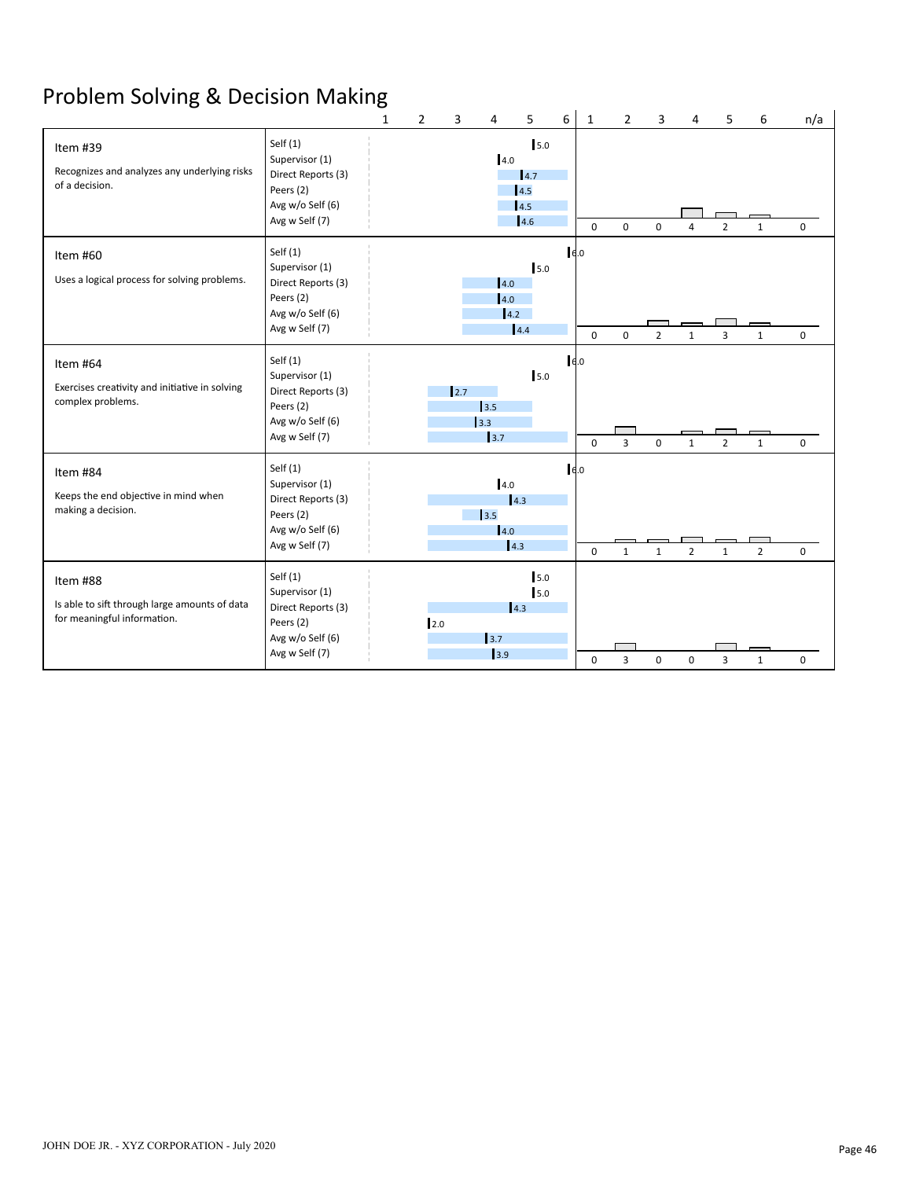# Problem Solving & Decision Making

| Item | Rater Group | Score | 1 | 2 | 3 | 4 | 5 | 6 | n/a |
|---|---|---|---|---|---|---|---|---|---|
| **Item #39** Recognizes and analyzes any underlying risks of a decision. | Self (1) | 5.0 | 0 | 0 | 0 | 4 | 2 | 1 | 0 |
| | Supervisor (1) | 4.0 | | | | | | | |
| | Direct Reports (3) | 4.7 | | | | | | | |
| | Peers (2) | 4.5 | | | | | | | |
| | Avg w/o Self (6) | 4.5 | | | | | | | |
| | Avg w Self (7) | 4.6 | | | | | | | |
| **Item #60** Uses a logical process for solving problems. | Self (1) | 6.0 | 0 | 0 | 2 | 1 | 3 | 1 | 0 |
| | Supervisor (1) | 5.0 | | | | | | | |
| | Direct Reports (3) | 4.0 | | | | | | | |
| | Peers (2) | 4.0 | | | | | | | |
| | Avg w/o Self (6) | 4.2 | | | | | | | |
| | Avg w Self (7) | 4.4 | | | | | | | |
| **Item #64** Exercises creativity and initiative in solving complex problems. | Self (1) | 6.0 | 0 | 3 | 0 | 1 | 2 | 1 | 0 |
| | Supervisor (1) | 5.0 | | | | | | | |
| | Direct Reports (3) | 2.7 | | | | | | | |
| | Peers (2) | 3.5 | | | | | | | |
| | Avg w/o Self (6) | 3.3 | | | | | | | |
| | Avg w Self (7) | 3.7 | | | | | | | |
| **Item #84** Keeps the end objective in mind when making a decision. | Self (1) | 6.0 | 0 | 1 | 1 | 2 | 1 | 2 | 0 |
| | Supervisor (1) | 4.0 | | | | | | | |
| | Direct Reports (3) | 4.3 | | | | | | | |
| | Peers (2) | 3.5 | | | | | | | |
| | Avg w/o Self (6) | 4.0 | | | | | | | |
| | Avg w Self (7) | 4.3 | | | | | | | |
| **Item #88** Is able to sift through large amounts of data for meaningful information. | Self (1) | 5.0 | 0 | 3 | 0 | 0 | 3 | 1 | 0 |
| | Supervisor (1) | 5.0 | | | | | | | |
| | Direct Reports (3) | 4.3 | | | | | | | |
| | Peers (2) | 2.0 | | | | | | | |
| | Avg w/o Self (6) | 3.7 | | | | | | | |
| | Avg w Self (7) | 3.9 | | | | | | | |

JOHN DOE JR. - XYZ CORPORATION - July 2020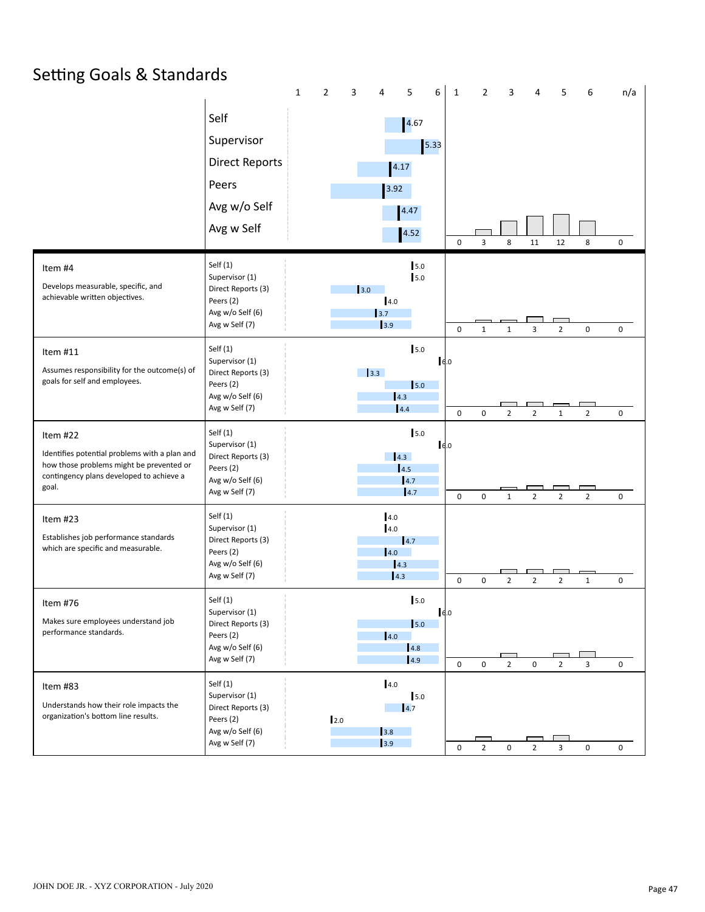# Setting Goals & Standards

| | Score (1–6) | 1 | 2 | 3 | 4 | 5 | 6 | n/a |
|---|---|---|---|---|---|---|---|---|
| Self | 4.67 | | | | | | | |
| Supervisor | 5.33 | | | | | | | |
| Direct Reports | 4.17 | | | | | | | |
| Peers | 3.92 | | | | | | | |
| Avg w/o Self | 4.47 | | | | | | | |
| Avg w Self | 4.52 | 0 | 3 | 8 | 11 | 12 | 8 | 0 |

| Item | Rater | Score | 1 | 2 | 3 | 4 | 5 | 6 | n/a |
|---|---|---|---|---|---|---|---|---|---|
| **Item #4**<br>Develops measurable, specific, and achievable written objectives. | Self (1) | 5.0 | | | | | | | |
| | Supervisor (1) | 5.0 | | | | | | | |
| | Direct Reports (3) | 3.0 | | | | | | | |
| | Peers (2) | 4.0 | | | | | | | |
| | Avg w/o Self (6) | 3.7 | | | | | | | |
| | Avg w Self (7) | 3.9 | 0 | 1 | 1 | 3 | 2 | 0 | 0 |
| **Item #11**<br>Assumes responsibility for the outcome(s) of goals for self and employees. | Self (1) | 5.0 | | | | | | | |
| | Supervisor (1) | 6.0 | | | | | | | |
| | Direct Reports (3) | 3.3 | | | | | | | |
| | Peers (2) | 5.0 | | | | | | | |
| | Avg w/o Self (6) | 4.3 | | | | | | | |
| | Avg w Self (7) | 4.4 | 0 | 0 | 2 | 2 | 1 | 2 | 0 |
| **Item #22**<br>Identifies potential problems with a plan and how those problems might be prevented or contingency plans developed to achieve a goal. | Self (1) | 5.0 | | | | | | | |
| | Supervisor (1) | 6.0 | | | | | | | |
| | Direct Reports (3) | 4.3 | | | | | | | |
| | Peers (2) | 4.5 | | | | | | | |
| | Avg w/o Self (6) | 4.7 | | | | | | | |
| | Avg w Self (7) | 4.7 | 0 | 0 | 1 | 2 | 2 | 2 | 0 |
| **Item #23**<br>Establishes job performance standards which are specific and measurable. | Self (1) | 4.0 | | | | | | | |
| | Supervisor (1) | 4.0 | | | | | | | |
| | Direct Reports (3) | 4.7 | | | | | | | |
| | Peers (2) | 4.0 | | | | | | | |
| | Avg w/o Self (6) | 4.3 | | | | | | | |
| | Avg w Self (7) | 4.3 | 0 | 0 | 2 | 2 | 2 | 1 | 0 |
| **Item #76**<br>Makes sure employees understand job performance standards. | Self (1) | 5.0 | | | | | | | |
| | Supervisor (1) | 6.0 | | | | | | | |
| | Direct Reports (3) | 5.0 | | | | | | | |
| | Peers (2) | 4.0 | | | | | | | |
| | Avg w/o Self (6) | 4.8 | | | | | | | |
| | Avg w Self (7) | 4.9 | 0 | 0 | 2 | 0 | 2 | 3 | 0 |
| **Item #83**<br>Understands how their role impacts the organization's bottom line results. | Self (1) | 4.0 | | | | | | | |
| | Supervisor (1) | 5.0 | | | | | | | |
| | Direct Reports (3) | 4.7 | | | | | | | |
| | Peers (2) | 2.0 | | | | | | | |
| | Avg w/o Self (6) | 3.8 | | | | | | | |
| | Avg w Self (7) | 3.9 | 0 | 2 | 0 | 2 | 3 | 0 | 0 |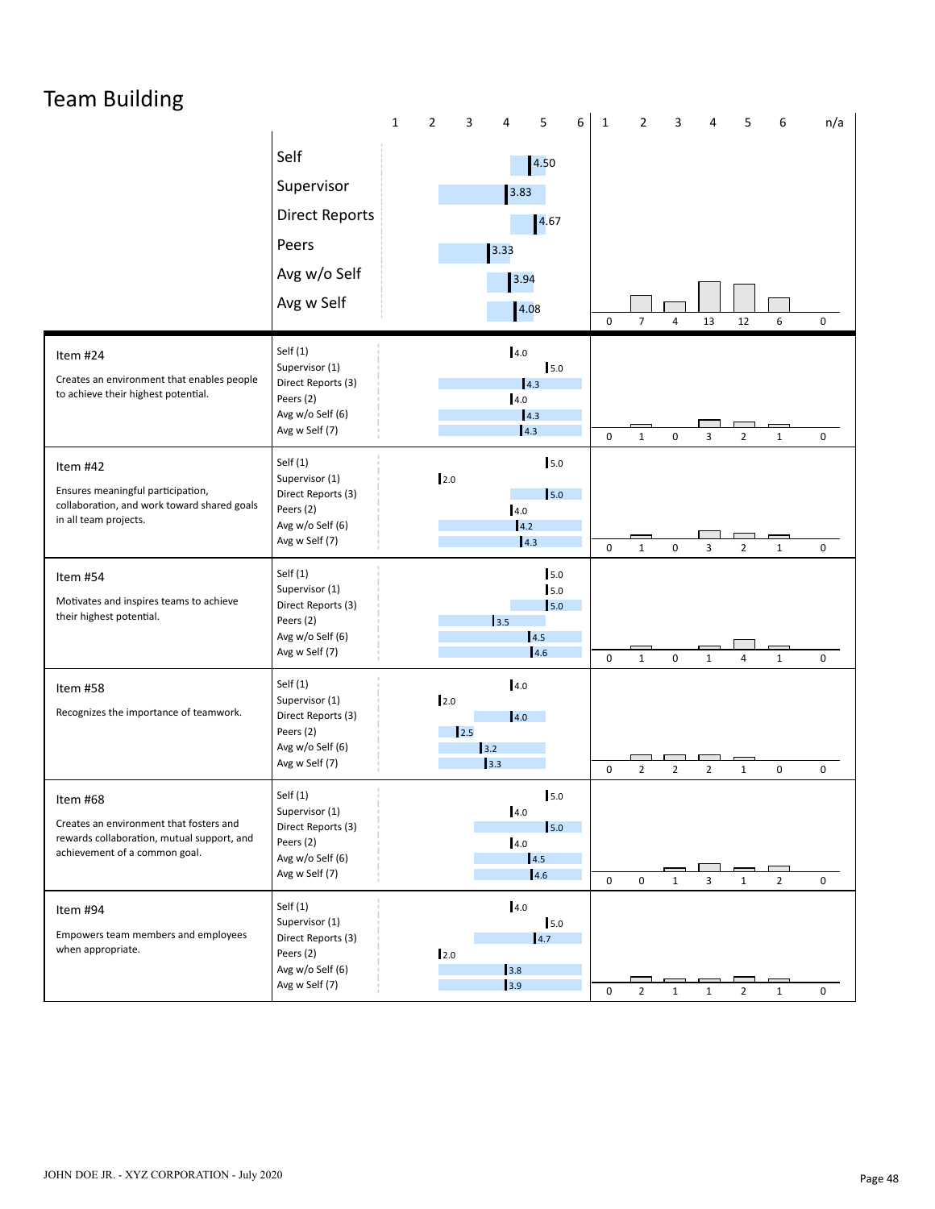# Team Building

| | Rater | Score |
|---|---|---|
| | Self | 4.50 |
| | Supervisor | 3.83 |
| | Direct Reports | 4.67 |
| | Peers | 3.33 |
| | Avg w/o Self | 3.94 |
| | Avg w Self | 4.08 |

| 1 | 2 | 3 | 4 | 5 | 6 | n/a |
|---|---|---|---|---|---|---|
| 0 | 7 | 4 | 13 | 12 | 6 | 0 |

| Item | Rater | Score | 1 | 2 | 3 | 4 | 5 | 6 | n/a |
|---|---|---|---|---|---|---|---|---|---|
| **Item #24** Creates an environment that enables people to achieve their highest potential. | Self (1) | 4.0 | 0 | 1 | 0 | 3 | 2 | 1 | 0 |
| | Supervisor (1) | 5.0 | | | | | | | |
| | Direct Reports (3) | 4.3 | | | | | | | |
| | Peers (2) | 4.0 | | | | | | | |
| | Avg w/o Self (6) | 4.3 | | | | | | | |
| | Avg w Self (7) | 4.3 | | | | | | | |
| **Item #42** Ensures meaningful participation, collaboration, and work toward shared goals in all team projects. | Self (1) | 5.0 | 0 | 1 | 0 | 3 | 2 | 1 | 0 |
| | Supervisor (1) | 2.0 | | | | | | | |
| | Direct Reports (3) | 5.0 | | | | | | | |
| | Peers (2) | 4.0 | | | | | | | |
| | Avg w/o Self (6) | 4.2 | | | | | | | |
| | Avg w Self (7) | 4.3 | | | | | | | |
| **Item #54** Motivates and inspires teams to achieve their highest potential. | Self (1) | 5.0 | 0 | 1 | 0 | 1 | 4 | 1 | 0 |
| | Supervisor (1) | 5.0 | | | | | | | |
| | Direct Reports (3) | 5.0 | | | | | | | |
| | Peers (2) | 3.5 | | | | | | | |
| | Avg w/o Self (6) | 4.5 | | | | | | | |
| | Avg w Self (7) | 4.6 | | | | | | | |
| **Item #58** Recognizes the importance of teamwork. | Self (1) | 4.0 | 0 | 2 | 2 | 2 | 1 | 0 | 0 |
| | Supervisor (1) | 2.0 | | | | | | | |
| | Direct Reports (3) | 4.0 | | | | | | | |
| | Peers (2) | 2.5 | | | | | | | |
| | Avg w/o Self (6) | 3.2 | | | | | | | |
| | Avg w Self (7) | 3.3 | | | | | | | |
| **Item #68** Creates an environment that fosters and rewards collaboration, mutual support, and achievement of a common goal. | Self (1) | 5.0 | 0 | 0 | 1 | 3 | 1 | 2 | 0 |
| | Supervisor (1) | 4.0 | | | | | | | |
| | Direct Reports (3) | 5.0 | | | | | | | |
| | Peers (2) | 4.0 | | | | | | | |
| | Avg w/o Self (6) | 4.5 | | | | | | | |
| | Avg w Self (7) | 4.6 | | | | | | | |
| **Item #94** Empowers team members and employees when appropriate. | Self (1) | 4.0 | 0 | 2 | 1 | 1 | 2 | 1 | 0 |
| | Supervisor (1) | 5.0 | | | | | | | |
| | Direct Reports (3) | 4.7 | | | | | | | |
| | Peers (2) | 2.0 | | | | | | | |
| | Avg w/o Self (6) | 3.8 | | | | | | | |
| | Avg w Self (7) | 3.9 | | | | | | | |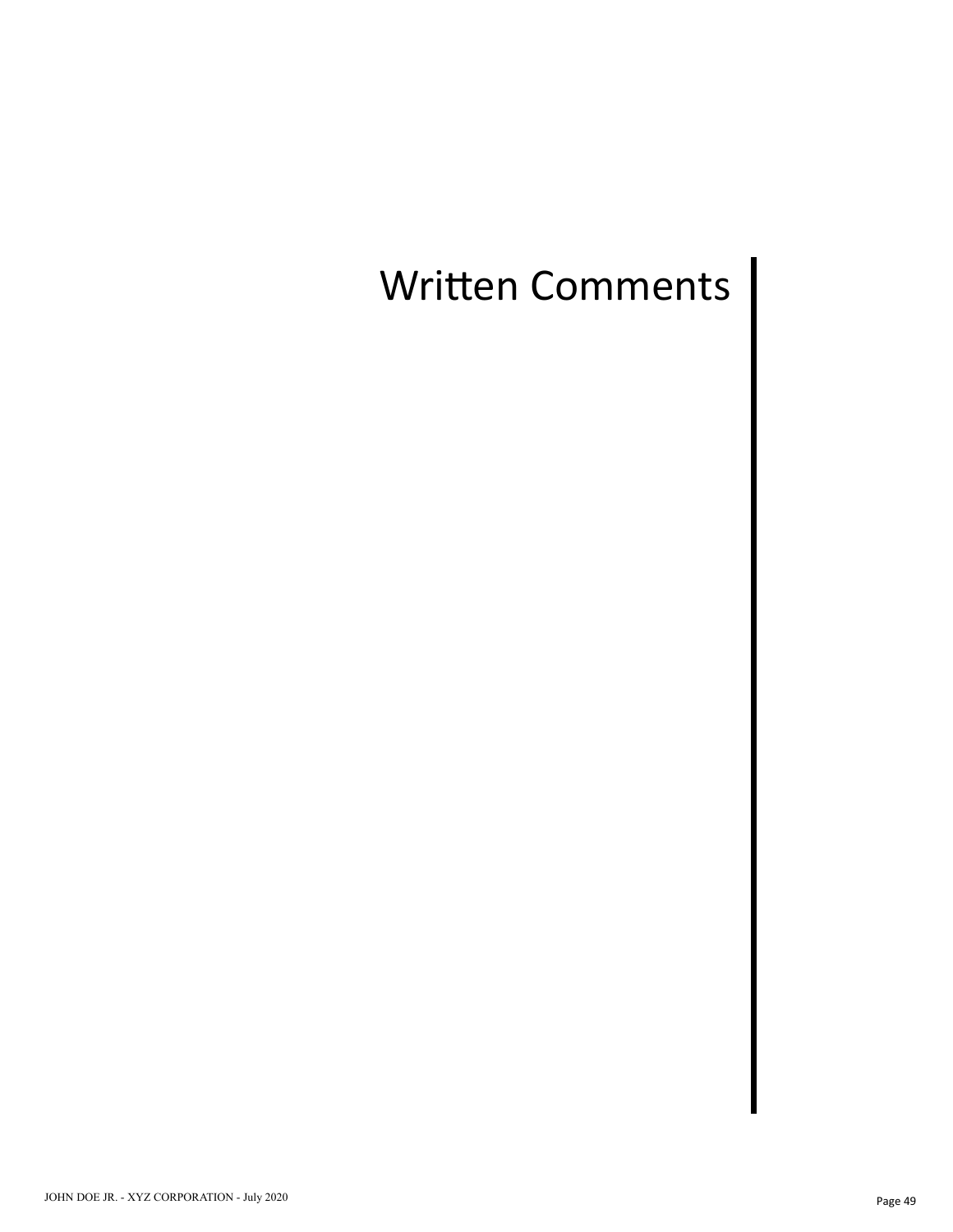# Written Comments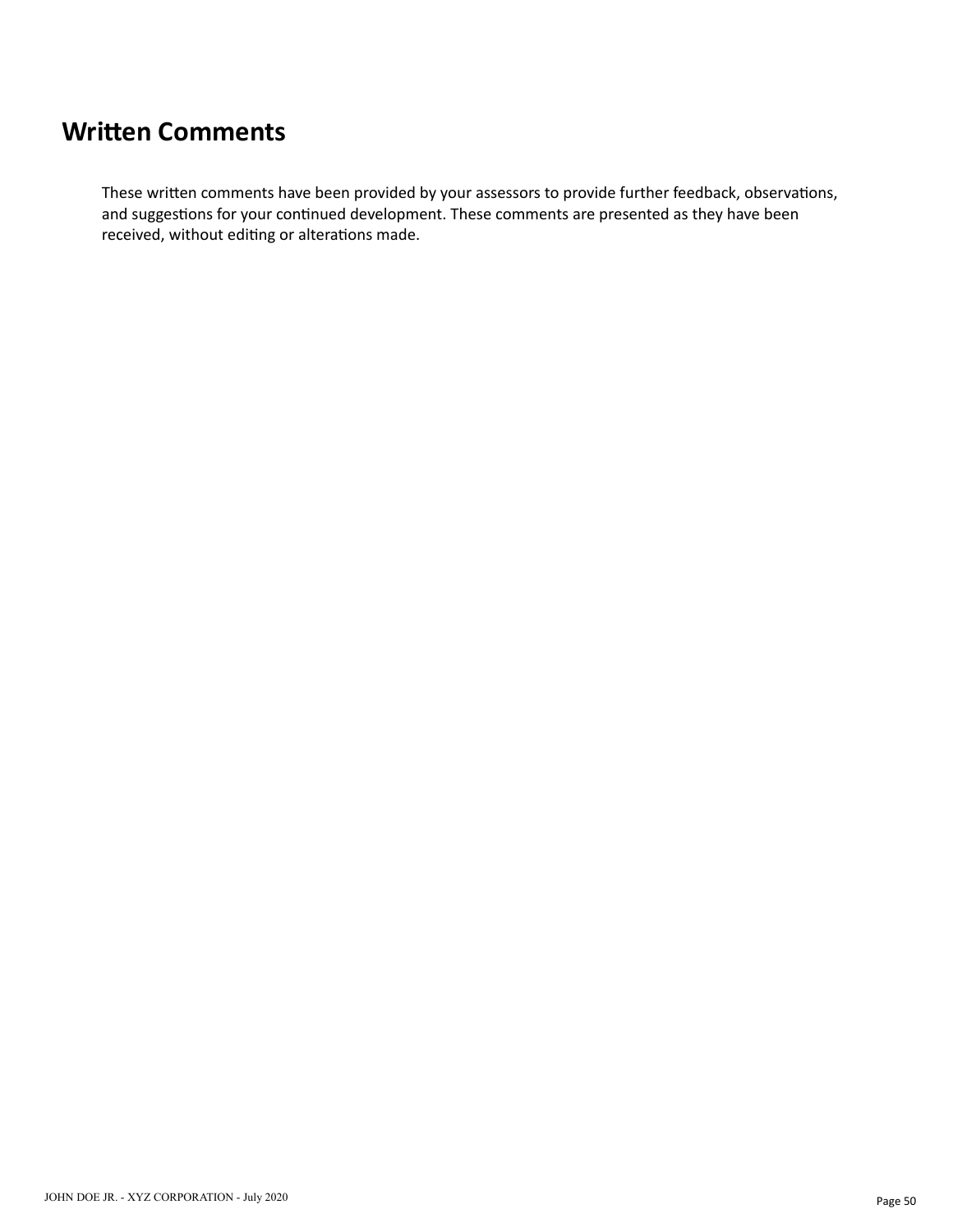# Written Comments

These written comments have been provided by your assessors to provide further feedback, observations, and suggestions for your continued development. These comments are presented as they have been received, without editing or alterations made.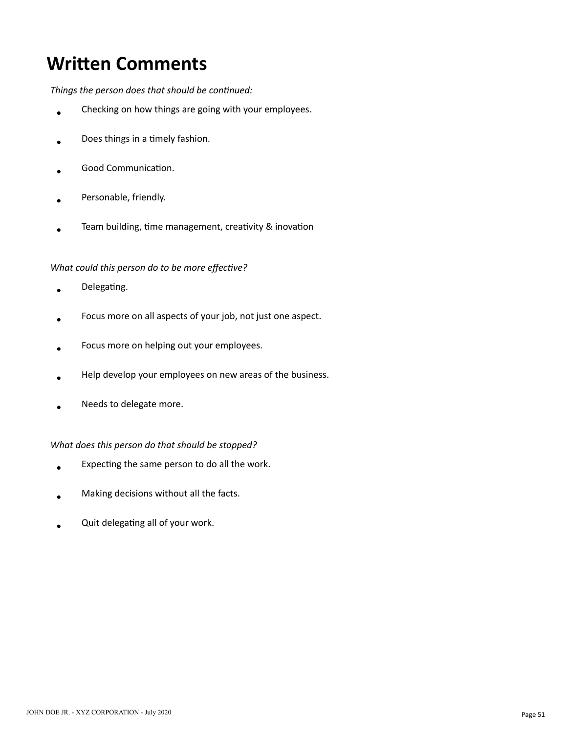# Written Comments

*Things the person does that should be continued:*

- Checking on how things are going with your employees.
- Does things in a timely fashion.
- Good Communication.
- Personable, friendly.
- Team building, time management, creativity & inovation

*What could this person do to be more effective?*

- Delegating.
- Focus more on all aspects of your job, not just one aspect.
- Focus more on helping out your employees.
- Help develop your employees on new areas of the business.
- Needs to delegate more.

*What does this person do that should be stopped?*

- Expecting the same person to do all the work.
- Making decisions without all the facts.
- Quit delegating all of your work.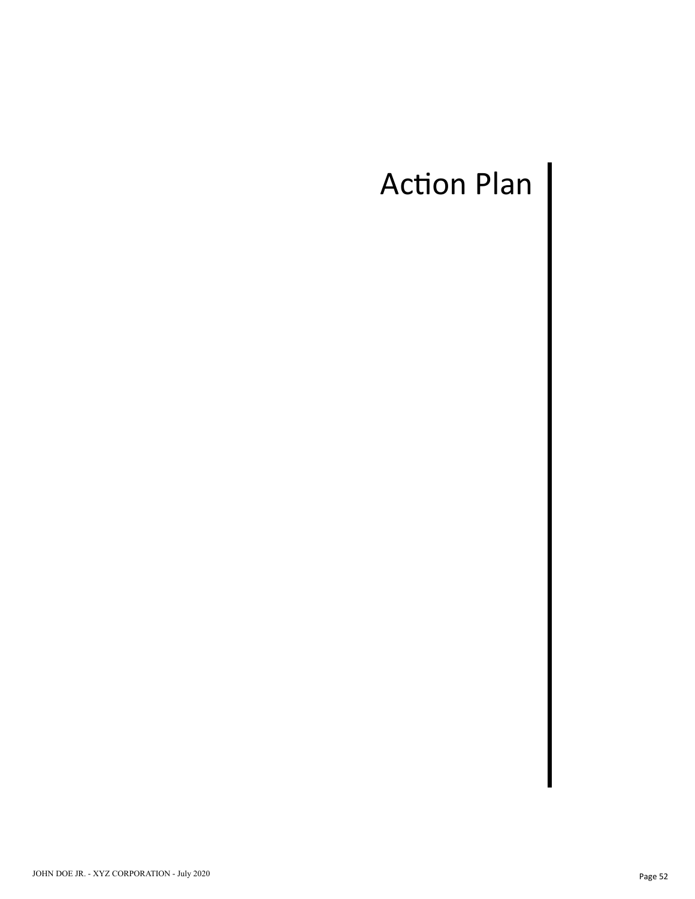# Action Plan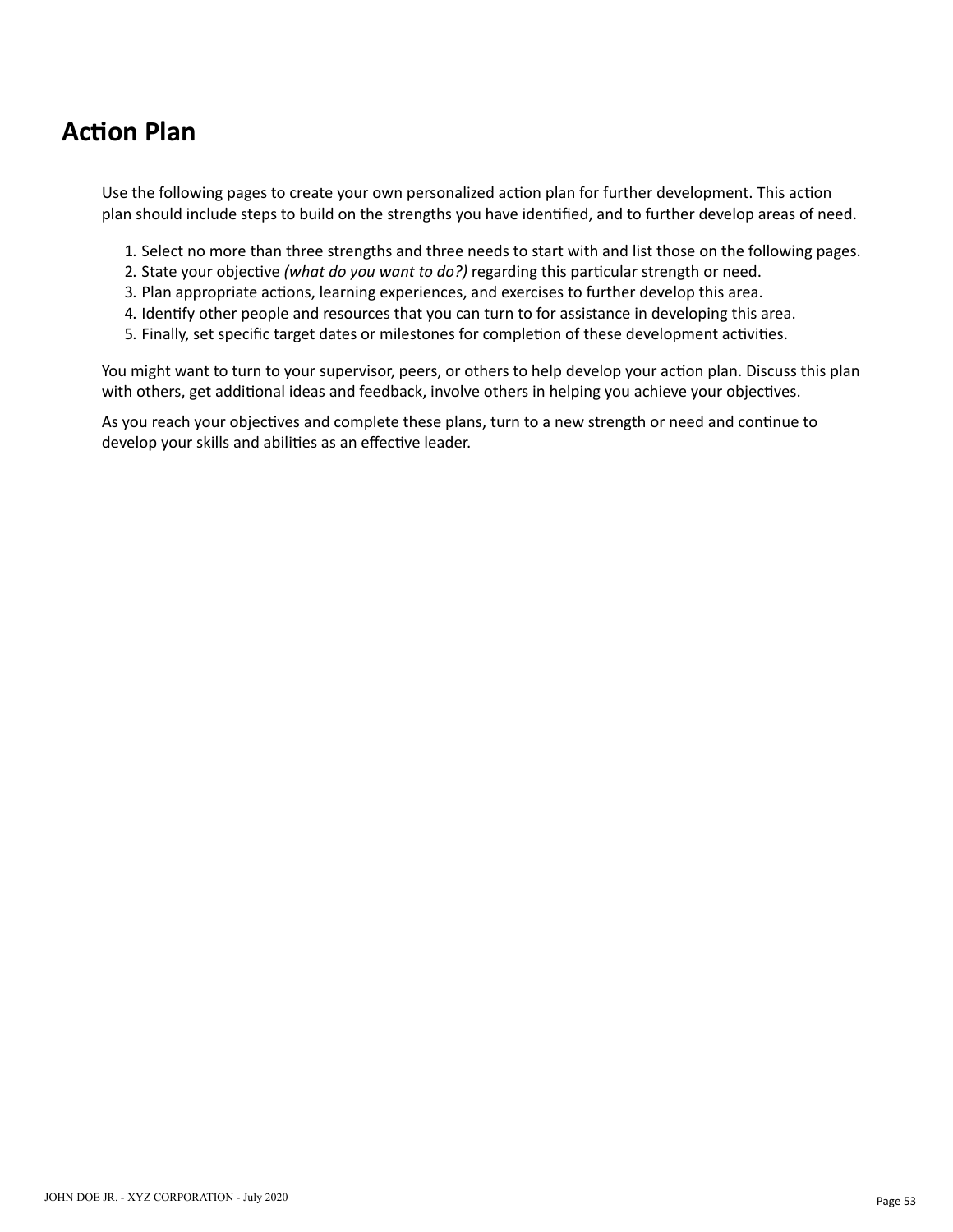# Action Plan

Use the following pages to create your own personalized action plan for further development. This action plan should include steps to build on the strengths you have identified, and to further develop areas of need.

1. Select no more than three strengths and three needs to start with and list those on the following pages.
2. State your objective *(what do you want to do?)* regarding this particular strength or need.
3. Plan appropriate actions, learning experiences, and exercises to further develop this area.
4. Identify other people and resources that you can turn to for assistance in developing this area.
5. Finally, set specific target dates or milestones for completion of these development activities.

You might want to turn to your supervisor, peers, or others to help develop your action plan. Discuss this plan with others, get additional ideas and feedback, involve others in helping you achieve your objectives.

As you reach your objectives and complete these plans, turn to a new strength or need and continue to develop your skills and abilities as an effective leader.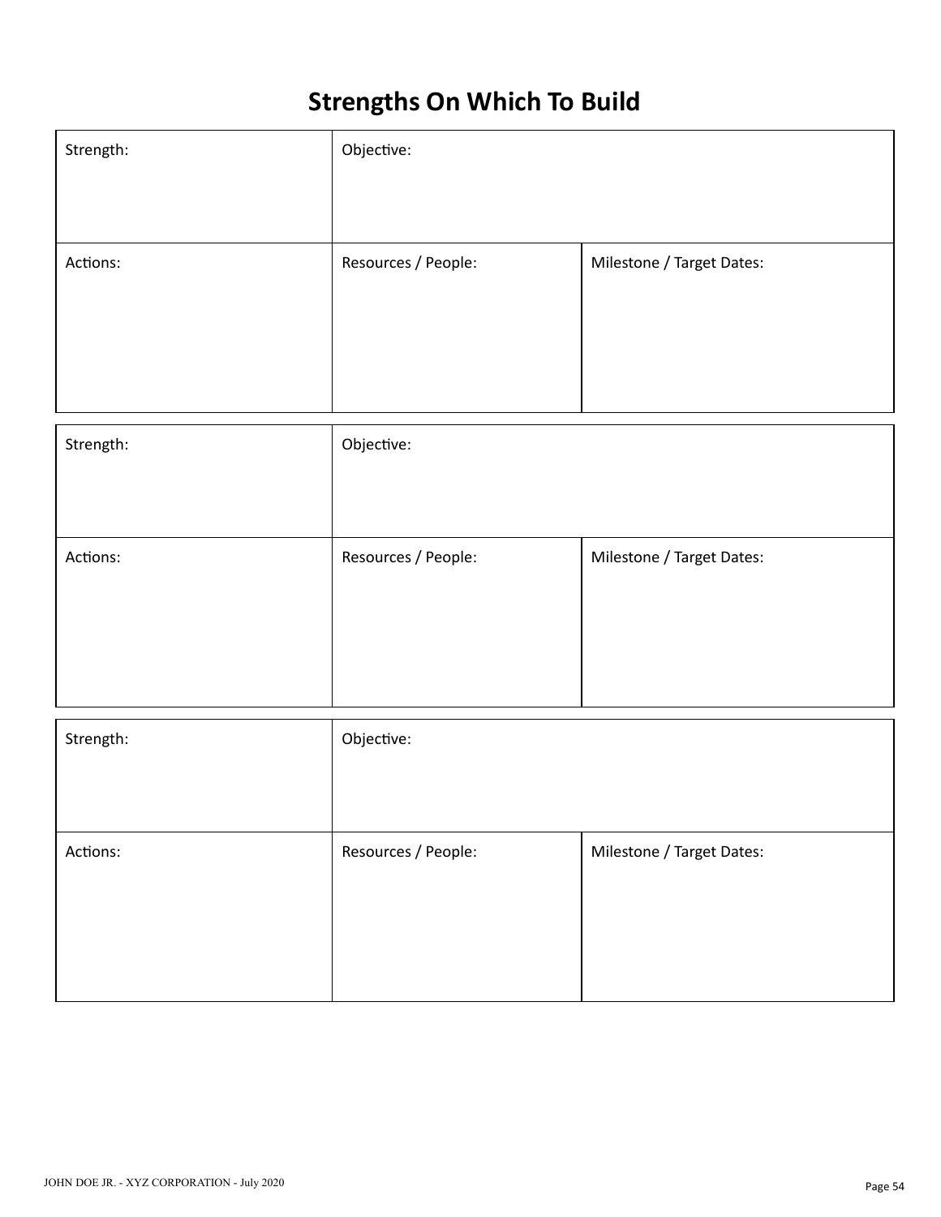# Strengths On Which To Build

| Strength: | Objective: | |
|---|---|---|
| Actions: | Resources / People: | Milestone / Target Dates: |

| Strength: | Objective: | |
|---|---|---|
| Actions: | Resources / People: | Milestone / Target Dates: |

| Strength: | Objective: | |
|---|---|---|
| Actions: | Resources / People: | Milestone / Target Dates: |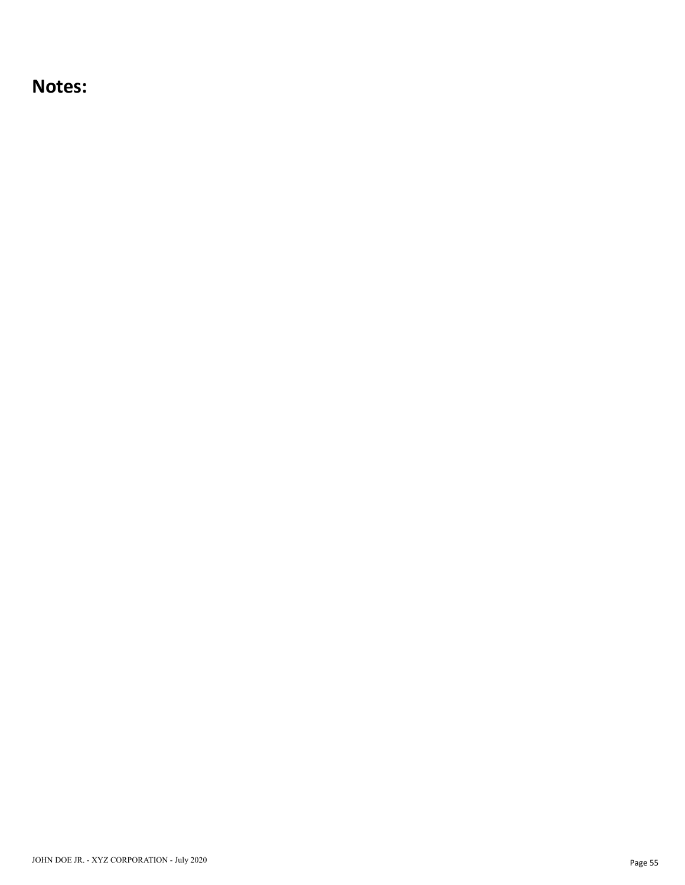# Notes: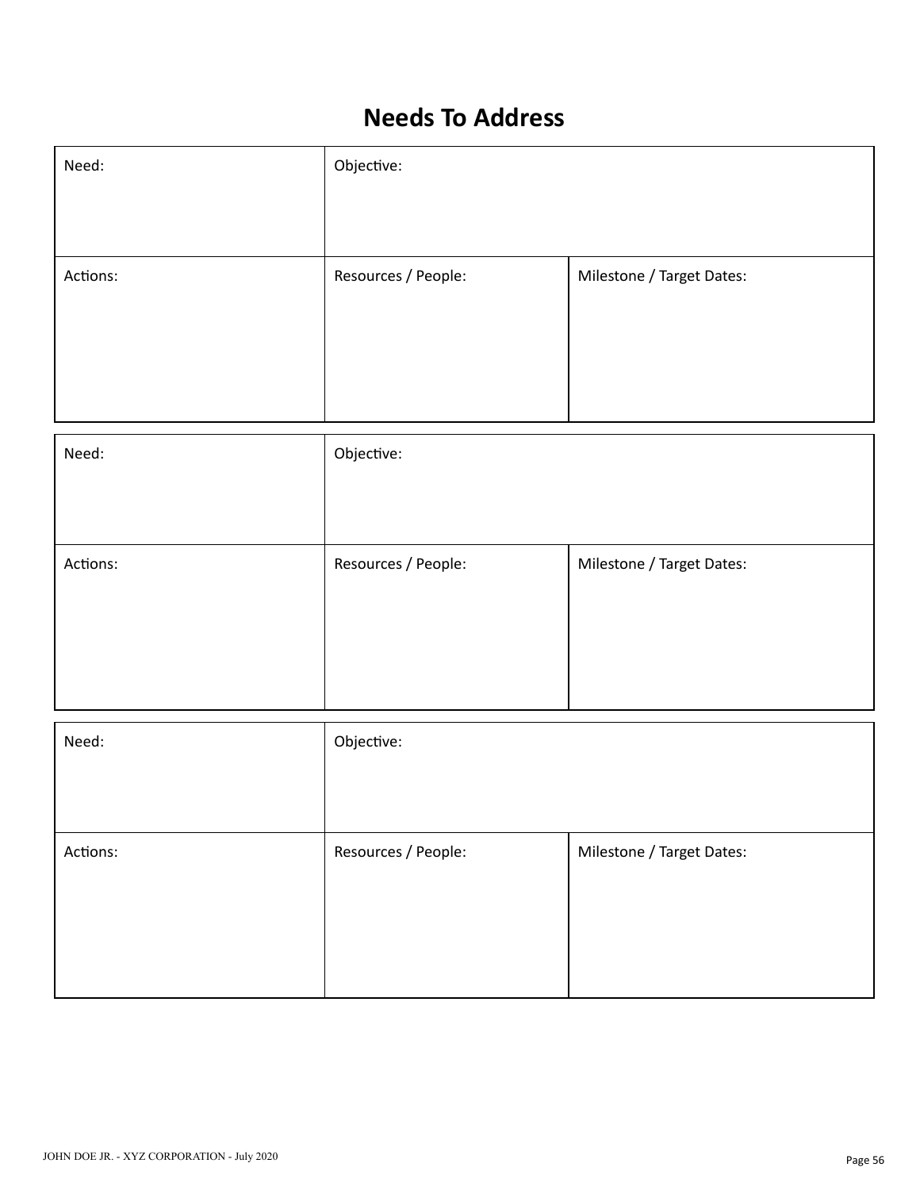# Needs To Address

| Need: | Objective: | |
|---|---|---|
| Actions: | Resources / People: | Milestone / Target Dates: |

| Need: | Objective: | |
|---|---|---|
| Actions: | Resources / People: | Milestone / Target Dates: |

| Need: | Objective: | |
|---|---|---|
| Actions: | Resources / People: | Milestone / Target Dates: |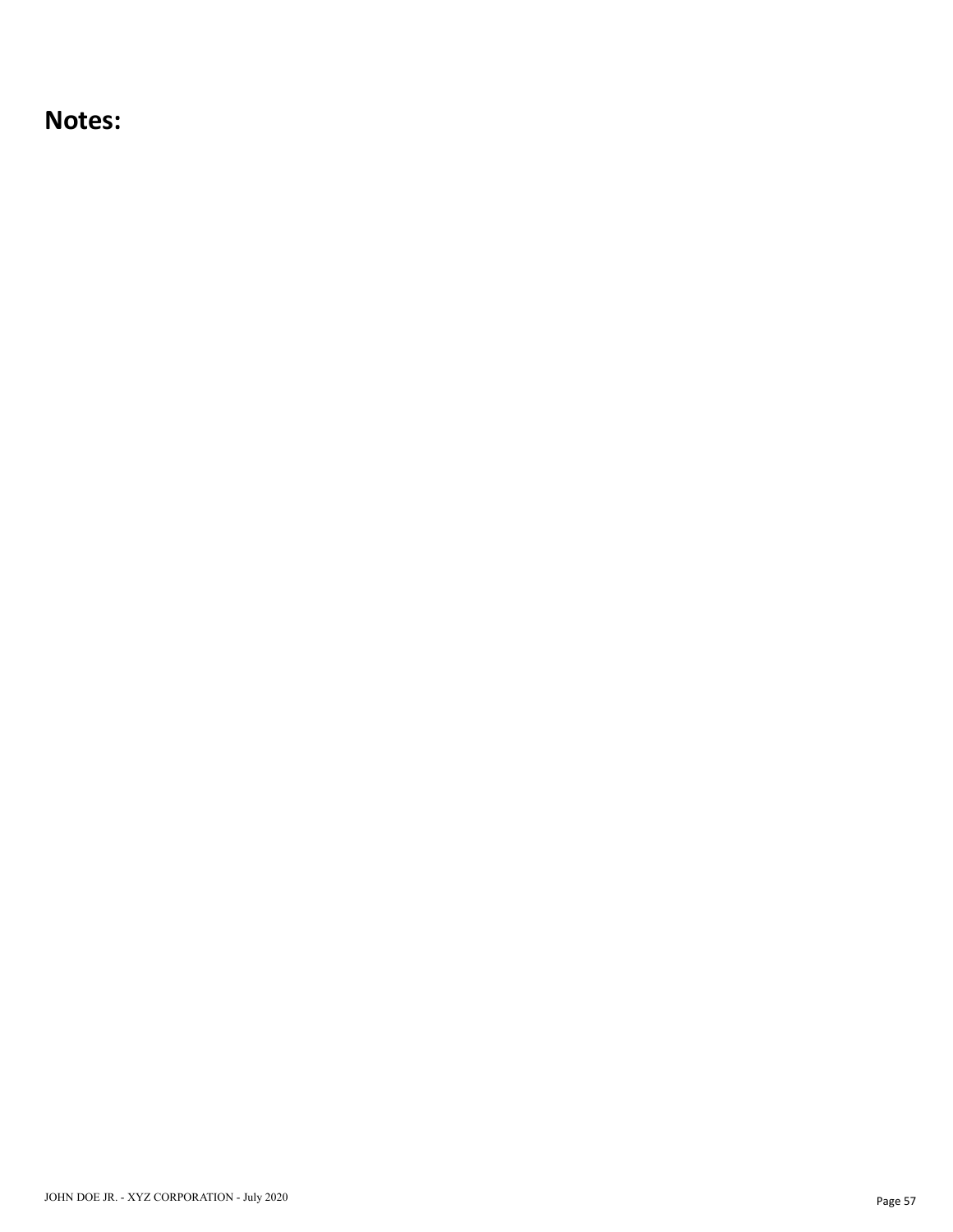# Notes: